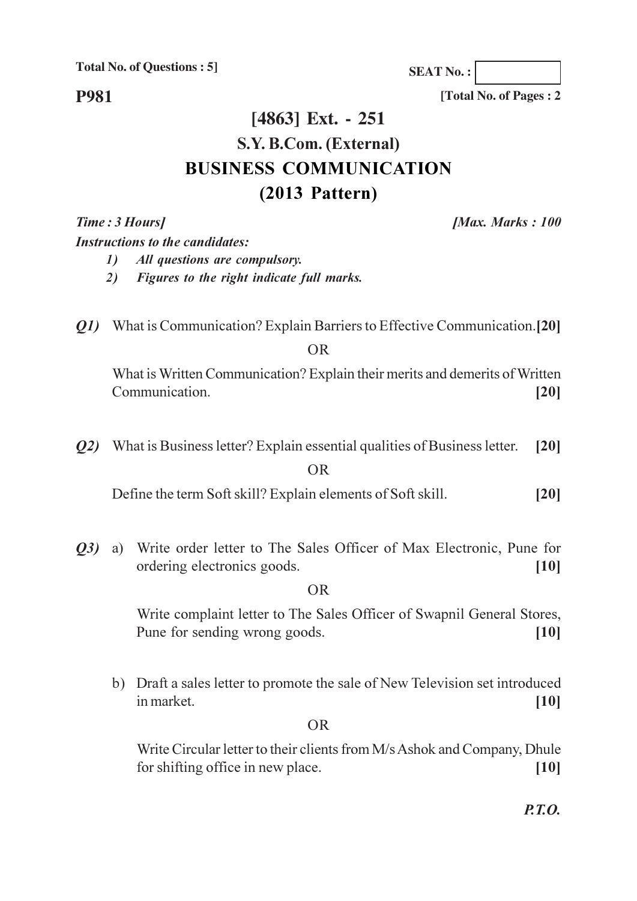**Total No. of Questions : 5]**

**SEAT No. :**

**P981**

**[Total No. of Pages : 2**

# [4863] Ext. - 251

## S.Y. B.Com. (External)

## BUSINESS COMMUNICATION

## (2013 Pattern)

***Time : 3 Hours]*** ***[Max. Marks : 100***

***Instructions to the candidates:***

1) *All questions are compulsory.*
2) *Figures to the right indicate full marks.*

***Q1)*** What is Communication? Explain Barriers to Effective Communication. **[20]**

OR

What is Written Communication? Explain their merits and demerits of Written Communication. **[20]**

***Q2)*** What is Business letter? Explain essential qualities of Business letter. **[20]**

OR

Define the term Soft skill? Explain elements of Soft skill. **[20]**

***Q3)*** a) Write order letter to The Sales Officer of Max Electronic, Pune for ordering electronics goods. **[10]**

OR

Write complaint letter to The Sales Officer of Swapnil General Stores, Pune for sending wrong goods. **[10]**

b) Draft a sales letter to promote the sale of New Television set introduced in market. **[10]**

OR

Write Circular letter to their clients from M/s Ashok and Company, Dhule for shifting office in new place. **[10]**

***P.T.O.***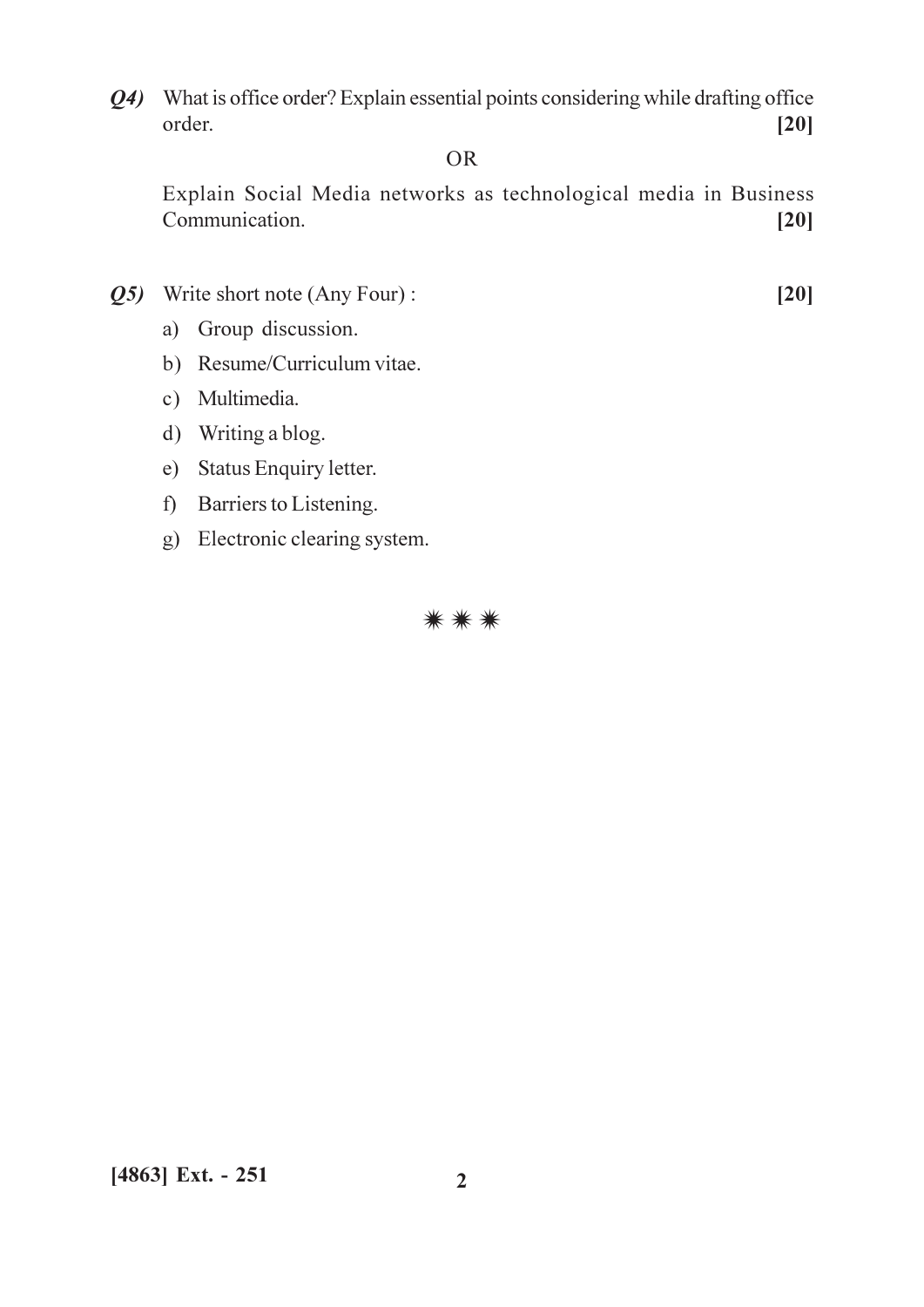***Q4)*** What is office order? Explain essential points considering while drafting office order. **[20]**

OR

Explain Social Media networks as technological media in Business Communication. **[20]**

***Q5)*** Write short note (Any Four) : **[20]**

a) Group discussion.

b) Resume/Curriculum vitae.

c) Multimedia.

d) Writing a blog.

e) Status Enquiry letter.

f) Barriers to Listening.

g) Electronic clearing system.

✷ ✷ ✷

**[4863] Ext. - 251**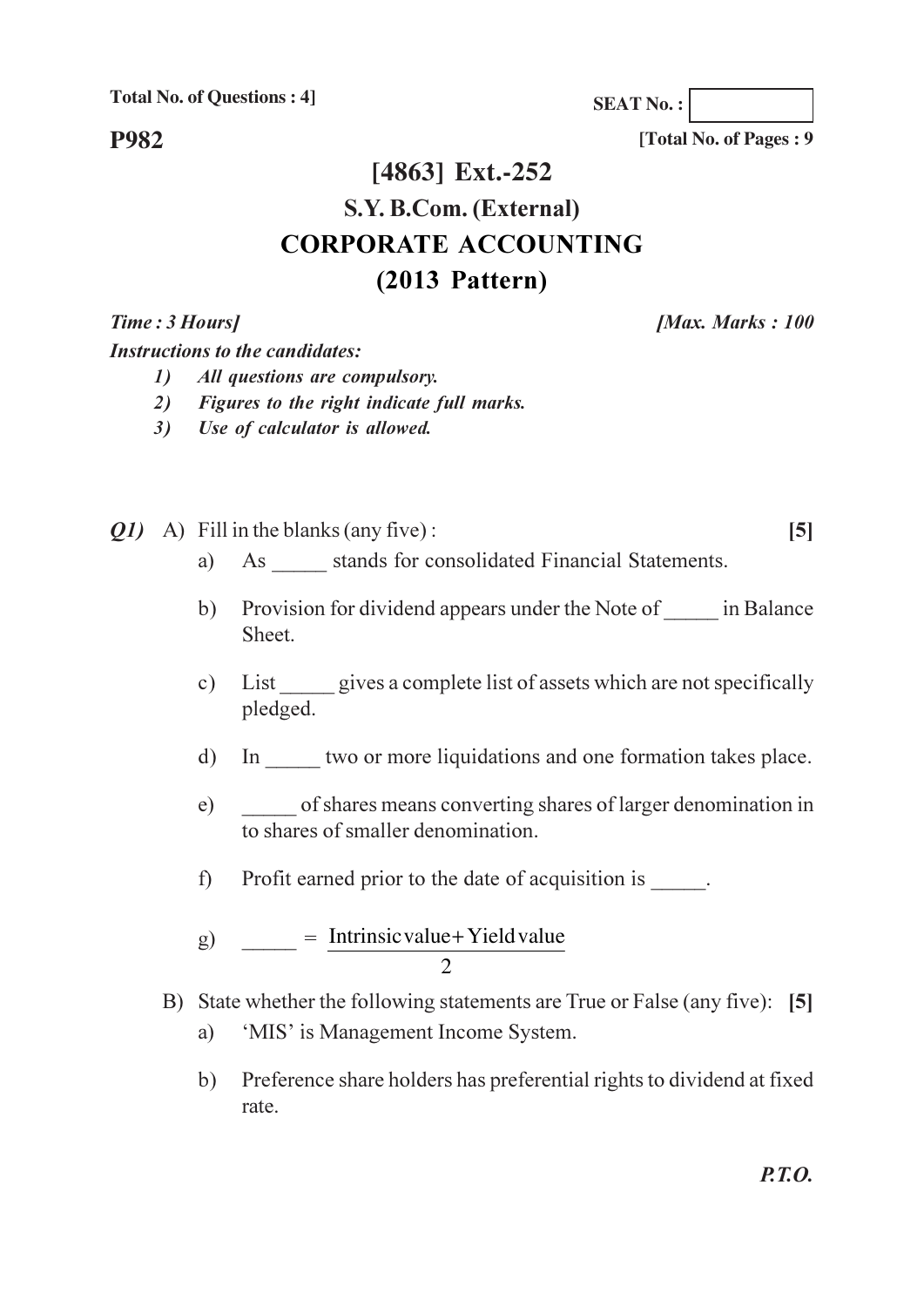Total No. of Questions : 4]

SEAT No. :

**P982**

[Total No. of Pages : 9

# [4863] Ext.-252

## S.Y. B.Com. (External)

## CORPORATE ACCOUNTING

## (2013 Pattern)

*Time : 3 Hours]* *[Max. Marks : 100*

*Instructions to the candidates:*

1) *All questions are compulsory.*
2) *Figures to the right indicate full marks.*
3) *Use of calculator is allowed.*

***Q1)*** A) Fill in the blanks (any five) : **[5]**

a) As _____ stands for consolidated Financial Statements.

b) Provision for dividend appears under the Note of _____ in Balance Sheet.

c) List _____ gives a complete list of assets which are not specifically pledged.

d) In _____ two or more liquidations and one formation takes place.

e) _____ of shares means converting shares of larger denomination in to shares of smaller denomination.

f) Profit earned prior to the date of acquisition is _____.

g) _____ $= \frac{\text{Intrinsic value} + \text{Yield value}}{2}$

B) State whether the following statements are True or False (any five): **[5]**

a) 'MIS' is Management Income System.

b) Preference share holders has preferential rights to dividend at fixed rate.

***P.T.O.***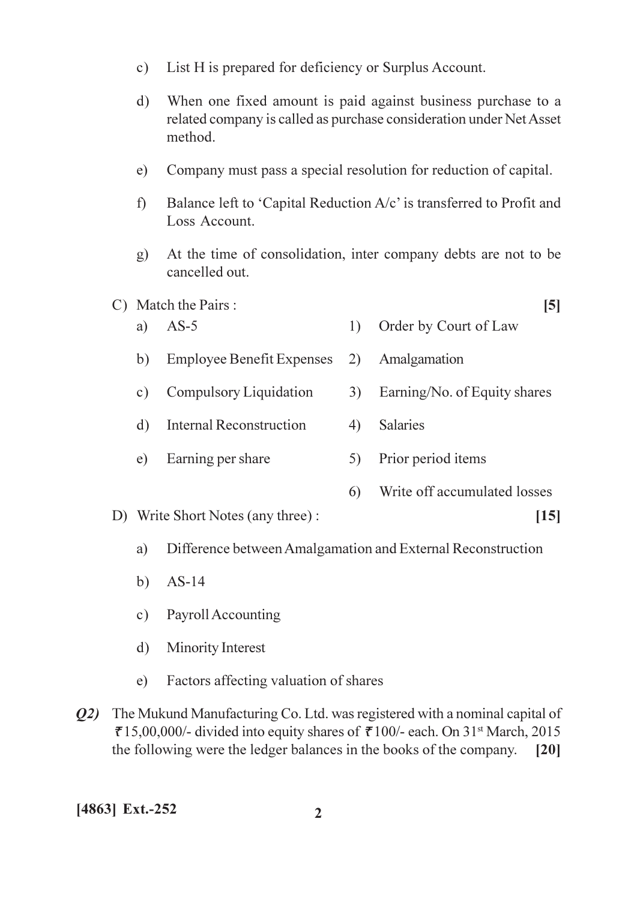c) List H is prepared for deficiency or Surplus Account.

d) When one fixed amount is paid against business purchase to a related company is called as purchase consideration under Net Asset method.

e) Company must pass a special resolution for reduction of capital.

f) Balance left to 'Capital Reduction A/c' is transferred to Profit and Loss Account.

g) At the time of consolidation, inter company debts are not to be cancelled out.

C) Match the Pairs : **[5]**

| | | | |
|---|---|---|---|
| a) | AS-5 | 1) | Order by Court of Law |
| b) | Employee Benefit Expenses | 2) | Amalgamation |
| c) | Compulsory Liquidation | 3) | Earning/No. of Equity shares |
| d) | Internal Reconstruction | 4) | Salaries |
| e) | Earning per share | 5) | Prior period items |
| | | 6) | Write off accumulated losses |

D) Write Short Notes (any three) : **[15]**

a) Difference between Amalgamation and External Reconstruction

b) AS-14

c) Payroll Accounting

d) Minority Interest

e) Factors affecting valuation of shares

***Q2)*** The Mukund Manufacturing Co. Ltd. was registered with a nominal capital of ₹15,00,000/- divided into equity shares of ₹100/- each. On 31st March, 2015 the following were the ledger balances in the books of the company. **[20]**

**[4863] Ext.-252**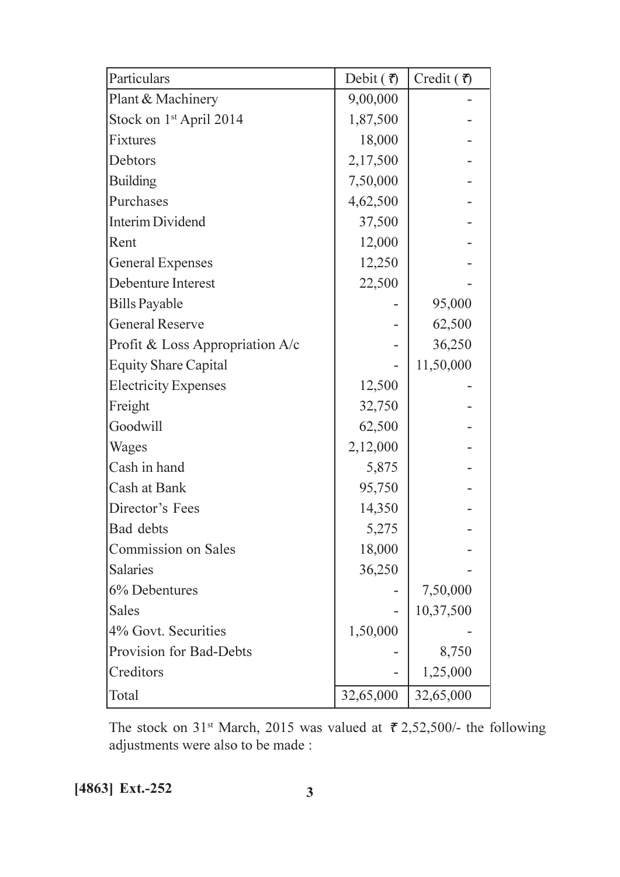| Particulars | Debit ( ₹) | Credit ( ₹) |
|---|---|---|
| Plant & Machinery | 9,00,000 | - |
| Stock on 1st April 2014 | 1,87,500 | - |
| Fixtures | 18,000 | - |
| Debtors | 2,17,500 | - |
| Building | 7,50,000 | - |
| Purchases | 4,62,500 | - |
| Interim Dividend | 37,500 | - |
| Rent | 12,000 | - |
| General Expenses | 12,250 | - |
| Debenture Interest | 22,500 | - |
| Bills Payable | - | 95,000 |
| General Reserve | - | 62,500 |
| Profit & Loss Appropriation A/c | - | 36,250 |
| Equity Share Capital | - | 11,50,000 |
| Electricity Expenses | 12,500 | - |
| Freight | 32,750 | - |
| Goodwill | 62,500 | - |
| Wages | 2,12,000 | - |
| Cash in hand | 5,875 | - |
| Cash at Bank | 95,750 | - |
| Director's Fees | 14,350 | - |
| Bad debts | 5,275 | - |
| Commission on Sales | 18,000 | - |
| Salaries | 36,250 | - |
| 6% Debentures | - | 7,50,000 |
| Sales | - | 10,37,500 |
| 4% Govt. Securities | 1,50,000 | - |
| Provision for Bad-Debts | - | 8,750 |
| Creditors | - | 1,25,000 |
| Total | 32,65,000 | 32,65,000 |

The stock on 31st March, 2015 was valued at ₹ 2,52,500/- the following adjustments were also to be made :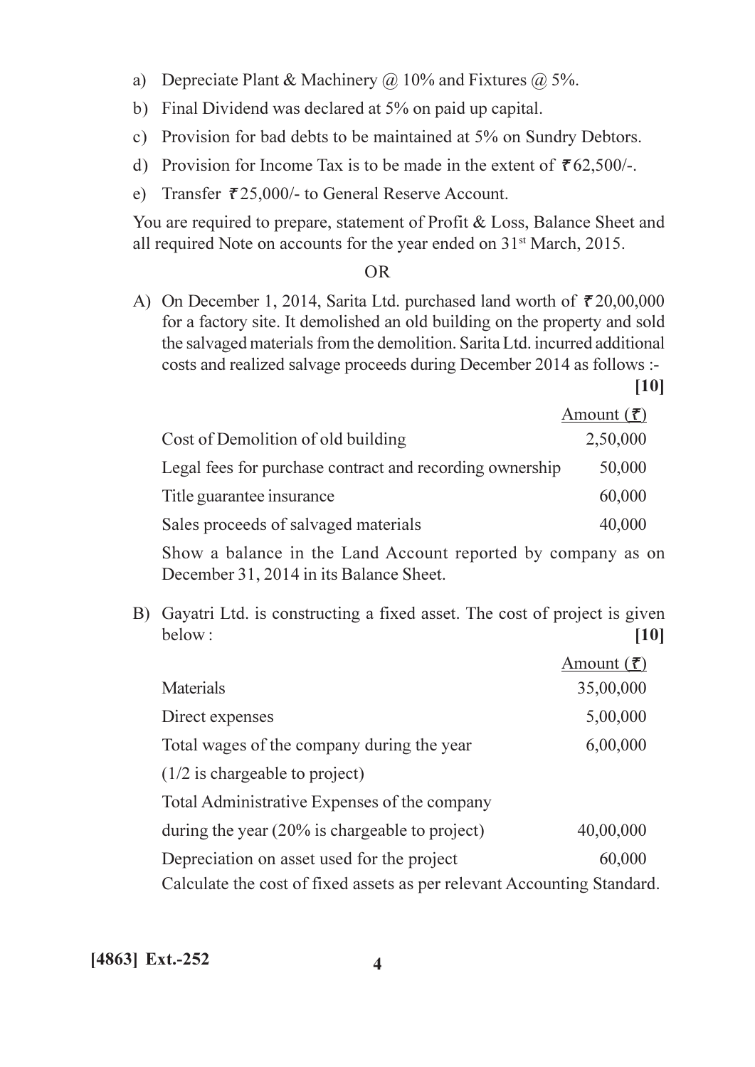a) Depreciate Plant & Machinery @ 10% and Fixtures @ 5%.

b) Final Dividend was declared at 5% on paid up capital.

c) Provision for bad debts to be maintained at 5% on Sundry Debtors.

d) Provision for Income Tax is to be made in the extent of ₹62,500/-.

e) Transfer ₹25,000/- to General Reserve Account.

You are required to prepare, statement of Profit & Loss, Balance Sheet and all required Note on accounts for the year ended on 31st March, 2015.

OR

A) On December 1, 2014, Sarita Ltd. purchased land worth of ₹20,00,000 for a factory site. It demolished an old building on the property and sold the salvaged materials from the demolition. Sarita Ltd. incurred additional costs and realized salvage proceeds during December 2014 as follows :- **[10]**

| | Amount (₹) |
|---|---|
| Cost of Demolition of old building | 2,50,000 |
| Legal fees for purchase contract and recording ownership | 50,000 |
| Title guarantee insurance | 60,000 |
| Sales proceeds of salvaged materials | 40,000 |

Show a balance in the Land Account reported by company as on December 31, 2014 in its Balance Sheet.

B) Gayatri Ltd. is constructing a fixed asset. The cost of project is given below : **[10]**

| | Amount (₹) |
|---|---|
| Materials | 35,00,000 |
| Direct expenses | 5,00,000 |
| Total wages of the company during the year (1/2 is chargeable to project) | 6,00,000 |
| Total Administrative Expenses of the company during the year (20% is chargeable to project) | 40,00,000 |
| Depreciation on asset used for the project | 60,000 |

Calculate the cost of fixed assets as per relevant Accounting Standard.

**[4863] Ext.-252**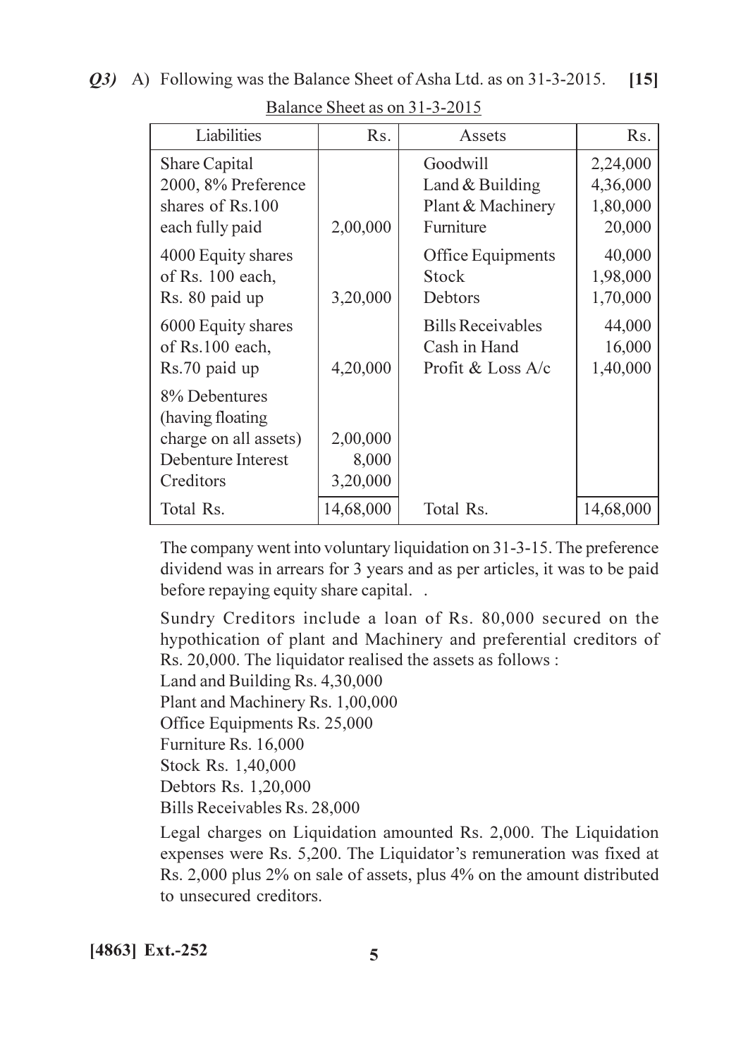*Q3)* A) Following was the Balance Sheet of Asha Ltd. as on 31-3-2015. **[15]**

Balance Sheet as on 31-3-2015

| Liabilities | Rs. | Assets | Rs. |
|---|---|---|---|
| Share Capital<br>2000, 8% Preference shares of Rs.100 each fully paid | 2,00,000 | Goodwill<br>Land & Building<br>Plant & Machinery<br>Furniture | 2,24,000<br>4,36,000<br>1,80,000<br>20,000 |
| 4000 Equity shares of Rs. 100 each, Rs. 80 paid up | 3,20,000 | Office Equipments<br>Stock<br>Debtors | 40,000<br>1,98,000<br>1,70,000 |
| 6000 Equity shares of Rs.100 each, Rs.70 paid up | 4,20,000 | Bills Receivables<br>Cash in Hand<br>Profit & Loss A/c | 44,000<br>16,000<br>1,40,000 |
| 8% Debentures (having floating charge on all assets)<br>Debenture Interest<br>Creditors | 2,00,000<br>8,000<br>3,20,000 | | |
| Total Rs. | 14,68,000 | Total Rs. | 14,68,000 |

The company went into voluntary liquidation on 31-3-15. The preference dividend was in arrears for 3 years and as per articles, it was to be paid before repaying equity share capital. .

Sundry Creditors include a loan of Rs. 80,000 secured on the hypothication of plant and Machinery and preferential creditors of Rs. 20,000. The liquidator realised the assets as follows :

Land and Building Rs. 4,30,000

Plant and Machinery Rs. 1,00,000

Office Equipments Rs. 25,000

Furniture Rs. 16,000

Stock Rs. 1,40,000

Debtors Rs. 1,20,000

Bills Receivables Rs. 28,000

Legal charges on Liquidation amounted Rs. 2,000. The Liquidation expenses were Rs. 5,200. The Liquidator's remuneration was fixed at Rs. 2,000 plus 2% on sale of assets, plus 4% on the amount distributed to unsecured creditors.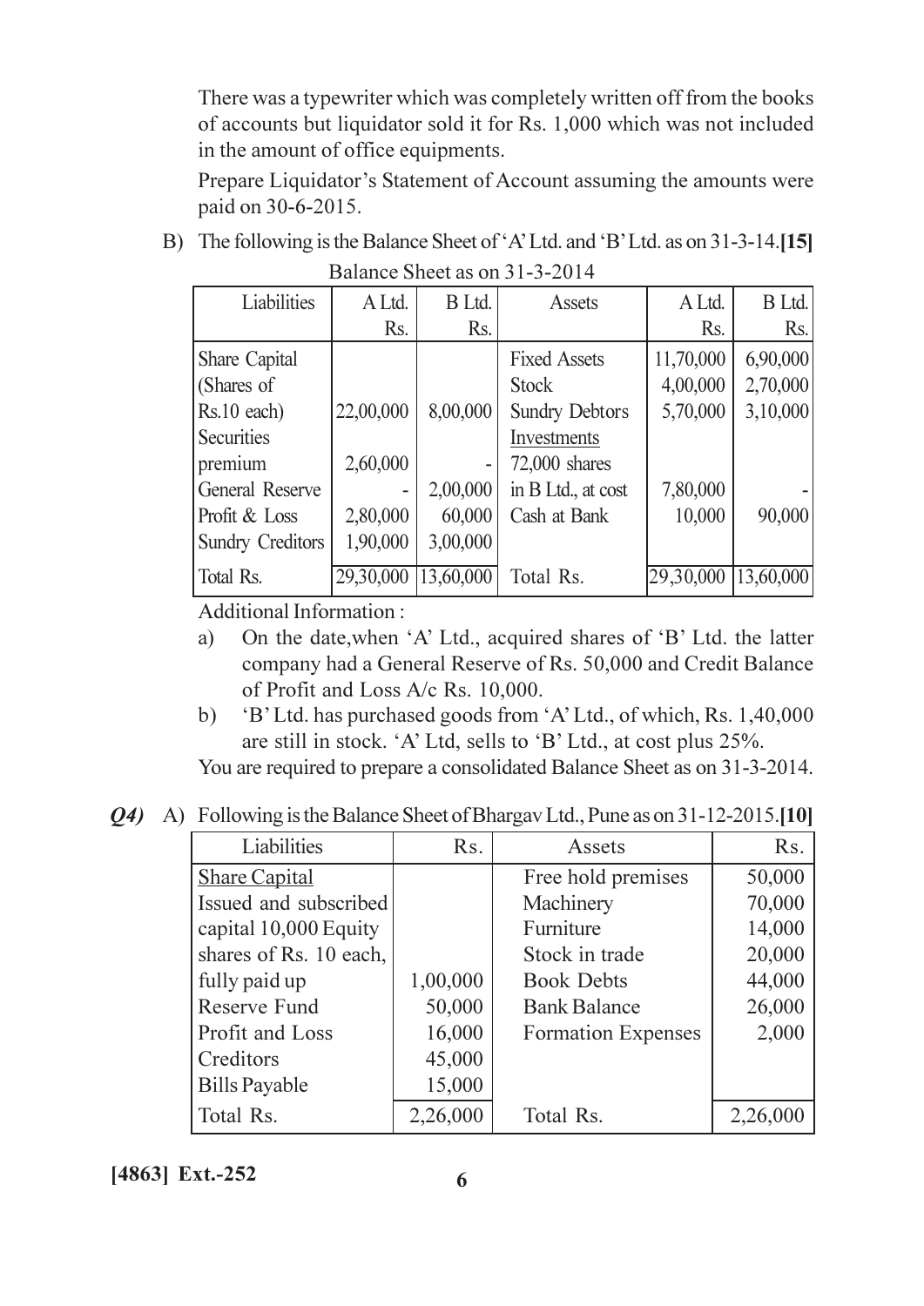There was a typewriter which was completely written off from the books of accounts but liquidator sold it for Rs. 1,000 which was not included in the amount of office equipments.

Prepare Liquidator's Statement of Account assuming the amounts were paid on 30-6-2015.

B) The following is the Balance Sheet of 'A' Ltd. and 'B' Ltd. as on 31-3-14. **[15]**

Balance Sheet as on 31-3-2014

| Liabilities | A Ltd. Rs. | B Ltd. Rs. | Assets | A Ltd. Rs. | B Ltd. Rs. |
|---|---|---|---|---|---|
| Share Capital (Shares of Rs.10 each) | 22,00,000 | 8,00,000 | Fixed Assets | 11,70,000 | 6,90,000 |
| Securities premium | 2,60,000 | - | Stock | 4,00,000 | 2,70,000 |
| General Reserve | - | 2,00,000 | Sundry Debtors | 5,70,000 | 3,10,000 |
| Profit & Loss | 2,80,000 | 60,000 | Investments 72,000 shares in B Ltd., at cost | 7,80,000 | - |
| Sundry Creditors | 1,90,000 | 3,00,000 | Cash at Bank | 10,000 | 90,000 |
| Total Rs. | 29,30,000 | 13,60,000 | Total Rs. | 29,30,000 | 13,60,000 |

Additional Information :

a) On the date,when 'A' Ltd., acquired shares of 'B' Ltd. the latter company had a General Reserve of Rs. 50,000 and Credit Balance of Profit and Loss A/c Rs. 10,000.

b) 'B' Ltd. has purchased goods from 'A' Ltd., of which, Rs. 1,40,000 are still in stock. 'A' Ltd, sells to 'B' Ltd., at cost plus 25%.

You are required to prepare a consolidated Balance Sheet as on 31-3-2014.

***Q4)*** A) Following is the Balance Sheet of Bhargav Ltd., Pune as on 31-12-2015. **[10]**

| Liabilities | Rs. | Assets | Rs. |
|---|---|---|---|
| Share Capital | | Free hold premises | 50,000 |
| Issued and subscribed capital 10,000 Equity shares of Rs. 10 each, fully paid up | 1,00,000 | Machinery | 70,000 |
| | | Furniture | 14,000 |
| | | Stock in trade | 20,000 |
| | | Book Debts | 44,000 |
| Reserve Fund | 50,000 | Bank Balance | 26,000 |
| Profit and Loss | 16,000 | Formation Expenses | 2,000 |
| Creditors | 45,000 | | |
| Bills Payable | 15,000 | | |
| Total Rs. | 2,26,000 | Total Rs. | 2,26,000 |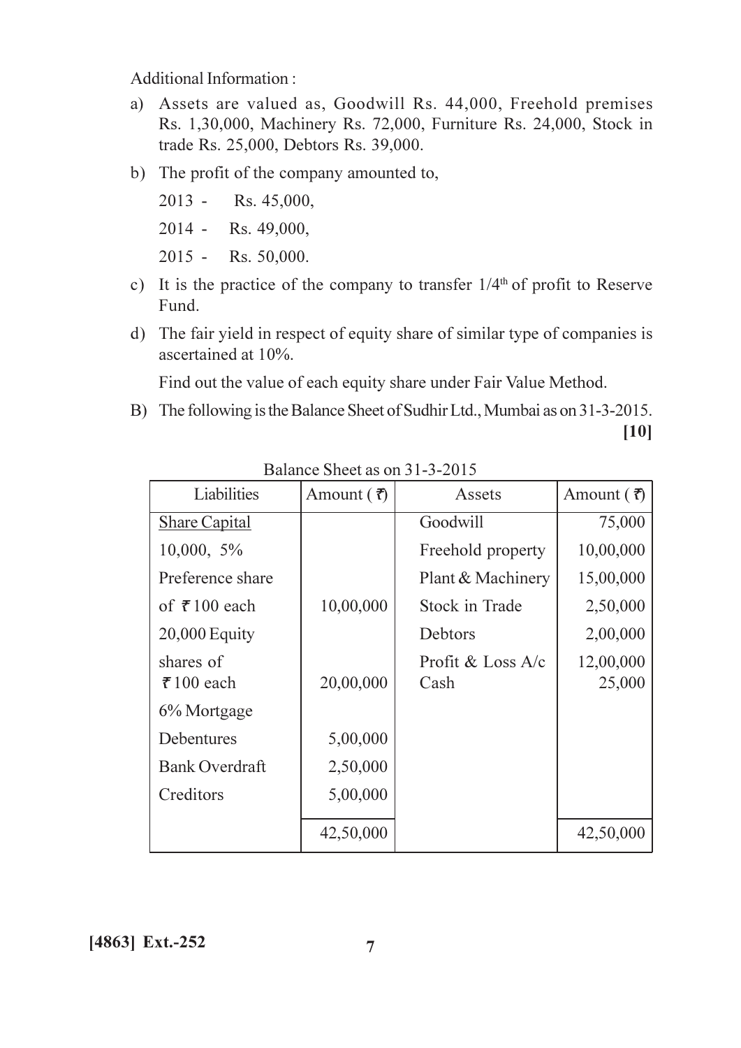Additional Information :

a) Assets are valued as, Goodwill Rs. 44,000, Freehold premises Rs. 1,30,000, Machinery Rs. 72,000, Furniture Rs. 24,000, Stock in trade Rs. 25,000, Debtors Rs. 39,000.

b) The profit of the company amounted to,

   2013 - Rs. 45,000,

   2014 - Rs. 49,000,

   2015 - Rs. 50,000.

c) It is the practice of the company to transfer 1/4th of profit to Reserve Fund.

d) The fair yield in respect of equity share of similar type of companies is ascertained at 10%.

   Find out the value of each equity share under Fair Value Method.

B) The following is the Balance Sheet of Sudhir Ltd., Mumbai as on 31-3-2015. **[10]**

Balance Sheet as on 31-3-2015

| Liabilities | Amount (₹) | Assets | Amount (₹) |
|---|---|---|---|
| Share Capital | | Goodwill | 75,000 |
| 10,000, 5% | | Freehold property | 10,00,000 |
| Preference share | | Plant & Machinery | 15,00,000 |
| of ₹100 each | 10,00,000 | Stock in Trade | 2,50,000 |
| 20,000 Equity | | Debtors | 2,00,000 |
| shares of | | Profit & Loss A/c | 12,00,000 |
| ₹100 each | 20,00,000 | Cash | 25,000 |
| 6% Mortgage | | | |
| Debentures | 5,00,000 | | |
| Bank Overdraft | 2,50,000 | | |
| Creditors | 5,00,000 | | |
| | 42,50,000 | | 42,50,000 |

**[4863] Ext.-252**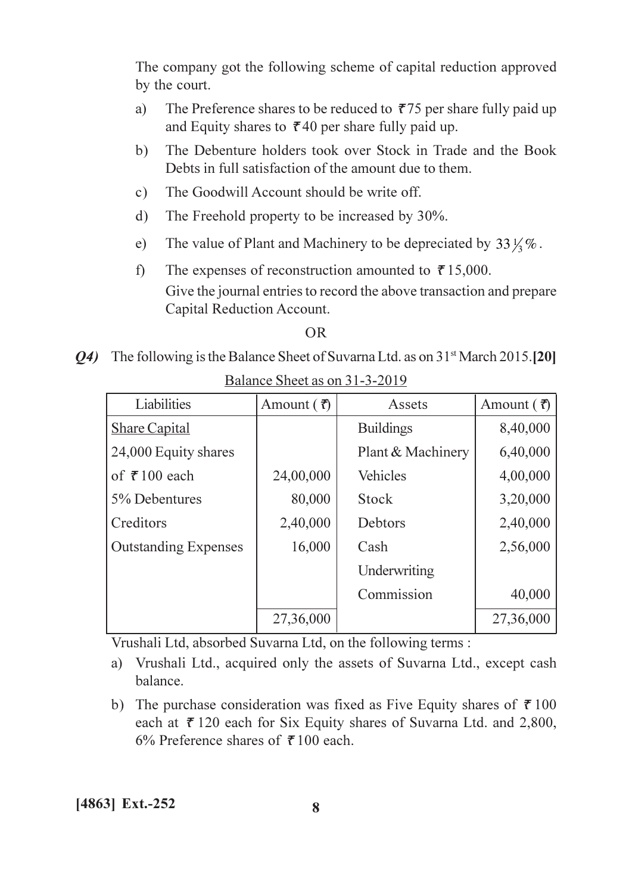The company got the following scheme of capital reduction approved by the court.

a) The Preference shares to be reduced to ₹75 per share fully paid up and Equity shares to ₹40 per share fully paid up.

b) The Debenture holders took over Stock in Trade and the Book Debts in full satisfaction of the amount due to them.

c) The Goodwill Account should be write off.

d) The Freehold property to be increased by 30%.

e) The value of Plant and Machinery to be depreciated by $33\frac{1}{3}\%$.

f) The expenses of reconstruction amounted to ₹15,000.

Give the journal entries to record the above transaction and prepare Capital Reduction Account.

OR

***Q4)*** The following is the Balance Sheet of Suvarna Ltd. as on 31st March 2015. **[20]**

Balance Sheet as on 31-3-2019

| Liabilities | Amount (₹) | Assets | Amount (₹) |
|---|---|---|---|
| Share Capital | | Buildings | 8,40,000 |
| 24,000 Equity shares | | Plant & Machinery | 6,40,000 |
| of ₹100 each | 24,00,000 | Vehicles | 4,00,000 |
| 5% Debentures | 80,000 | Stock | 3,20,000 |
| Creditors | 2,40,000 | Debtors | 2,40,000 |
| Outstanding Expenses | 16,000 | Cash | 2,56,000 |
| | | Underwriting Commission | 40,000 |
| | 27,36,000 | | 27,36,000 |

Vrushali Ltd, absorbed Suvarna Ltd, on the following terms :

a) Vrushali Ltd., acquired only the assets of Suvarna Ltd., except cash balance.

b) The purchase consideration was fixed as Five Equity shares of ₹100 each at ₹120 each for Six Equity shares of Suvarna Ltd. and 2,800, 6% Preference shares of ₹100 each.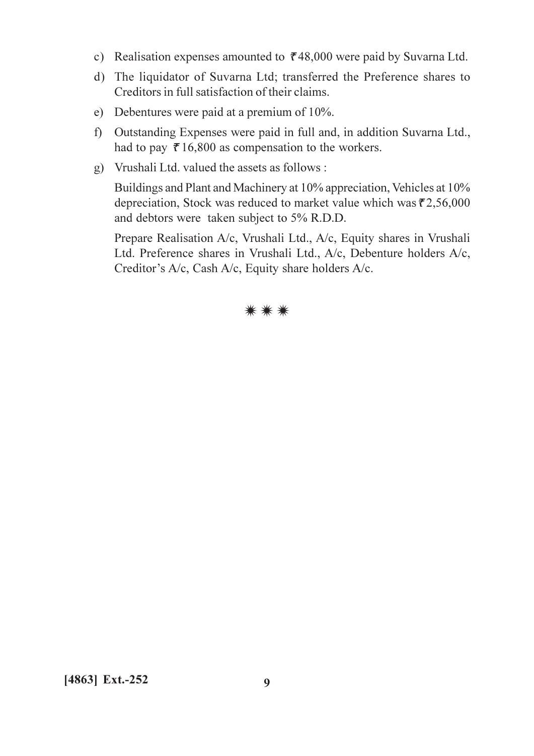c) Realisation expenses amounted to ₹48,000 were paid by Suvarna Ltd.

d) The liquidator of Suvarna Ltd; transferred the Preference shares to Creditors in full satisfaction of their claims.

e) Debentures were paid at a premium of 10%.

f) Outstanding Expenses were paid in full and, in addition Suvarna Ltd., had to pay ₹16,800 as compensation to the workers.

g) Vrushali Ltd. valued the assets as follows :

   Buildings and Plant and Machinery at 10% appreciation, Vehicles at 10% depreciation, Stock was reduced to market value which was ₹2,56,000 and debtors were taken subject to 5% R.D.D.

   Prepare Realisation A/c, Vrushali Ltd., A/c, Equity shares in Vrushali Ltd. Preference shares in Vrushali Ltd., A/c, Debenture holders A/c, Creditor's A/c, Cash A/c, Equity share holders A/c.

✷ ✷ ✷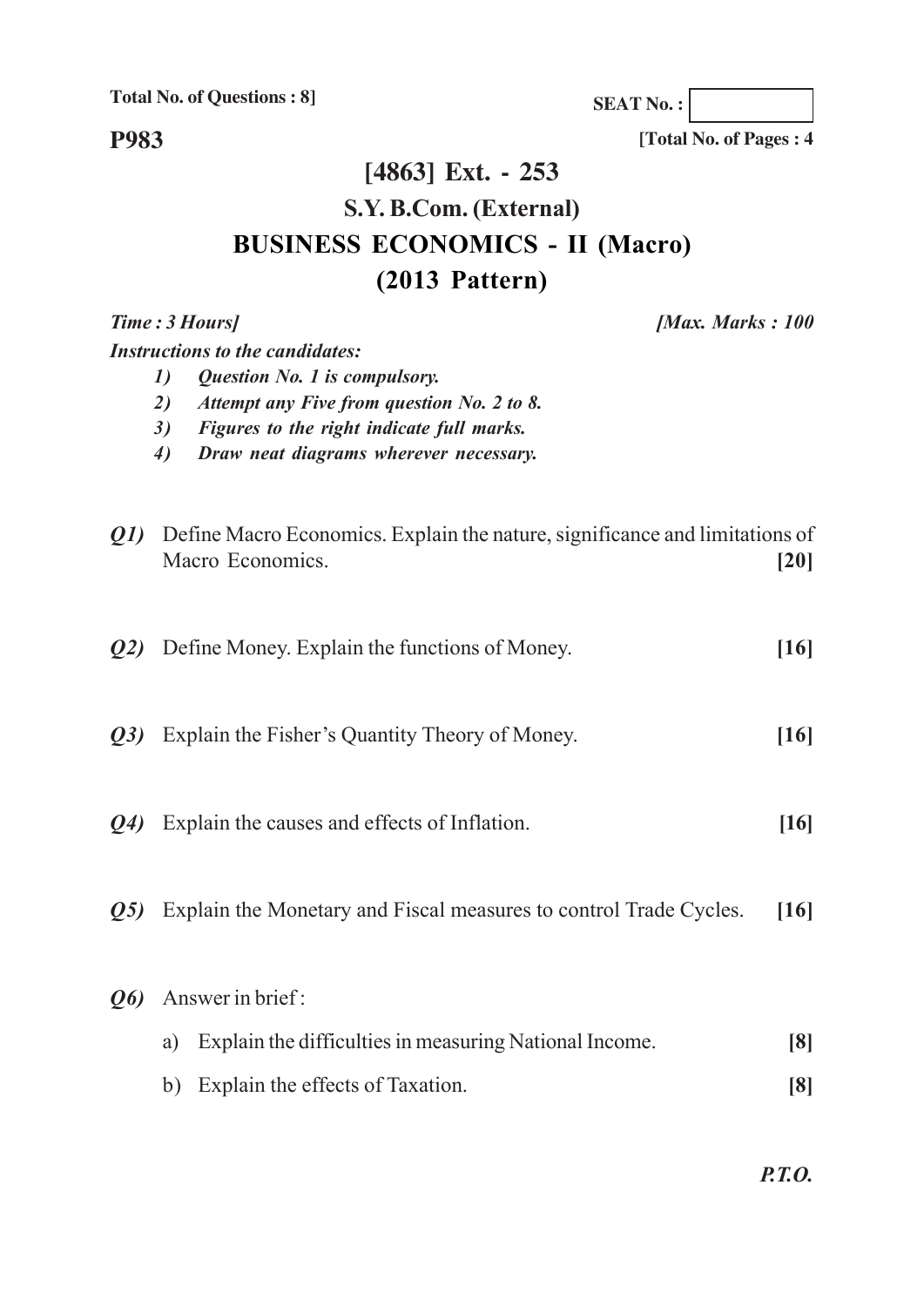**Total No. of Questions : 8]**

**SEAT No. :**

**P983**

**[Total No. of Pages : 4**

# [4863] Ext. - 253

## S.Y. B.Com. (External)

## BUSINESS ECONOMICS - II (Macro)

## (2013 Pattern)

***Time : 3 Hours]*** ***[Max. Marks : 100***

***Instructions to the candidates:***

1) ***Question No. 1 is compulsory.***
2) ***Attempt any Five from question No. 2 to 8.***
3) ***Figures to the right indicate full marks.***
4) ***Draw neat diagrams wherever necessary.***

***Q1)*** Define Macro Economics. Explain the nature, significance and limitations of Macro Economics. **[20]**

***Q2)*** Define Money. Explain the functions of Money. **[16]**

***Q3)*** Explain the Fisher's Quantity Theory of Money. **[16]**

***Q4)*** Explain the causes and effects of Inflation. **[16]**

***Q5)*** Explain the Monetary and Fiscal measures to control Trade Cycles. **[16]**

***Q6)*** Answer in brief :

a) Explain the difficulties in measuring National Income. **[8]**

b) Explain the effects of Taxation. **[8]**

***P.T.O.***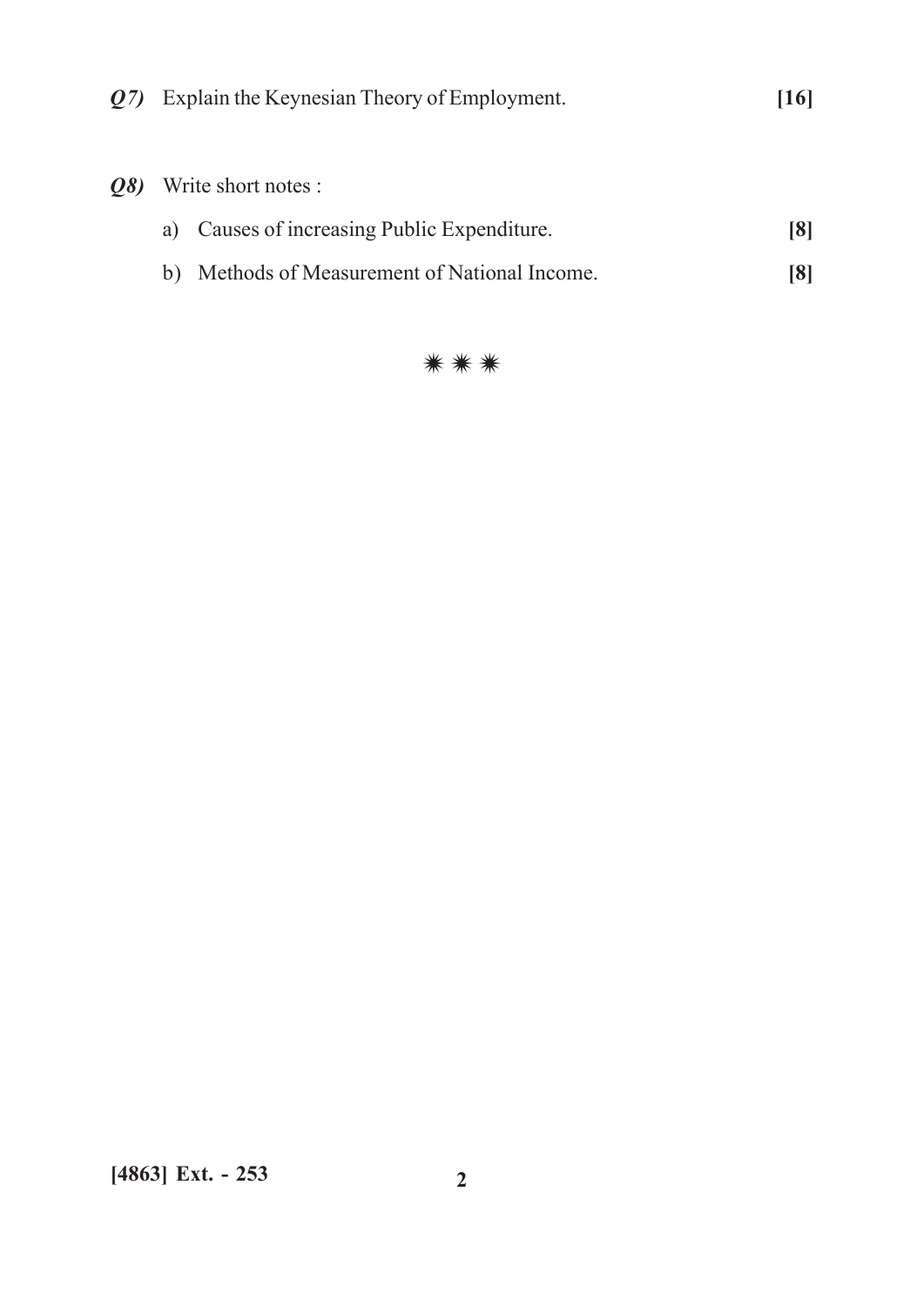***Q7)*** Explain the Keynesian Theory of Employment. **[16]**

***Q8)*** Write short notes :

a) Causes of increasing Public Expenditure. **[8]**

b) Methods of Measurement of National Income. **[8]**

✷ ✷ ✷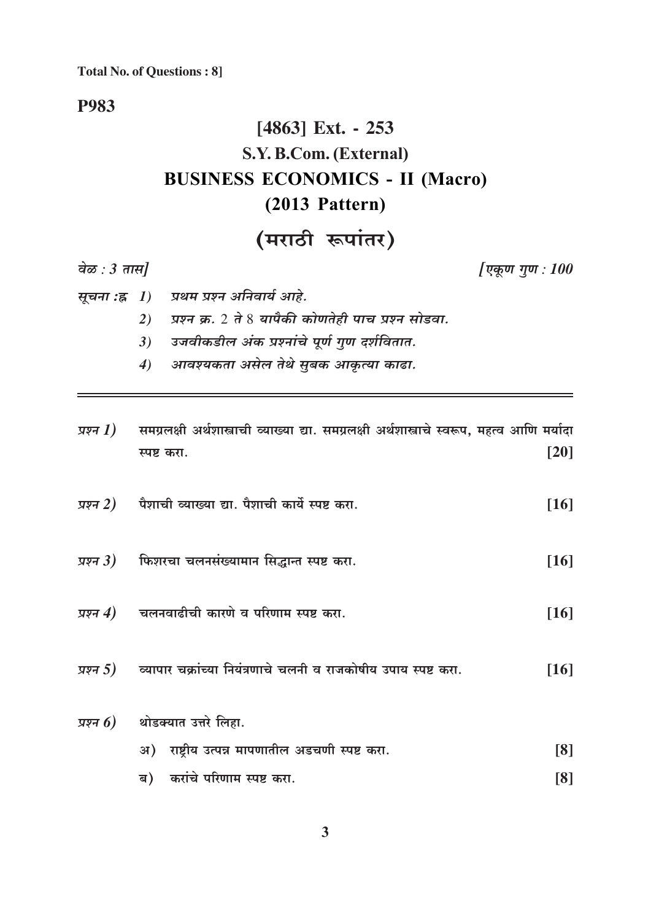**Total No. of Questions : 8]**

**P983**

# [4863] Ext. - 253

## S.Y. B.Com. (External)

## BUSINESS ECONOMICS - II (Macro)

## (2013 Pattern)

## (मराठी रूपांतर)

*वेळ : 3 तास]* *[एकूण गुण : 100*

*सूचना :*
1) *प्रथम प्रश्न अनिवार्य आहे.*
2) *प्रश्न क्र. 2 ते 8 यापैकी कोणतेही पाच प्रश्न सोडवा.*
3) *उजवीकडील अंक प्रश्नांचे पूर्ण गुण दर्शवितात.*
4) *आवश्यकता असेल तेथे सुबक आकृत्या काढा.*

---

*प्रश्न 1)* समग्रलक्षी अर्थशास्त्राची व्याख्या द्या. समग्रलक्षी अर्थशास्त्राचे स्वरूप, महत्व आणि मर्यादा स्पष्ट करा. **[20]**

*प्रश्न 2)* पैशाची व्याख्या द्या. पैशाची कार्ये स्पष्ट करा. **[16]**

*प्रश्न 3)* फिशरचा चलनसंख्यामान सिद्धान्त स्पष्ट करा. **[16]**

*प्रश्न 4)* चलनवाढीची कारणे व परिणाम स्पष्ट करा. **[16]**

*प्रश्न 5)* व्यापार चक्रांच्या नियंत्रणाचे चलनी व राजकोषीय उपाय स्पष्ट करा. **[16]**

*प्रश्न 6)* थोडक्यात उत्तरे लिहा.

अ) राष्ट्रीय उत्पन्न मापणातील अडचणी स्पष्ट करा. **[8]**

ब) करांचे परिणाम स्पष्ट करा. **[8]**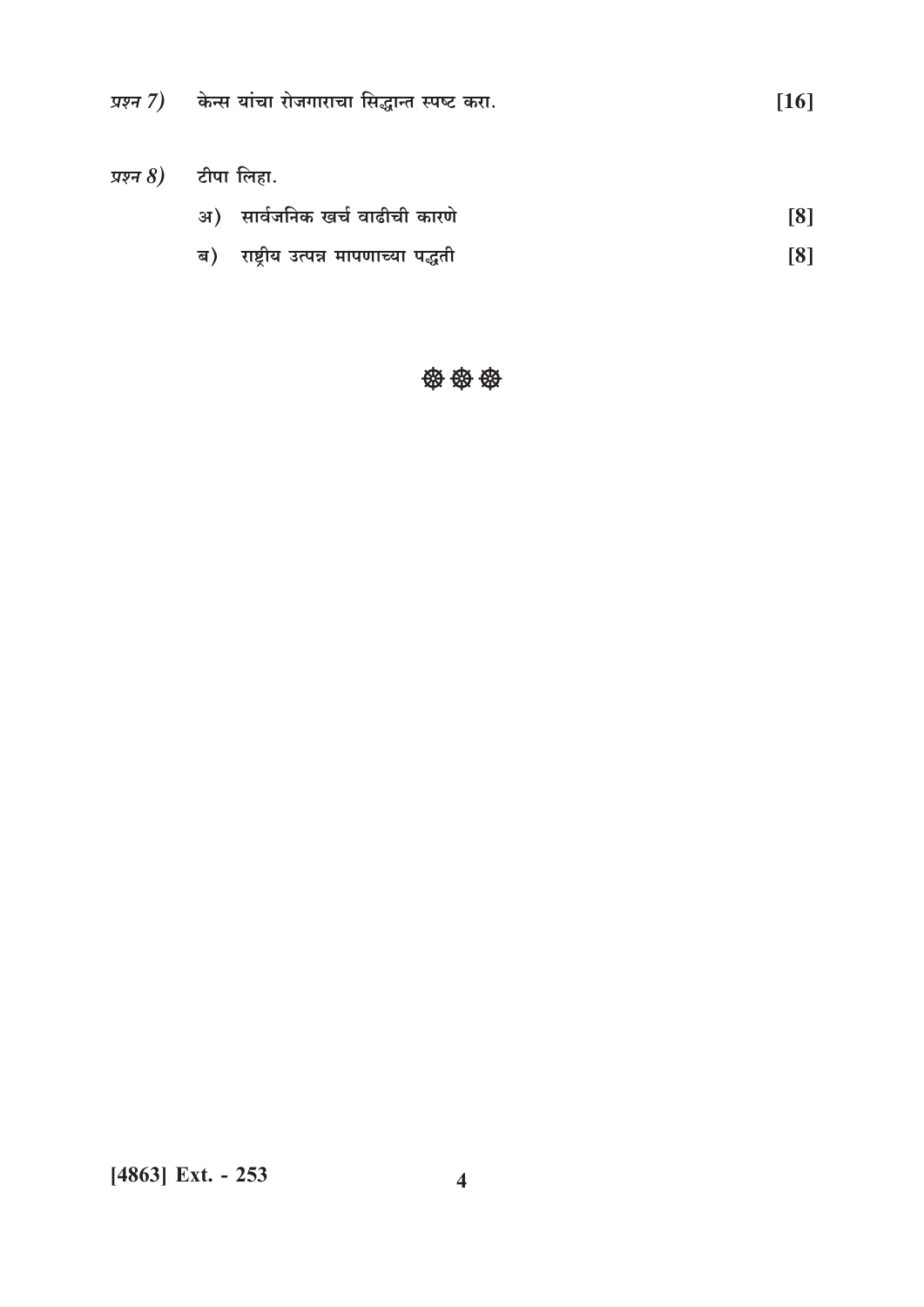*प्रश्न 7)* केन्स यांचा रोजगाराचा सिद्धान्त स्पष्ट करा. **[16]**

*प्रश्न 8)* टीपा लिहा.

अ) सार्वजनिक खर्च वाढीची कारणे **[8]**

ब) राष्ट्रीय उत्पन्न मापणाच्या पद्धती **[8]**

☸☸☸

**[4863] Ext. - 253**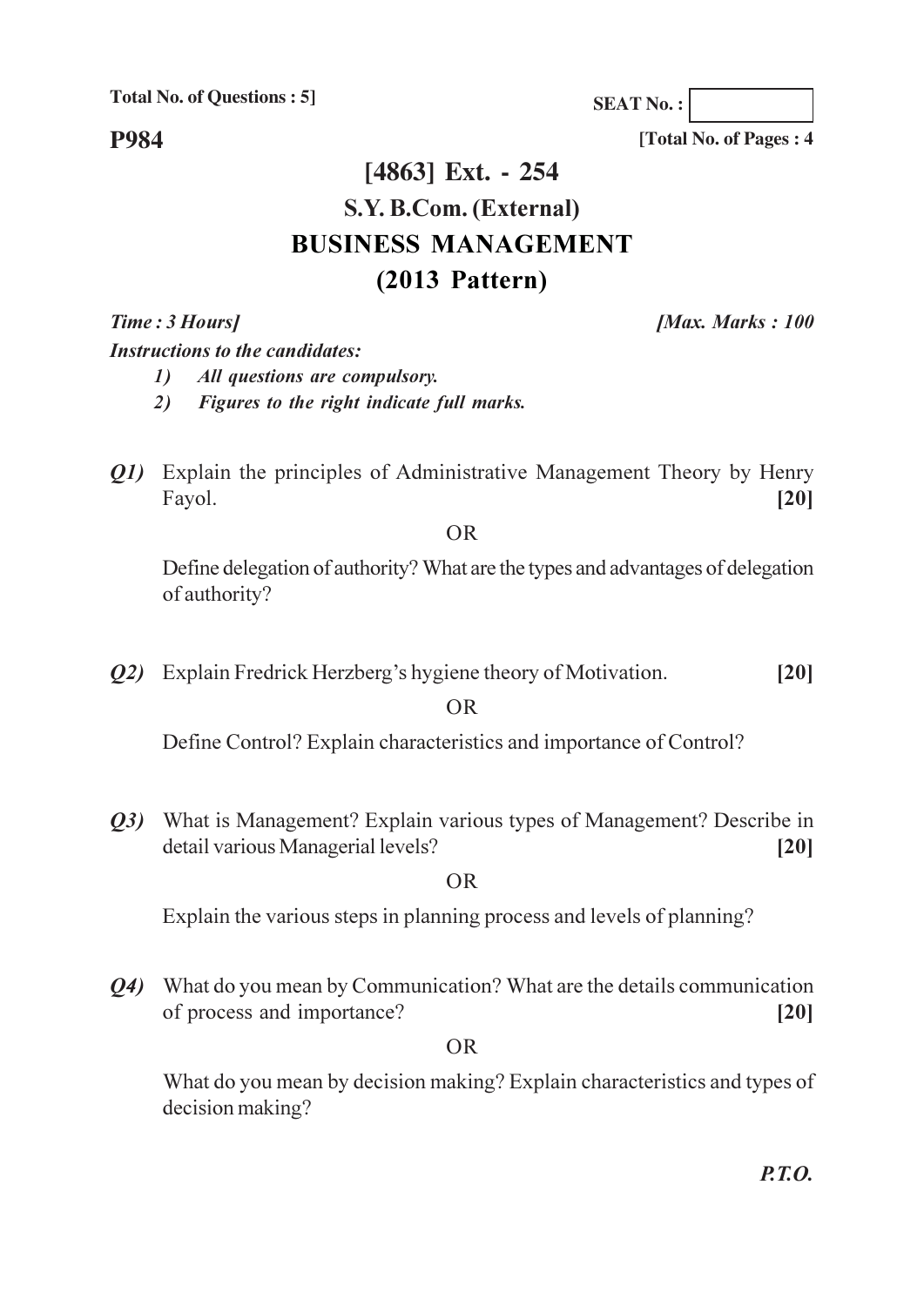**Total No. of Questions : 5]**

**SEAT No. :**

**P984**

**[Total No. of Pages : 4**

# [4863] Ext. - 254

## S.Y. B.Com. (External)

## BUSINESS MANAGEMENT

## (2013 Pattern)

***Time : 3 Hours]*** ***[Max. Marks : 100***

***Instructions to the candidates:***

1) *All questions are compulsory.*
2) *Figures to the right indicate full marks.*

***Q1)*** Explain the principles of Administrative Management Theory by Henry Fayol. **[20]**

OR

Define delegation of authority? What are the types and advantages of delegation of authority?

***Q2)*** Explain Fredrick Herzberg's hygiene theory of Motivation. **[20]**

OR

Define Control? Explain characteristics and importance of Control?

***Q3)*** What is Management? Explain various types of Management? Describe in detail various Managerial levels? **[20]**

OR

Explain the various steps in planning process and levels of planning?

***Q4)*** What do you mean by Communication? What are the details communication of process and importance? **[20]**

OR

What do you mean by decision making? Explain characteristics and types of decision making?

***P.T.O.***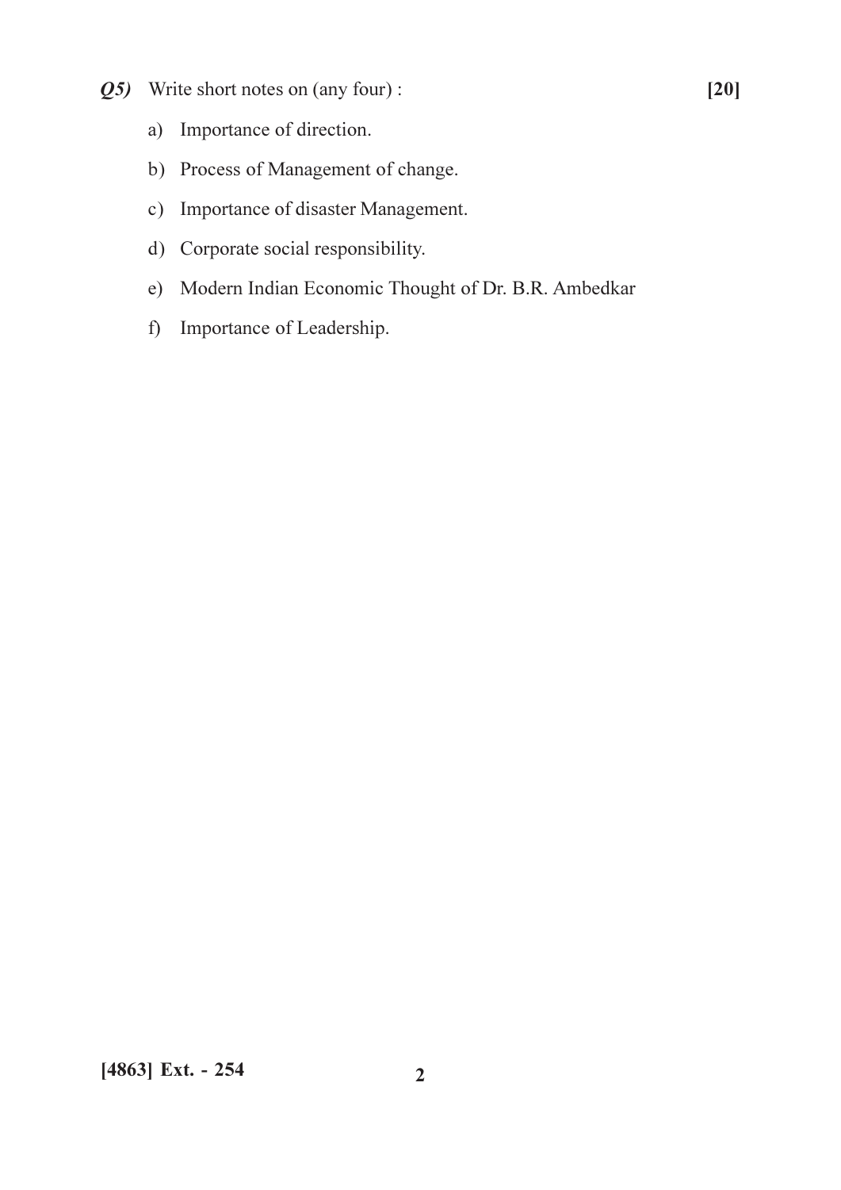***Q5)*** Write short notes on (any four) : **[20]**

a) Importance of direction.

b) Process of Management of change.

c) Importance of disaster Management.

d) Corporate social responsibility.

e) Modern Indian Economic Thought of Dr. B.R. Ambedkar

f) Importance of Leadership.

**[4863] Ext. - 254**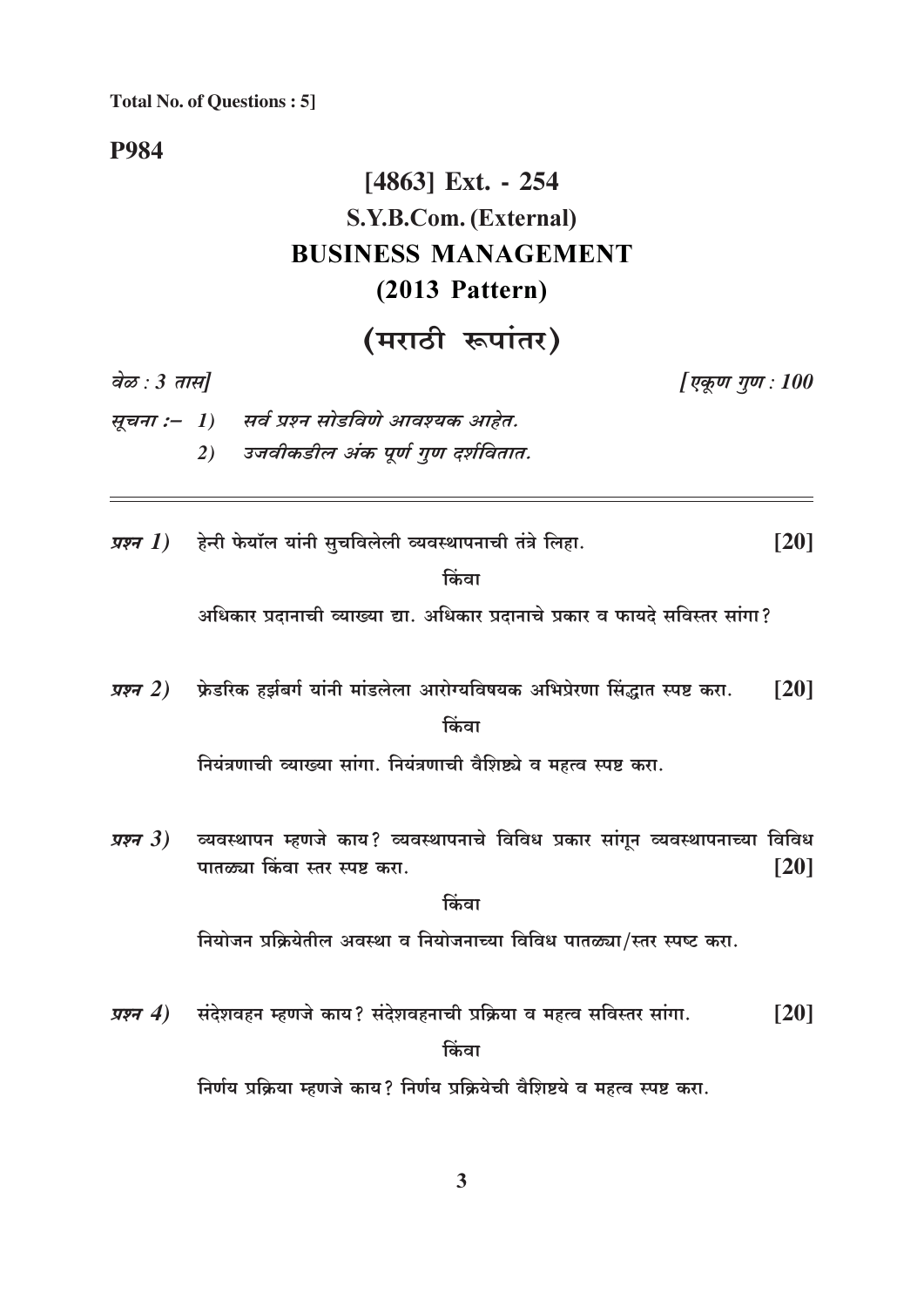**Total No. of Questions : 5]**

**P984**

# [4863] Ext. - 254
## S.Y.B.Com. (External)
## BUSINESS MANAGEMENT
## (2013 Pattern)
## (मराठी रूपांतर)

*वेळ : 3 तास]* *[एकूण गुण : 100*

*सूचना :– 1) सर्व प्रश्न सोडविणे आवश्यक आहेत.*
*2) उजवीकडील अंक पूर्ण गुण दर्शवितात.*

---

*प्रश्न 1)* हेन्री फेयॉल यांनी सुचविलेली व्यवस्थापनाची तंत्रे लिहा. **[20]**

किंवा

अधिकार प्रदानाची व्याख्या द्या. अधिकार प्रदानाचे प्रकार व फायदे सविस्तर सांगा?

*प्रश्न 2)* फ्रेडरिक हर्झबर्ग यांनी मांडलेला आरोग्यविषयक अभिप्रेरणा सिंद्धात स्पष्ट करा. **[20]**

किंवा

नियंत्रणाची व्याख्या सांगा. नियंत्रणाची वैशिष्ठ्ये व महत्व स्पष्ट करा.

*प्रश्न 3)* व्यवस्थापन म्हणजे काय? व्यवस्थापनाचे विविध प्रकार सांगून व्यवस्थापनाच्या विविध पातळ्या किंवा स्तर स्पष्ट करा. **[20]**

किंवा

नियोजन प्रक्रियेतील अवस्था व नियोजनाच्या विविध पातळ्या/स्तर स्पष्ट करा.

*प्रश्न 4)* संदेशवहन म्हणजे काय? संदेशवहनाची प्रक्रिया व महत्व सविस्तर सांगा. **[20]**

किंवा

निर्णय प्रक्रिया म्हणजे काय? निर्णय प्रक्रियेची वैशिष्टये व महत्व स्पष्ट करा.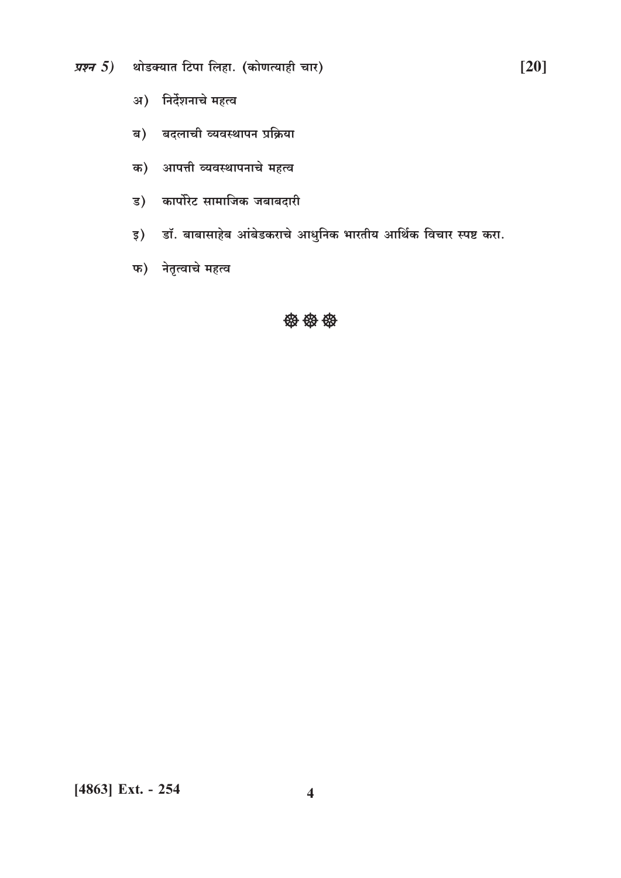*प्रश्न 5)* थोडक्यात टिपा लिहा. (कोणत्याही चार) **[20]**

अ) निर्देशनाचे महत्व

ब) बदलाची व्यवस्थापन प्रक्रिया

क) आपत्ती व्यवस्थापनाचे महत्व

ड) कार्पोरेट सामाजिक जबाबदारी

इ) डॉ. बाबासाहेब आंबेडकराचे आधुनिक भारतीय आर्थिक विचार स्पष्ट करा.

फ) नेतृत्वाचे महत्व

☸ ☸ ☸

**[4863] Ext. - 254**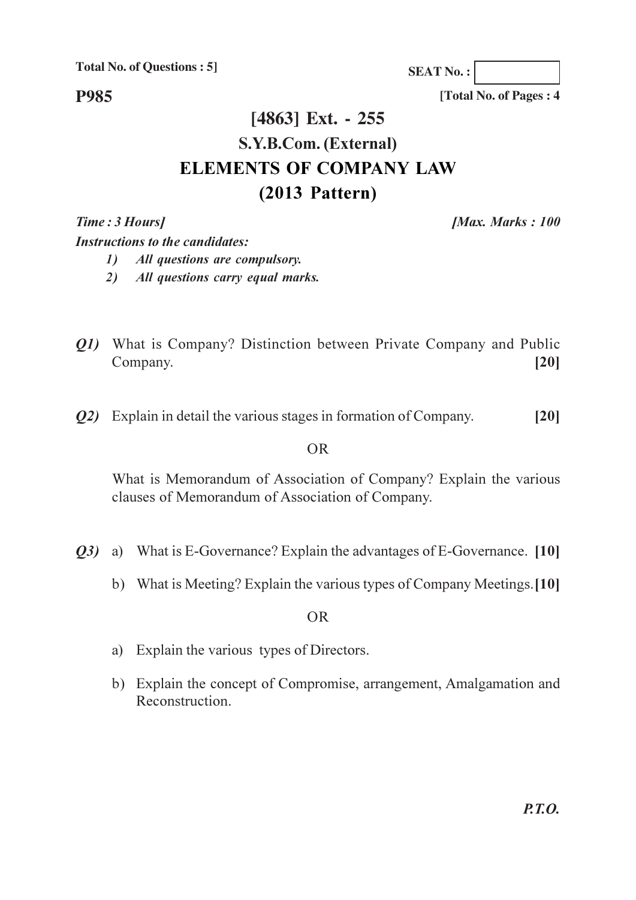Total No. of Questions : 5]

SEAT No. :

**P985**

[Total No. of Pages : 4

# [4863] Ext. - 255

## S.Y.B.Com. (External)

## ELEMENTS OF COMPANY LAW

## (2013 Pattern)

*Time : 3 Hours]* *[Max. Marks : 100*

***Instructions to the candidates:***

1) *All questions are compulsory.*
2) *All questions carry equal marks.*

***Q1)*** What is Company? Distinction between Private Company and Public Company. **[20]**

***Q2)*** Explain in detail the various stages in formation of Company. **[20]**

OR

What is Memorandum of Association of Company? Explain the various clauses of Memorandum of Association of Company.

***Q3)*** a) What is E-Governance? Explain the advantages of E-Governance. **[10]**

b) What is Meeting? Explain the various types of Company Meetings. **[10]**

OR

a) Explain the various types of Directors.

b) Explain the concept of Compromise, arrangement, Amalgamation and Reconstruction.

***P.T.O.***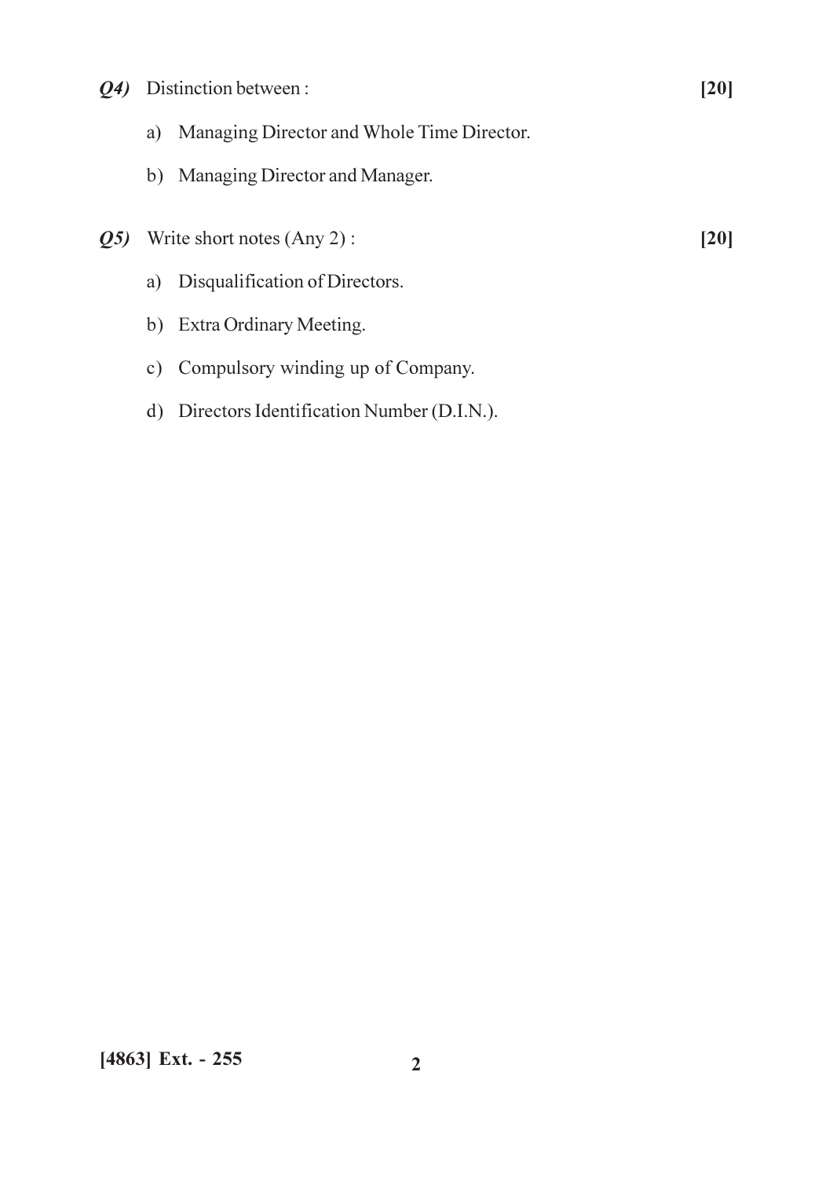***Q4)*** Distinction between : **[20]**

a) Managing Director and Whole Time Director.

b) Managing Director and Manager.

***Q5)*** Write short notes (Any 2) : **[20]**

a) Disqualification of Directors.

b) Extra Ordinary Meeting.

c) Compulsory winding up of Company.

d) Directors Identification Number (D.I.N.).

**[4863] Ext. - 255**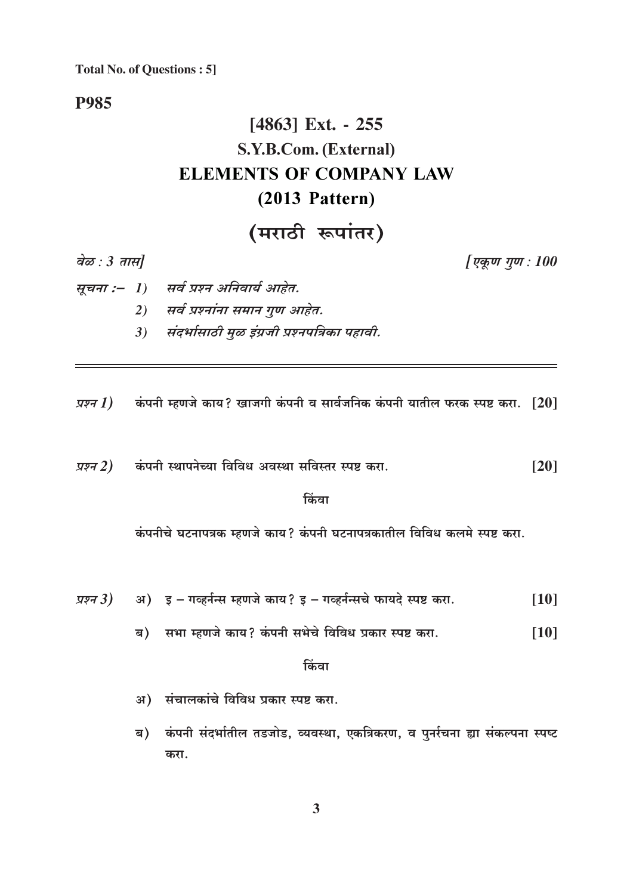**Total No. of Questions : 5]**

**P985**

# [4863] Ext. - 255

## S.Y.B.Com. (External)

## ELEMENTS OF COMPANY LAW

## (2013 Pattern)

## (मराठी रूपांतर)

*वेळ : 3 तास]* *[एकूण गुण : 100*

*सूचना :–*
1) *सर्व प्रश्न अनिवार्य आहेत.*
2) *सर्व प्रश्नांना समान गुण आहेत.*
3) *संदर्भासाठी मुळ इंग्रजी प्रश्नपत्रिका पहावी.*

---

*प्रश्न 1)* कंपनी म्हणजे काय? खाजगी कंपनी व सार्वजनिक कंपनी यातील फरक स्पष्ट करा. **[20]**

*प्रश्न 2)* कंपनी स्थापनेच्या विविध अवस्था सविस्तर स्पष्ट करा. **[20]**

किंवा

कंपनीचे घटनापत्रक म्हणजे काय? कंपनी घटनापत्रकातील विविध कलमे स्पष्ट करा.

*प्रश्न 3)* अ) इ – गव्हर्नन्स म्हणजे काय? इ – गव्हर्नन्सचे फायदे स्पष्ट करा. **[10]**

ब) सभा म्हणजे काय? कंपनी सभेचे विविध प्रकार स्पष्ट करा. **[10]**

किंवा

अ) संचालकांचे विविध प्रकार स्पष्ट करा.

ब) कंपनी संदर्भातील तडजोड, व्यवस्था, एकत्रिकरण, व पुनर्रचना ह्या संकल्पना स्पष्ट करा.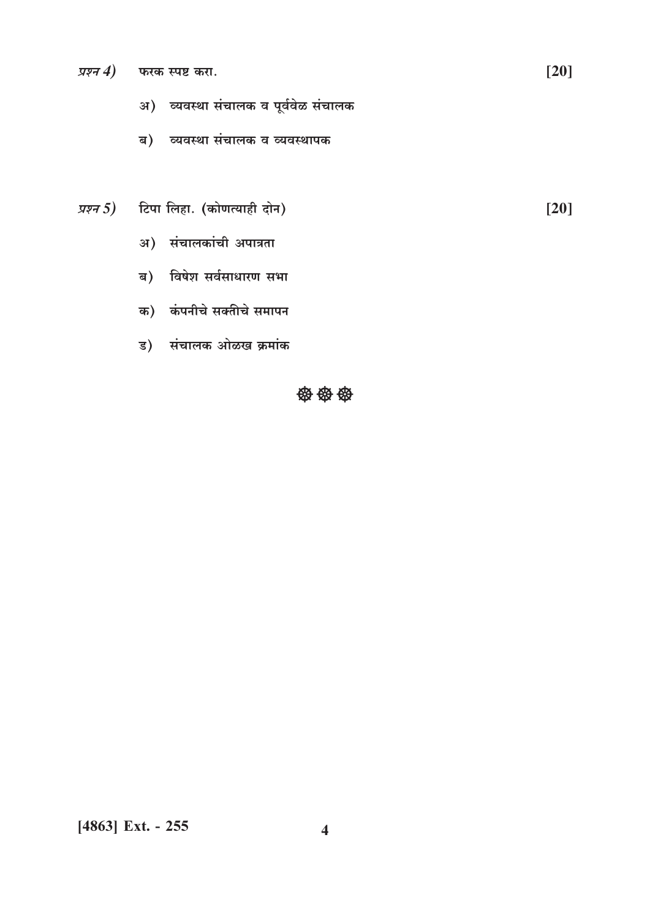*प्रश्न 4)* फरक स्पष्ट करा. [20]

अ) व्यवस्था संचालक व पूर्ववेळ संचालक

ब) व्यवस्था संचालक व व्यवस्थापक

*प्रश्न 5)* टिपा लिहा. (कोणत्याही दोन) [20]

अ) संचालकांची अपात्रता

ब) विषेश सर्वसाधारण सभा

क) कंपनीचे सक्तीचे समापन

ड) संचालक ओळख क्रमांक

☸☸☸

[4863] Ext. - 255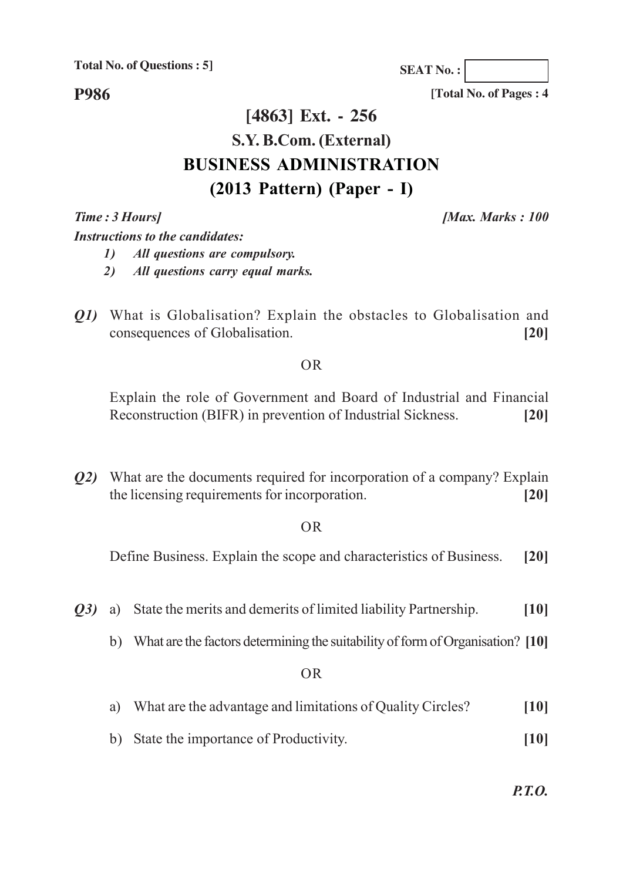**Total No. of Questions : 5]**

**SEAT No. :**

**P986**

**[Total No. of Pages : 4**

# [4863] Ext. - 256

## S.Y. B.Com. (External)

## BUSINESS ADMINISTRATION

## (2013 Pattern) (Paper - I)

***Time : 3 Hours]*** ***[Max. Marks : 100***

***Instructions to the candidates:***

1) *All questions are compulsory.*
2) *All questions carry equal marks.*

***Q1)*** What is Globalisation? Explain the obstacles to Globalisation and consequences of Globalisation. **[20]**

OR

Explain the role of Government and Board of Industrial and Financial Reconstruction (BIFR) in prevention of Industrial Sickness. **[20]**

***Q2)*** What are the documents required for incorporation of a company? Explain the licensing requirements for incorporation. **[20]**

OR

Define Business. Explain the scope and characteristics of Business. **[20]**

***Q3)*** a) State the merits and demerits of limited liability Partnership. **[10]**

b) What are the factors determining the suitability of form of Organisation? **[10]**

OR

a) What are the advantage and limitations of Quality Circles? **[10]**

b) State the importance of Productivity. **[10]**

***P.T.O.***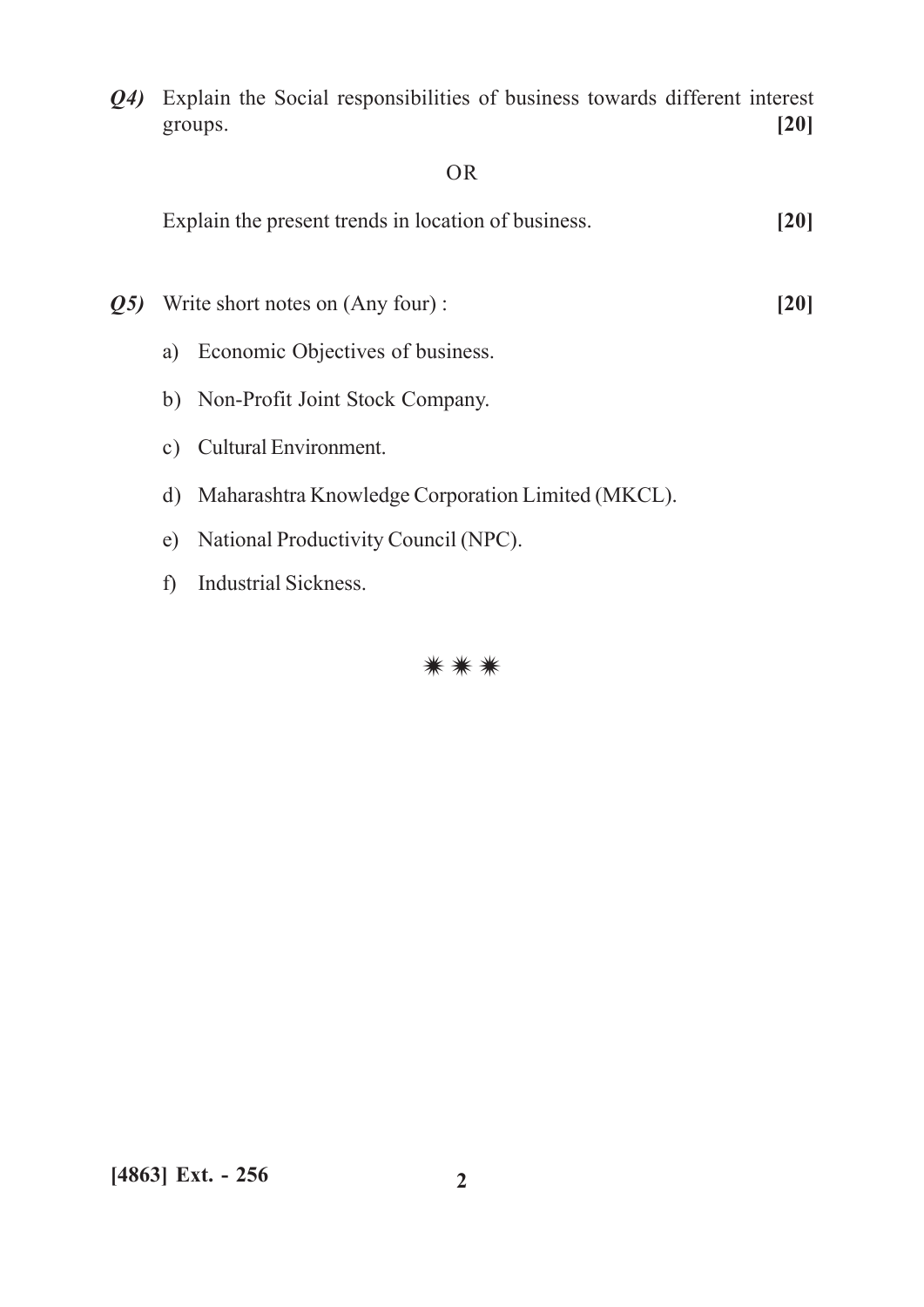***Q4)*** Explain the Social responsibilities of business towards different interest groups. **[20]**

OR

Explain the present trends in location of business. **[20]**

***Q5)*** Write short notes on (Any four) : **[20]**

a) Economic Objectives of business.

b) Non-Profit Joint Stock Company.

c) Cultural Environment.

d) Maharashtra Knowledge Corporation Limited (MKCL).

e) National Productivity Council (NPC).

f) Industrial Sickness.

✷ ✷ ✷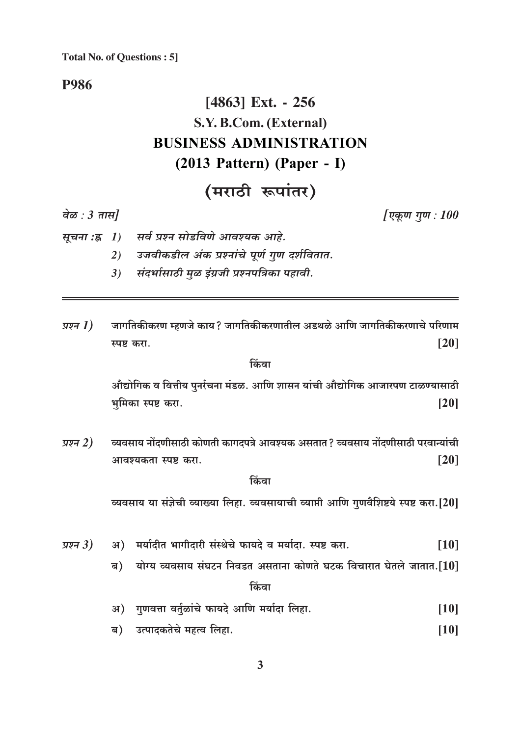**Total No. of Questions : 5]**

**P986**

# [4863] Ext. - 256

## S.Y. B.Com. (External)

## BUSINESS ADMINISTRATION

## (2013 Pattern) (Paper - I)

## (मराठी रूपांतर)

*वेळ : 3 तास]* *[एकूण गुण : 100*

*सूचना :*
1) *सर्व प्रश्न सोडविणे आवश्यक आहे.*
2) *उजवीकडील अंक प्रश्नांचे पूर्ण गुण दर्शवितात.*
3) *संदर्भासाठी मुळ इंग्रजी प्रश्नपत्रिका पहावी.*

---

*प्रश्न 1)* जागतिकीकरण म्हणजे काय? जागतिकीकरणातील अडथळे आणि जागतिकीकरणाचे परिणाम स्पष्ट करा. **[20]**

किंवा

औद्योगिक व वित्तीय पुनर्रचना मंडळ. आणि शासन यांची औद्योगिक आजारपण टाळण्यासाठी भुमिका स्पष्ट करा. **[20]**

*प्रश्न 2)* व्यवसाय नोंदणीसाठी कोणती कागदपत्रे आवश्यक असतात? व्यवसाय नोंदणीसाठी परवान्यांची आवश्यकता स्पष्ट करा. **[20]**

किंवा

व्यवसाय या संज्ञेची व्याख्या लिहा. व्यवसायाची व्याप्ती आणि गुणवैशिष्टये स्पष्ट करा. **[20]**

*प्रश्न 3)* अ) मर्यादीत भागीदारी संस्थेचे फायदे व मर्यादा. स्पष्ट करा. **[10]**

ब) योग्य व्यवसाय संघटन निवडत असताना कोणते घटक विचारात घेतले जातात. **[10]**

किंवा

अ) गुणवत्ता वर्तुळांचे फायदे आणि मर्यादा लिहा. **[10]**

ब) उत्पादकतेचे महत्व लिहा. **[10]**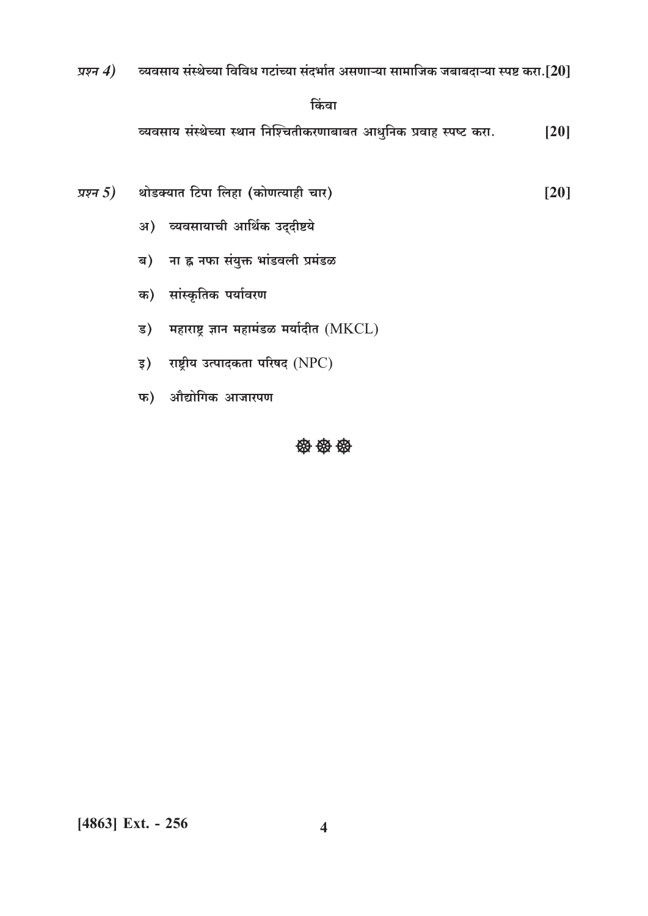*प्रश्न 4)* व्यवसाय संस्थेच्या विविध गटांच्या संदर्भात असणाऱ्या सामाजिक जबाबदाऱ्या स्पष्ट करा.[20]

किंवा

व्यवसाय संस्थेच्या स्थान निश्चितीकरणाबाबत आधुनिक प्रवाह स्पष्ट करा. [20]

*प्रश्न 5)* थोडक्यात टिपा लिहा (कोणत्याही चार) [20]

अ) व्यवसायाची आर्थिक उद्दीष्टये

ब) ना ह्न नफा संयुक्त भांडवली प्रमंडळ

क) सांस्कृतिक पर्यावरण

ड) महाराष्ट्र ज्ञान महामंडळ मर्यादीत (MKCL)

इ) राष्ट्रीय उत्पादकता परिषद (NPC)

फ) औद्योगिक आजारपण

❀ ❀ ❀

**[4863] Ext. - 256**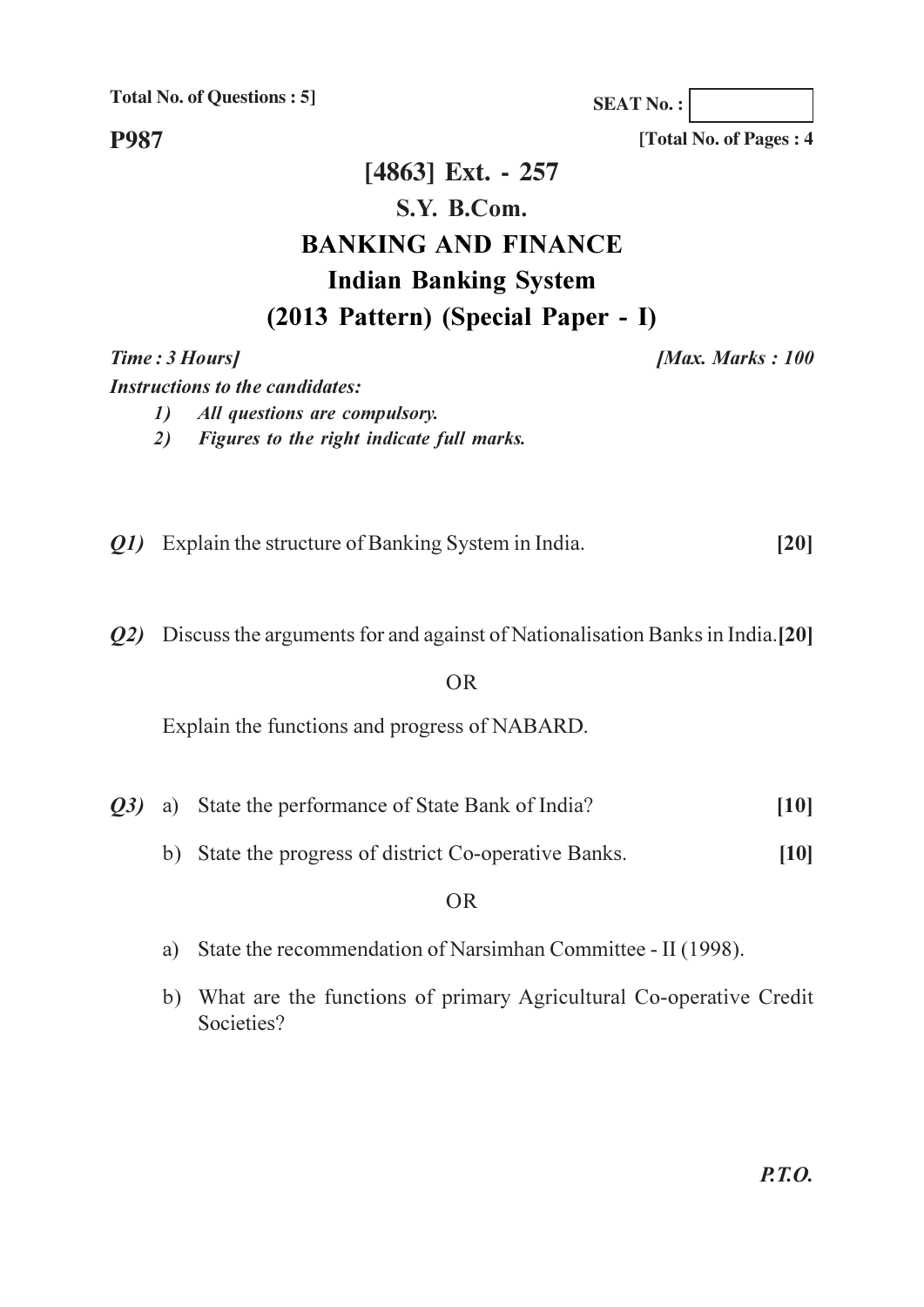**Total No. of Questions : 5]**

**SEAT No. :**

**P987**

**[Total No. of Pages : 4**

# [4863] Ext. - 257

## S.Y. B.Com.

## BANKING AND FINANCE

## Indian Banking System

## (2013 Pattern) (Special Paper - I)

***Time : 3 Hours]*** ***[Max. Marks : 100***

***Instructions to the candidates:***

1) *All questions are compulsory.*
2) *Figures to the right indicate full marks.*

***Q1)*** Explain the structure of Banking System in India. **[20]**

***Q2)*** Discuss the arguments for and against of Nationalisation Banks in India. **[20]**

OR

Explain the functions and progress of NABARD.

***Q3)*** a) State the performance of State Bank of India? **[10]**

b) State the progress of district Co-operative Banks. **[10]**

OR

a) State the recommendation of Narsimhan Committee - II (1998).

b) What are the functions of primary Agricultural Co-operative Credit Societies?

***P.T.O.***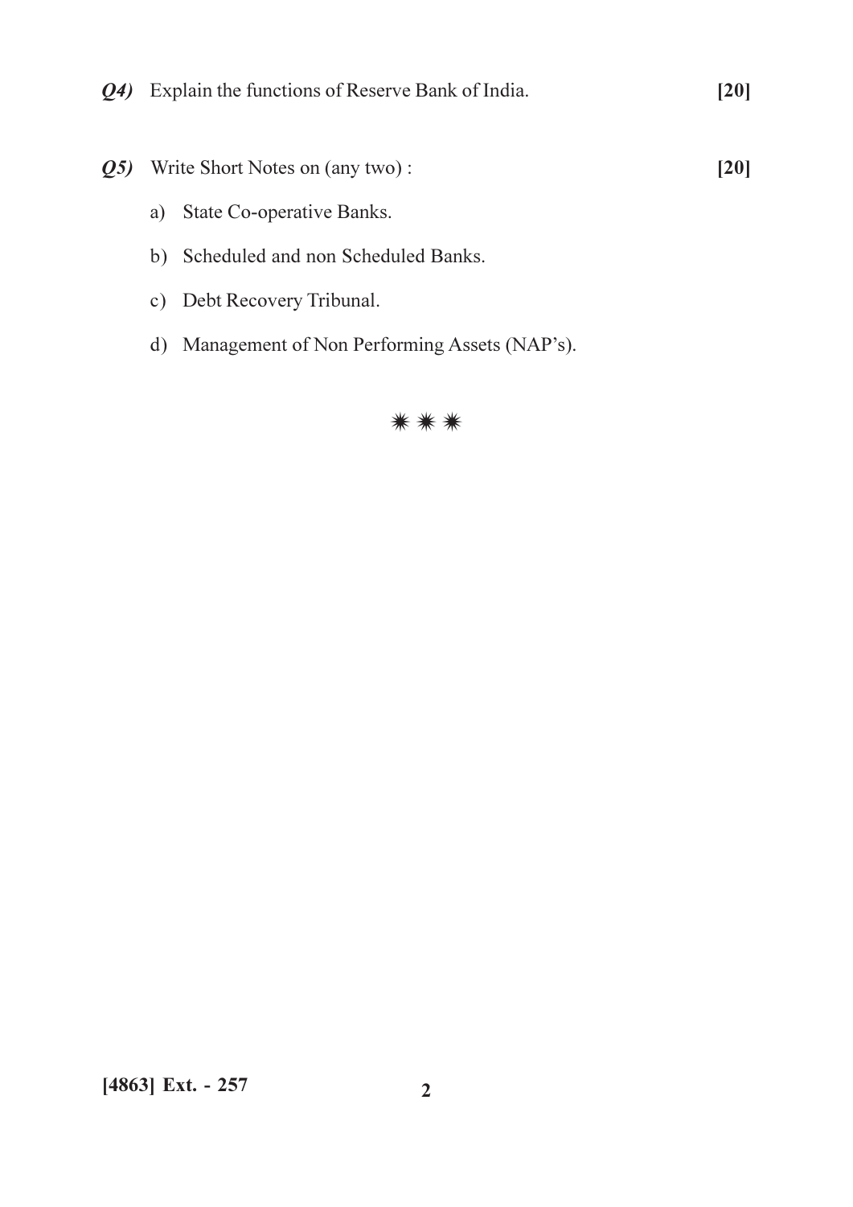***Q4)*** Explain the functions of Reserve Bank of India. **[20]**

***Q5)*** Write Short Notes on (any two) : **[20]**

a) State Co-operative Banks.

b) Scheduled and non Scheduled Banks.

c) Debt Recovery Tribunal.

d) Management of Non Performing Assets (NAP's).

✷ ✷ ✷

**[4863] Ext. - 257**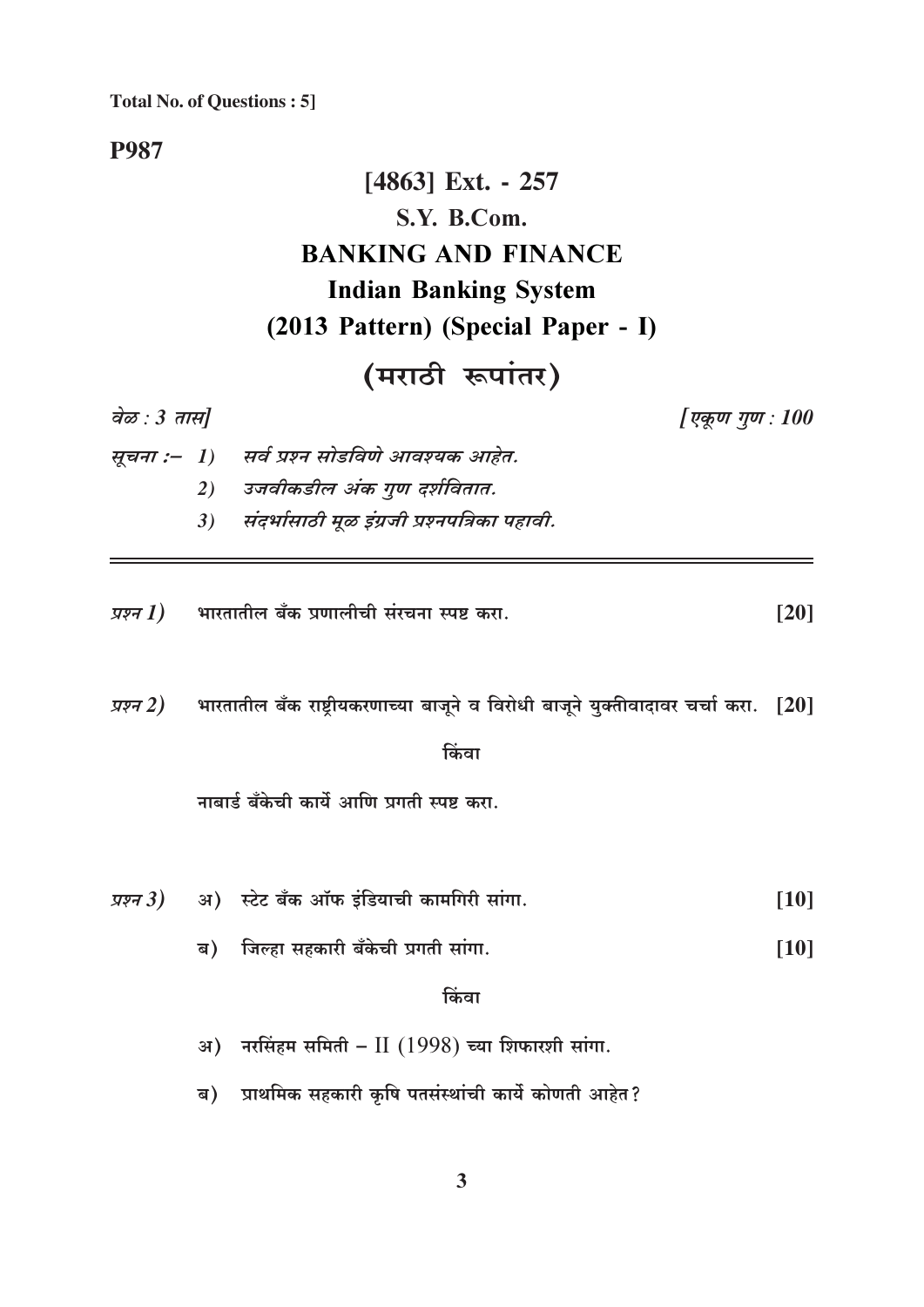**Total No. of Questions : 5]**

**P987**

# [4863] Ext. - 257

## S.Y. B.Com.

## BANKING AND FINANCE

## Indian Banking System

## (2013 Pattern) (Special Paper - I)

## (मराठी रूपांतर)

*वेळ : 3 तास]* *[एकूण गुण : 100*

*सूचना :–*
1. *सर्व प्रश्न सोडविणे आवश्यक आहेत.*
2. *उजवीकडील अंक गुण दर्शवितात.*
3. *संदर्भासाठी मूळ इंग्रजी प्रश्नपत्रिका पहावी.*

---

*प्रश्न 1)* भारतातील बँक प्रणालीची संरचना स्पष्ट करा. **[20]**

*प्रश्न 2)* भारतातील बँक राष्ट्रीयकरणाच्या बाजूने व विरोधी बाजूने युक्तीवादावर चर्चा करा. **[20]**

किंवा

नाबार्ड बँकेची कार्ये आणि प्रगती स्पष्ट करा.

*प्रश्न 3)* अ) स्टेट बँक ऑफ इंडियाची कामगिरी सांगा. **[10]**

ब) जिल्हा सहकारी बँकेची प्रगती सांगा. **[10]**

किंवा

अ) नरसिंहम समिती – II (1998) च्या शिफारशी सांगा.

ब) प्राथमिक सहकारी कृषि पतसंस्थांची कार्ये कोणती आहेत?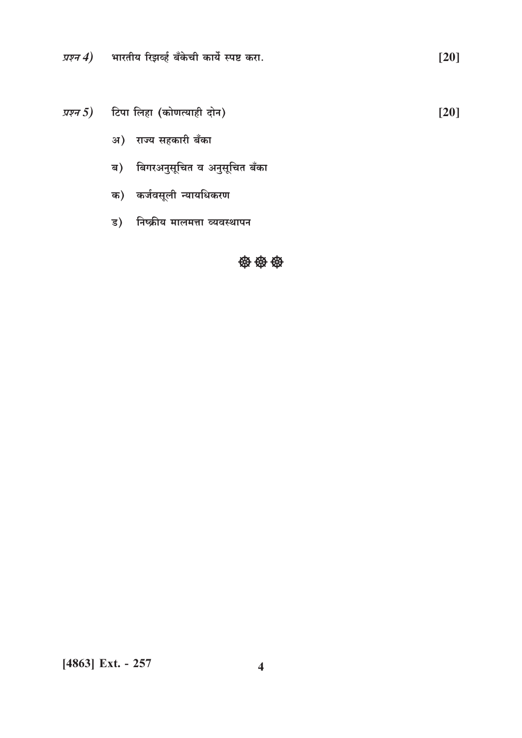*प्रश्न 4)* भारतीय रिझर्व्ह बँकेची कार्ये स्पष्ट करा. [20]

*प्रश्न 5)* टिपा लिहा (कोणत्याही दोन) [20]

अ) राज्य सहकारी बँका

ब) बिगरअनुसूचित व अनुसूचित बँका

क) कर्जवसूली न्यायधिकरण

ड) निष्क्रीय मालमत्ता व्यवस्थापन

❁ ❁ ❁

[4863] Ext. - 257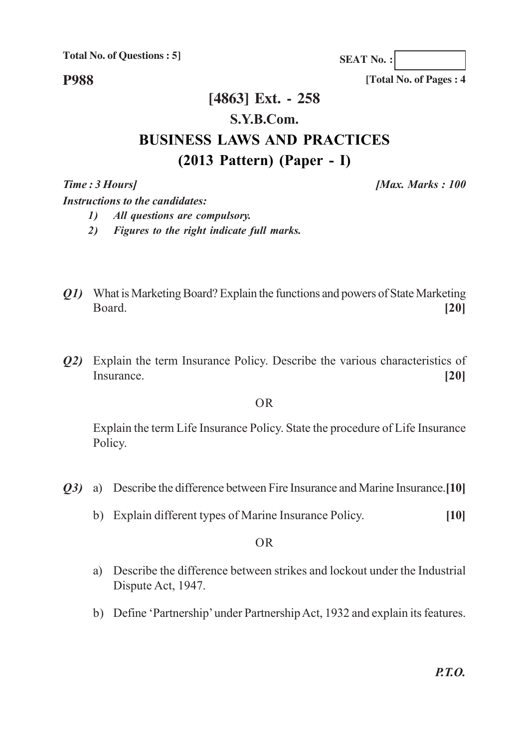**Total No. of Questions : 5]**

**SEAT No. :**

**P988**

**[Total No. of Pages : 4**

# [4863] Ext. - 258

## S.Y.B.Com.

## BUSINESS LAWS AND PRACTICES

## (2013 Pattern) (Paper - I)

***Time : 3 Hours]*** ***[Max. Marks : 100***

***Instructions to the candidates:***

1) ***All questions are compulsory.***
2) ***Figures to the right indicate full marks.***

***Q1)*** What is Marketing Board? Explain the functions and powers of State Marketing Board. **[20]**

***Q2)*** Explain the term Insurance Policy. Describe the various characteristics of Insurance. **[20]**

OR

Explain the term Life Insurance Policy. State the procedure of Life Insurance Policy.

***Q3)*** a) Describe the difference between Fire Insurance and Marine Insurance. **[10]**

b) Explain different types of Marine Insurance Policy. **[10]**

OR

a) Describe the difference between strikes and lockout under the Industrial Dispute Act, 1947.

b) Define 'Partnership' under Partnership Act, 1932 and explain its features.

***P.T.O.***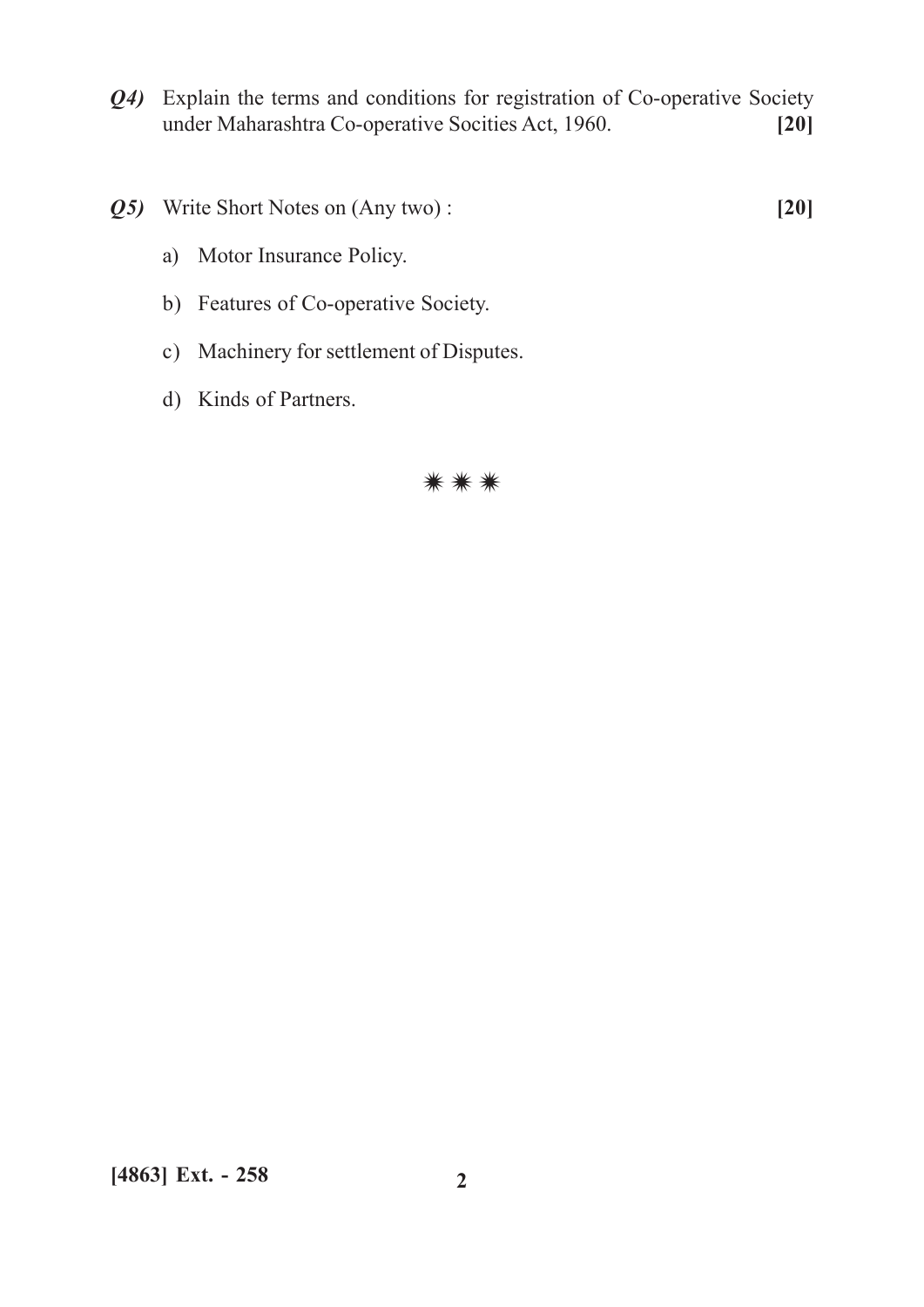***Q4)*** Explain the terms and conditions for registration of Co-operative Society under Maharashtra Co-operative Socities Act, 1960. **[20]**

***Q5)*** Write Short Notes on (Any two) : **[20]**

a) Motor Insurance Policy.

b) Features of Co-operative Society.

c) Machinery for settlement of Disputes.

d) Kinds of Partners.

✷ ✷ ✷

**[4863] Ext. - 258**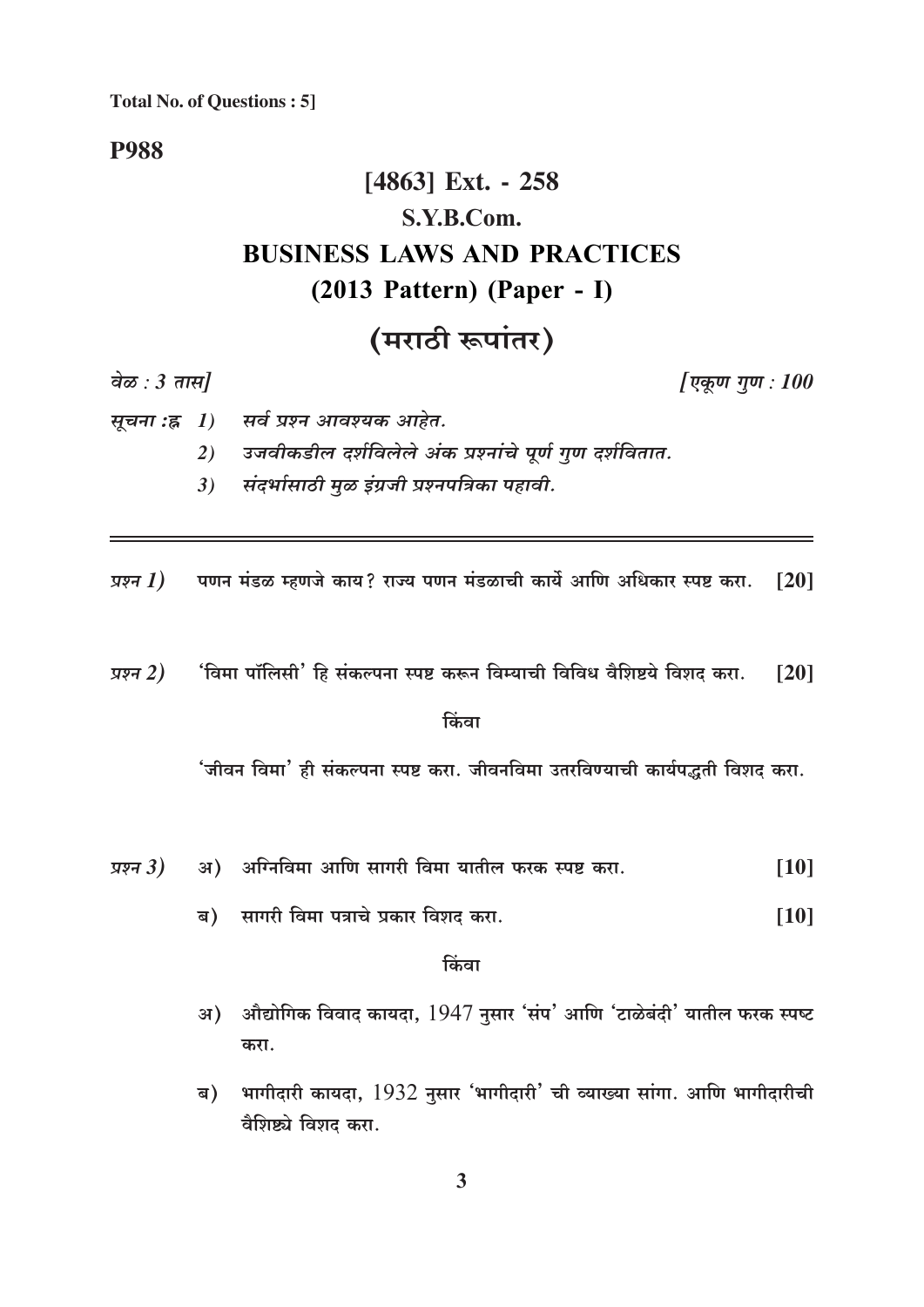**Total No. of Questions : 5]**

**P988**

# [4863] Ext. - 258

## S.Y.B.Com.

## BUSINESS LAWS AND PRACTICES

## (2013 Pattern) (Paper - I)

## (मराठी रूपांतर)

*वेळ : 3 तास]* *[एकूण गुण : 100*

*सूचना :* 
1) *सर्व प्रश्न आवश्यक आहेत.*
2) *उजवीकडील दर्शविलेले अंक प्रश्नांचे पूर्ण गुण दर्शवितात.*
3) *संदर्भासाठी मुळ इंग्रजी प्रश्नपत्रिका पहावी.*

---

*प्रश्न 1)* पणन मंडळ म्हणजे काय? राज्य पणन मंडळाची कार्ये आणि अधिकार स्पष्ट करा. **[20]**

*प्रश्न 2)* 'विमा पॉलिसी' हि संकल्पना स्पष्ट करून विम्याची विविध वैशिष्टये विशद करा. **[20]**

किंवा

'जीवन विमा' ही संकल्पना स्पष्ट करा. जीवनविमा उतरविण्याची कार्यपद्धती विशद करा.

*प्रश्न 3)* अ) अग्निविमा आणि सागरी विमा यातील फरक स्पष्ट करा. **[10]**

ब) सागरी विमा पत्राचे प्रकार विशद करा. **[10]**

किंवा

अ) औद्योगिक विवाद कायदा, 1947 नुसार 'संप' आणि 'टाळेबंदी' यातील फरक स्पष्ट करा.

ब) भागीदारी कायदा, 1932 नुसार 'भागीदारी' ची व्याख्या सांगा. आणि भागीदारीची वैशिष्ट्ये विशद करा.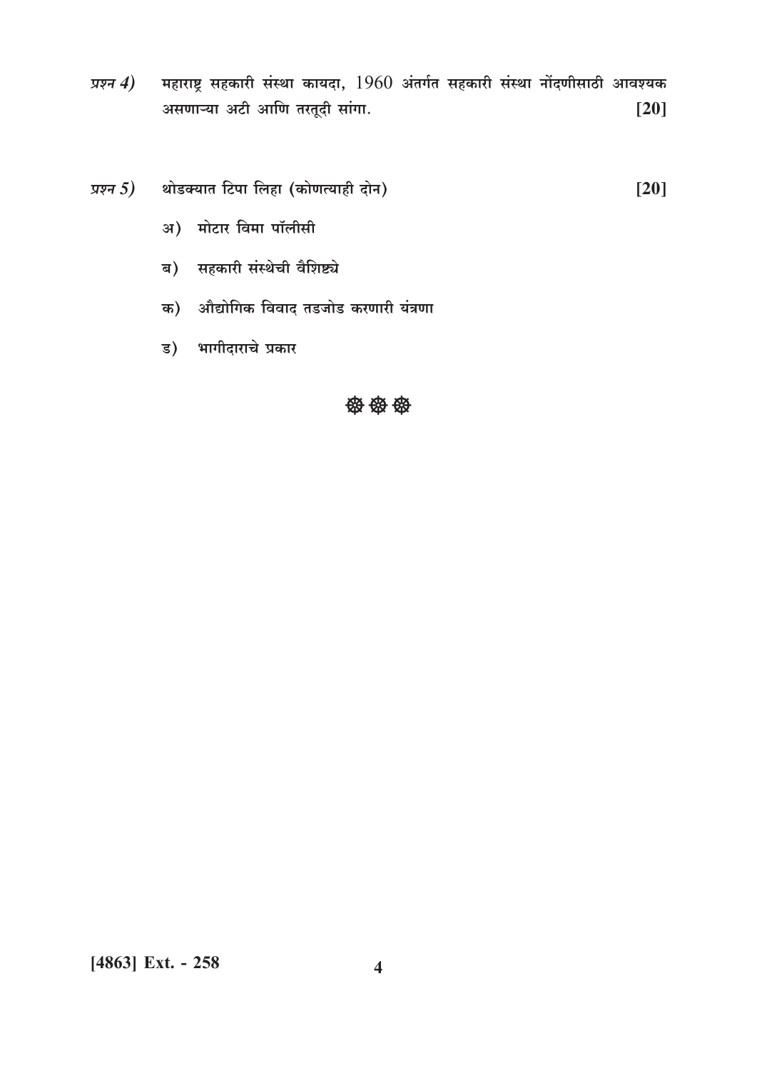*प्रश्न 4)* महाराष्ट्र सहकारी संस्था कायदा, 1960 अंतर्गत सहकारी संस्था नोंदणीसाठी आवश्यक असणाऱ्या अटी आणि तरतूदी सांगा. **[20]**

*प्रश्न 5)* थोडक्यात टिपा लिहा (कोणत्याही दोन) **[20]**

अ) मोटार विमा पॉलीसी

ब) सहकारी संस्थेची वैशिष्ट्ये

क) औद्योगिक विवाद तडजोड करणारी यंत्रणा

ड) भागीदाराचे प्रकार

❁ ❁ ❁

**[4863] Ext. - 258**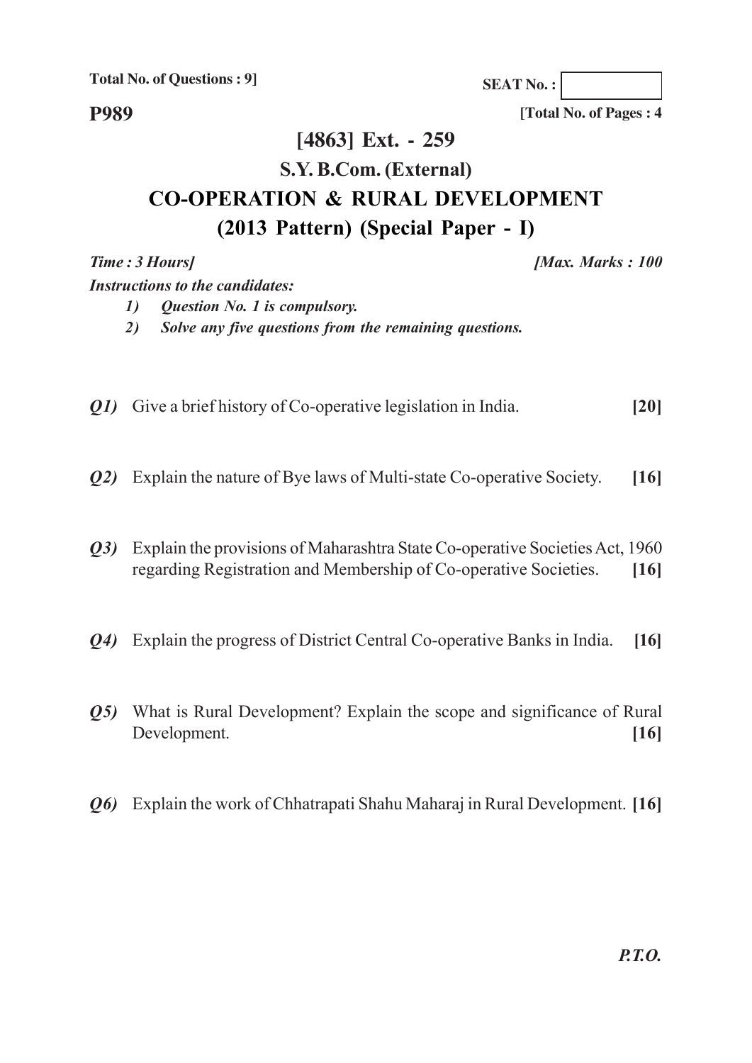**Total No. of Questions : 9]**

**SEAT No. :**

**P989**

**[Total No. of Pages : 4**

# [4863] Ext. - 259

## S.Y. B.Com. (External)

## CO-OPERATION & RURAL DEVELOPMENT

## (2013 Pattern) (Special Paper - I)

***Time : 3 Hours]*** ***[Max. Marks : 100***

***Instructions to the candidates:***

1) ***Question No. 1 is compulsory.***
2) ***Solve any five questions from the remaining questions.***

***Q1)*** Give a brief history of Co-operative legislation in India. **[20]**

***Q2)*** Explain the nature of Bye laws of Multi-state Co-operative Society. **[16]**

***Q3)*** Explain the provisions of Maharashtra State Co-operative Societies Act, 1960 regarding Registration and Membership of Co-operative Societies. **[16]**

***Q4)*** Explain the progress of District Central Co-operative Banks in India. **[16]**

***Q5)*** What is Rural Development? Explain the scope and significance of Rural Development. **[16]**

***Q6)*** Explain the work of Chhatrapati Shahu Maharaj in Rural Development. **[16]**

***P.T.O.***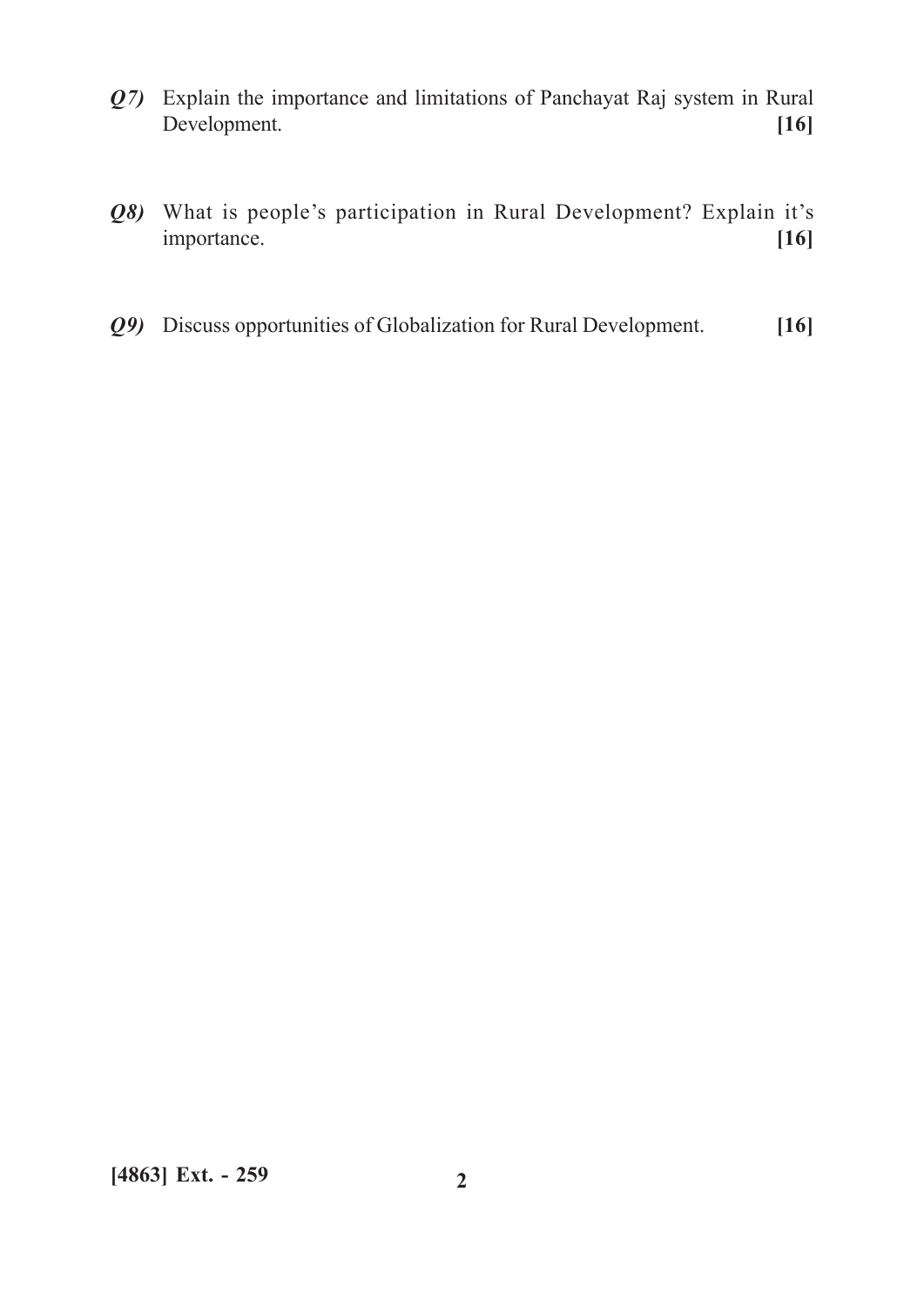***Q7)*** Explain the importance and limitations of Panchayat Raj system in Rural Development. **[16]**

***Q8)*** What is people's participation in Rural Development? Explain it's importance. **[16]**

***Q9)*** Discuss opportunities of Globalization for Rural Development. **[16]**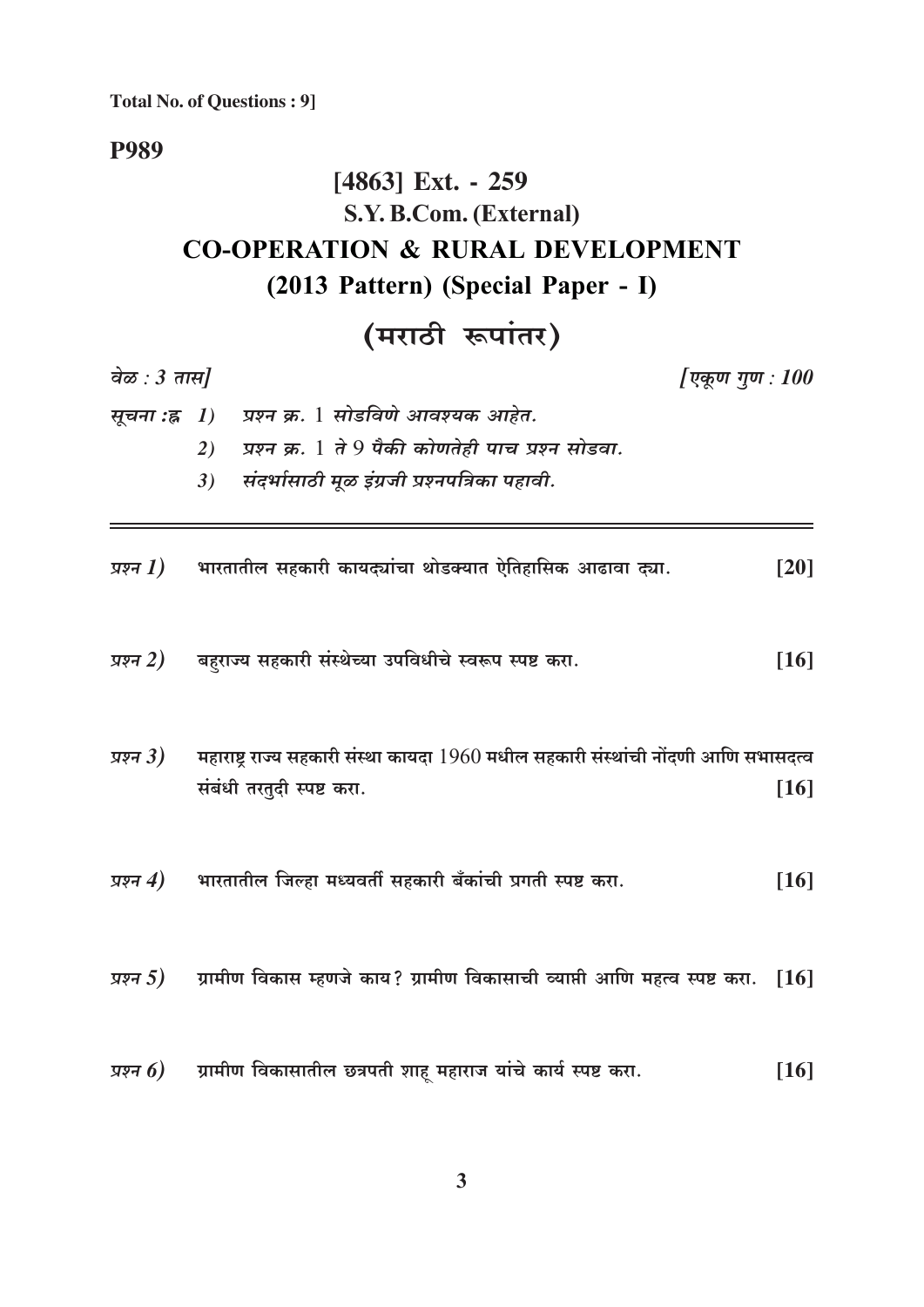**Total No. of Questions : 9]**

**P989**

# [4863] Ext. - 259

## S.Y. B.Com. (External)

## CO-OPERATION & RURAL DEVELOPMENT

## (2013 Pattern) (Special Paper - I)

## (मराठी रूपांतर)

*वेळ : 3 तास]* *[एकूण गुण : 100*

*सूचना :ह्व 1) प्रश्न क्र. 1 सोडविणे आवश्यक आहेत.*

*2) प्रश्न क्र. 1 ते 9 पैकी कोणतेही पाच प्रश्न सोडवा.*

*3) संदर्भासाठी मूळ इंग्रजी प्रश्नपत्रिका पहावी.*

---

*प्रश्न 1)* भारतातील सहकारी कायद्यांचा थोडक्यात ऐतिहासिक आढावा द्या. **[20]**

*प्रश्न 2)* बहुराज्य सहकारी संस्थेच्या उपविधीचे स्वरूप स्पष्ट करा. **[16]**

*प्रश्न 3)* महाराष्ट्र राज्य सहकारी संस्था कायदा 1960 मधील सहकारी संस्थांची नोंदणी आणि सभासदत्व संबंधी तरतुदी स्पष्ट करा. **[16]**

*प्रश्न 4)* भारतातील जिल्हा मध्यवर्ती सहकारी बँकांची प्रगती स्पष्ट करा. **[16]**

*प्रश्न 5)* ग्रामीण विकास म्हणजे काय? ग्रामीण विकासाची व्याप्ती आणि महत्व स्पष्ट करा. **[16]**

*प्रश्न 6)* ग्रामीण विकासातील छत्रपती शाहू महाराज यांचे कार्य स्पष्ट करा. **[16]**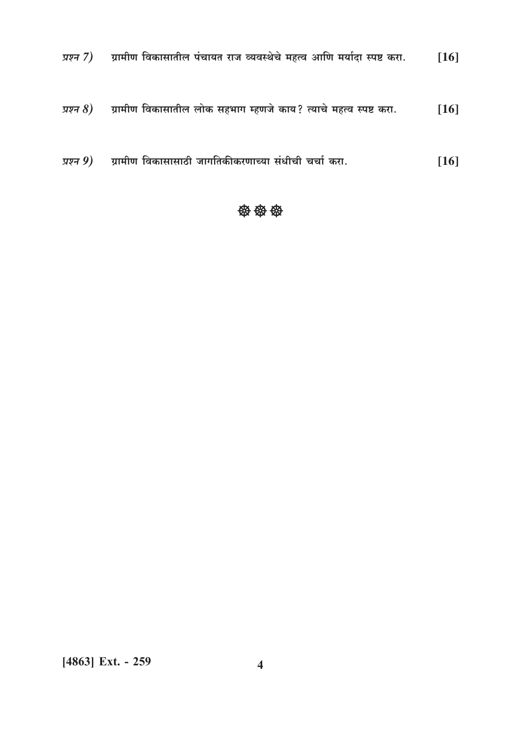*प्रश्न 7)* ग्रामीण विकासातील पंचायत राज व्यवस्थेचे महत्व आणि मर्यादा स्पष्ट करा. [16]

*प्रश्न 8)* ग्रामीण विकासातील लोक सहभाग म्हणजे काय? त्याचे महत्व स्पष्ट करा. [16]

*प्रश्न 9)* ग्रामीण विकासासाठी जागतिकीकरणाच्या संधीची चर्चा करा. [16]

☸☸☸

**[4863] Ext. - 259**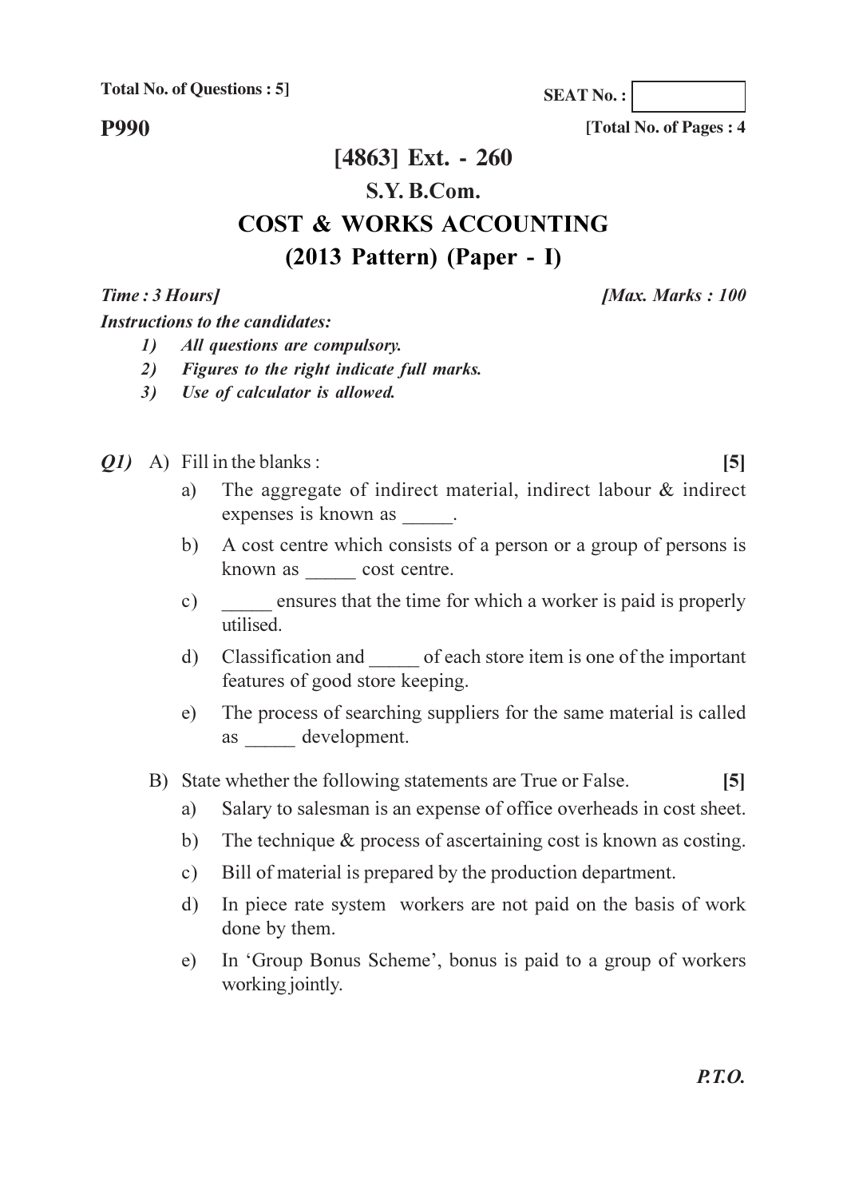**Total No. of Questions : 5]**

**SEAT No. :**

**P990**

**[Total No. of Pages : 4**

# [4863] Ext. - 260

## S.Y. B.Com.

## COST & WORKS ACCOUNTING

## (2013 Pattern) (Paper - I)

***Time : 3 Hours]*** ***[Max. Marks : 100***

***Instructions to the candidates:***

1) *All questions are compulsory.*
2) *Figures to the right indicate full marks.*
3) *Use of calculator is allowed.*

***Q1)*** A) Fill in the blanks : **[5]**

a) The aggregate of indirect material, indirect labour & indirect expenses is known as _____.

b) A cost centre which consists of a person or a group of persons is known as _____ cost centre.

c) _____ ensures that the time for which a worker is paid is properly utilised.

d) Classification and _____ of each store item is one of the important features of good store keeping.

e) The process of searching suppliers for the same material is called as _____ development.

B) State whether the following statements are True or False. **[5]**

a) Salary to salesman is an expense of office overheads in cost sheet.

b) The technique & process of ascertaining cost is known as costing.

c) Bill of material is prepared by the production department.

d) In piece rate system workers are not paid on the basis of work done by them.

e) In 'Group Bonus Scheme', bonus is paid to a group of workers working jointly.

***P.T.O.***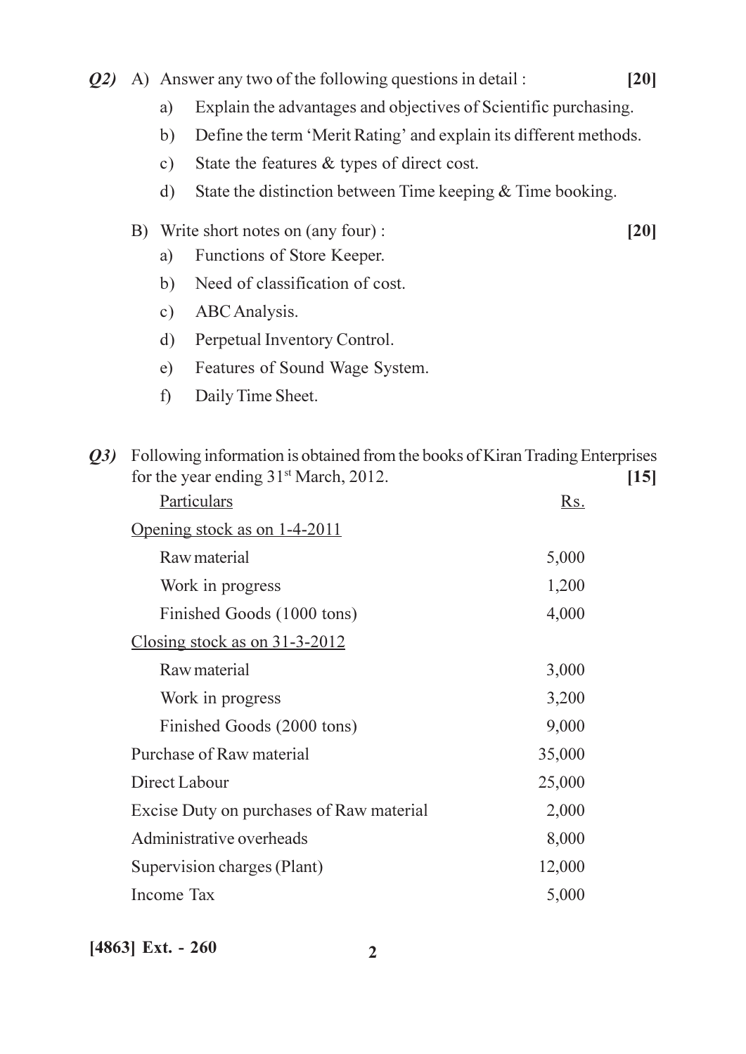***Q2)*** A) Answer any two of the following questions in detail : **[20]**

a) Explain the advantages and objectives of Scientific purchasing.

b) Define the term 'Merit Rating' and explain its different methods.

c) State the features & types of direct cost.

d) State the distinction between Time keeping & Time booking.

B) Write short notes on (any four) : **[20]**

a) Functions of Store Keeper.

b) Need of classification of cost.

c) ABC Analysis.

d) Perpetual Inventory Control.

e) Features of Sound Wage System.

f) Daily Time Sheet.

***Q3)*** Following information is obtained from the books of Kiran Trading Enterprises for the year ending 31st March, 2012. **[15]**

| <u>Particulars</u> | <u>Rs.</u> |
|---|---|
| <u>Opening stock as on 1-4-2011</u> | |
| Raw material | 5,000 |
| Work in progress | 1,200 |
| Finished Goods (1000 tons) | 4,000 |
| <u>Closing stock as on 31-3-2012</u> | |
| Raw material | 3,000 |
| Work in progress | 3,200 |
| Finished Goods (2000 tons) | 9,000 |
| Purchase of Raw material | 35,000 |
| Direct Labour | 25,000 |
| Excise Duty on purchases of Raw material | 2,000 |
| Administrative overheads | 8,000 |
| Supervision charges (Plant) | 12,000 |
| Income Tax | 5,000 |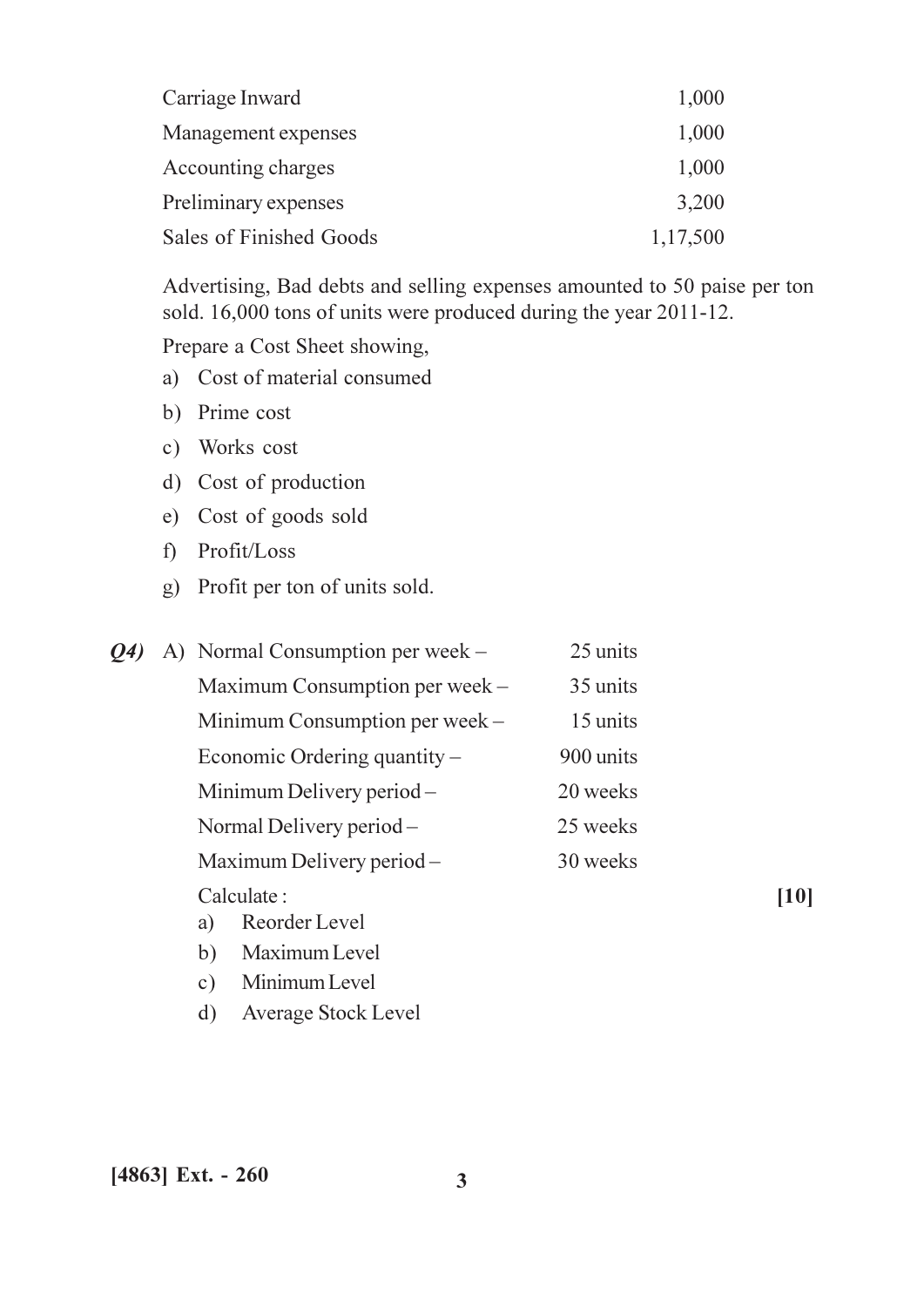| | |
|---|---|
| Carriage Inward | 1,000 |
| Management expenses | 1,000 |
| Accounting charges | 1,000 |
| Preliminary expenses | 3,200 |
| Sales of Finished Goods | 1,17,500 |

Advertising, Bad debts and selling expenses amounted to 50 paise per ton sold. 16,000 tons of units were produced during the year 2011-12.

Prepare a Cost Sheet showing,

a) Cost of material consumed

b) Prime cost

c) Works cost

d) Cost of production

e) Cost of goods sold

f) Profit/Loss

g) Profit per ton of units sold.

***Q4)*** A) Normal Consumption per week – 25 units

Maximum Consumption per week – 35 units

Minimum Consumption per week – 15 units

Economic Ordering quantity – 900 units

Minimum Delivery period – 20 weeks

Normal Delivery period – 25 weeks

Maximum Delivery period – 30 weeks

Calculate : **[10]**

a) Reorder Level

b) Maximum Level

c) Minimum Level

d) Average Stock Level

**[4863] Ext. - 260**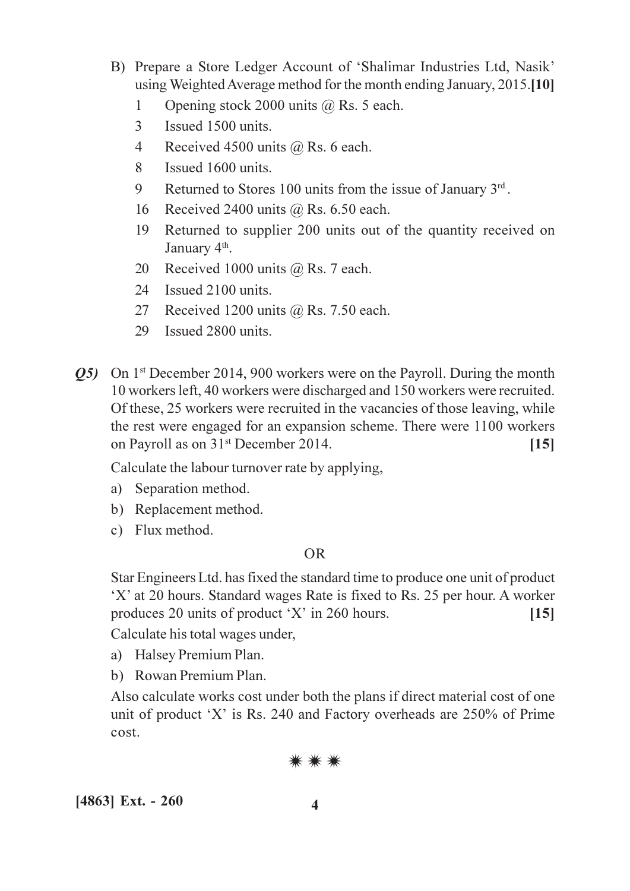B) Prepare a Store Ledger Account of 'Shalimar Industries Ltd, Nasik' using Weighted Average method for the month ending January, 2015. **[10]**

1 Opening stock 2000 units @ Rs. 5 each.

3 Issued 1500 units.

4 Received 4500 units @ Rs. 6 each.

8 Issued 1600 units.

9 Returned to Stores 100 units from the issue of January 3rd.

16 Received 2400 units @ Rs. 6.50 each.

19 Returned to supplier 200 units out of the quantity received on January 4th.

20 Received 1000 units @ Rs. 7 each.

24 Issued 2100 units.

27 Received 1200 units @ Rs. 7.50 each.

29 Issued 2800 units.

***Q5)*** On 1st December 2014, 900 workers were on the Payroll. During the month 10 workers left, 40 workers were discharged and 150 workers were recruited. Of these, 25 workers were recruited in the vacancies of those leaving, while the rest were engaged for an expansion scheme. There were 1100 workers on Payroll as on 31st December 2014. **[15]**

Calculate the labour turnover rate by applying,

a) Separation method.

b) Replacement method.

c) Flux method.

OR

Star Engineers Ltd. has fixed the standard time to produce one unit of product 'X' at 20 hours. Standard wages Rate is fixed to Rs. 25 per hour. A worker produces 20 units of product 'X' in 260 hours. **[15]**

Calculate his total wages under,

a) Halsey Premium Plan.

b) Rowan Premium Plan.

Also calculate works cost under both the plans if direct material cost of one unit of product 'X' is Rs. 240 and Factory overheads are 250% of Prime cost.

✷ ✷ ✷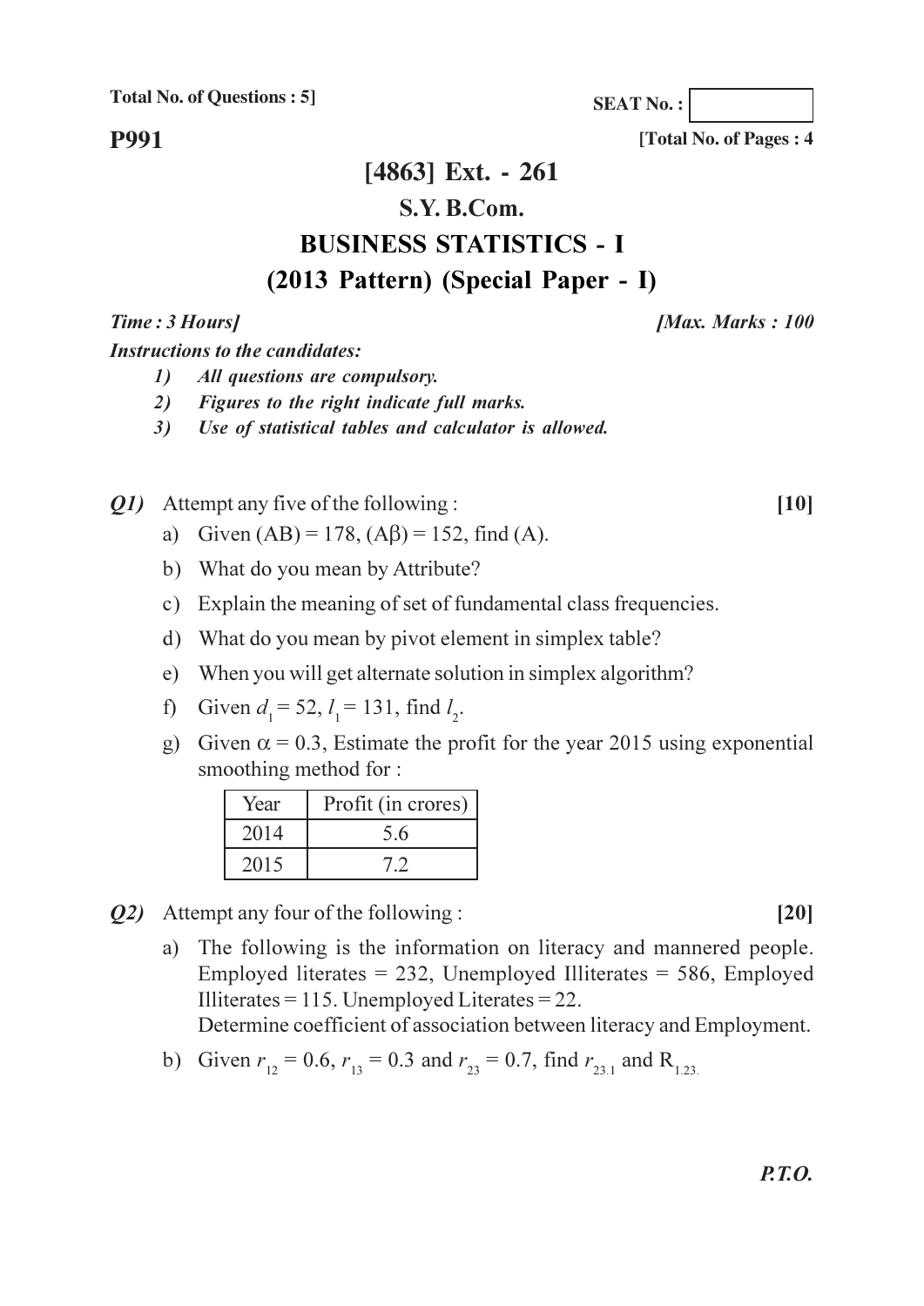Total No. of Questions : 5]

SEAT No. :

**P991**

[Total No. of Pages : 4

# [4863] Ext. - 261

## S.Y. B.Com.

## BUSINESS STATISTICS - I

## (2013 Pattern) (Special Paper - I)

*Time : 3 Hours]* *[Max. Marks : 100*

***Instructions to the candidates:***

1) *All questions are compulsory.*
2) *Figures to the right indicate full marks.*
3) *Use of statistical tables and calculator is allowed.*

***Q1)*** Attempt any five of the following : **[10]**

a) Given (AB) = 178, (Aβ) = 152, find (A).

b) What do you mean by Attribute?

c) Explain the meaning of set of fundamental class frequencies.

d) What do you mean by pivot element in simplex table?

e) When you will get alternate solution in simplex algorithm?

f) Given $d_1 = 52$, $l_1 = 131$, find $l_2$.

g) Given $\alpha = 0.3$, Estimate the profit for the year 2015 using exponential smoothing method for :

| Year | Profit (in crores) |
|---|---|
| 2014 | 5.6 |
| 2015 | 7.2 |

***Q2)*** Attempt any four of the following : **[20]**

a) The following is the information on literacy and mannered people. Employed literates = 232, Unemployed Illiterates = 586, Employed Illiterates = 115. Unemployed Literates = 22.
Determine coefficient of association between literacy and Employment.

b) Given $r_{12} = 0.6$, $r_{13} = 0.3$ and $r_{23} = 0.7$, find $r_{23.1}$ and $R_{1.23.}$

*P.T.O.*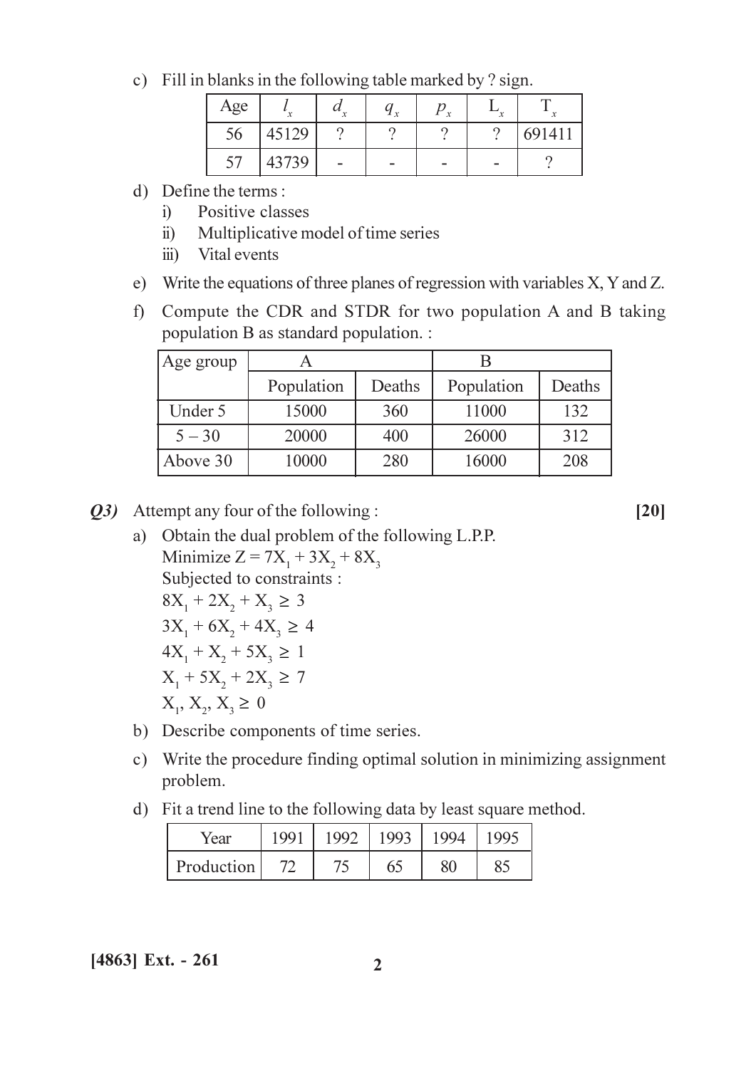c) Fill in blanks in the following table marked by ? sign.

| Age | $l_x$ | $d_x$ | $q_x$ | $p_x$ | $L_x$ | $T_x$ |
|---|---|---|---|---|---|---|
| 56 | 45129 | ? | ? | ? | ? | 691411 |
| 57 | 43739 | - | - | - | - | ? |

d) Define the terms :

i) Positive classes

ii) Multiplicative model of time series

iii) Vital events

e) Write the equations of three planes of regression with variables X, Y and Z.

f) Compute the CDR and STDR for two population A and B taking population B as standard population. :

| Age group | A | | B | |
|---|---|---|---|---|
| | Population | Deaths | Population | Deaths |
| Under 5 | 15000 | 360 | 11000 | 132 |
| 5 – 30 | 20000 | 400 | 26000 | 312 |
| Above 30 | 10000 | 280 | 16000 | 208 |

***Q3)*** Attempt any four of the following : **[20]**

a) Obtain the dual problem of the following L.P.P.

Minimize $Z = 7X_1 + 3X_2 + 8X_3$

Subjected to constraints :

$8X_1 + 2X_2 + X_3 \geq 3$

$3X_1 + 6X_2 + 4X_3 \geq 4$

$4X_1 + X_2 + 5X_3 \geq 1$

$X_1 + 5X_2 + 2X_3 \geq 7$

$X_1, X_2, X_3 \geq 0$

b) Describe components of time series.

c) Write the procedure finding optimal solution in minimizing assignment problem.

d) Fit a trend line to the following data by least square method.

| Year | 1991 | 1992 | 1993 | 1994 | 1995 |
|---|---|---|---|---|---|
| Production | 72 | 75 | 65 | 80 | 85 |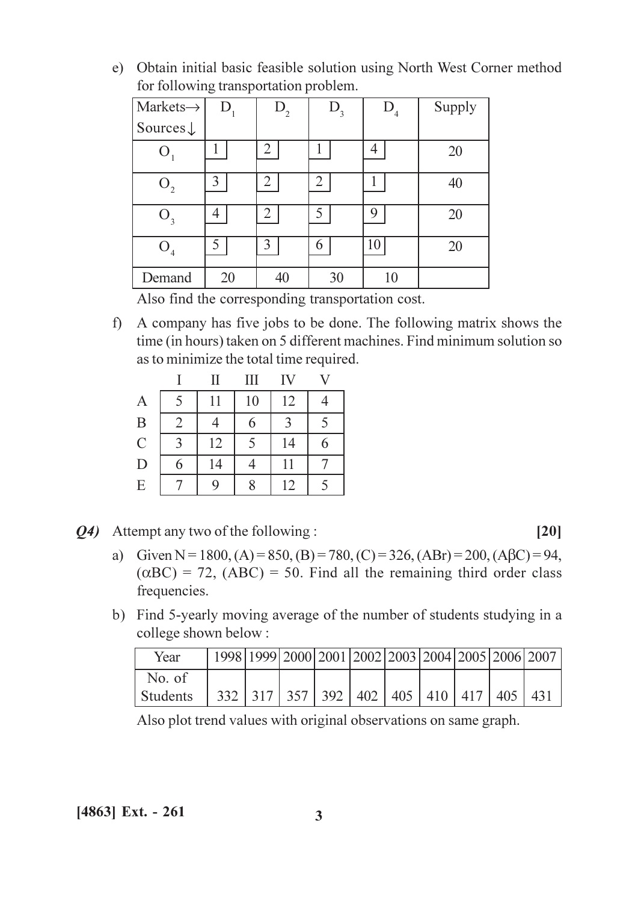e) Obtain initial basic feasible solution using North West Corner method for following transportation problem.

| Markets→ Sources↓ | $D_1$ | $D_2$ | $D_3$ | $D_4$ | Supply |
|---|---|---|---|---|---|
| $O_1$ | 1 | 2 | 1 | 4 | 20 |
| $O_2$ | 3 | 2 | 2 | 1 | 40 |
| $O_3$ | 4 | 2 | 5 | 9 | 20 |
| $O_4$ | 5 | 3 | 6 | 10 | 20 |
| Demand | 20 | 40 | 30 | 10 | |

Also find the corresponding transportation cost.

f) A company has five jobs to be done. The following matrix shows the time (in hours) taken on 5 different machines. Find minimum solution so as to minimize the total time required.

| | I | II | III | IV | V |
|---|---|---|---|---|---|
| A | 5 | 11 | 10 | 12 | 4 |
| B | 2 | 4 | 6 | 3 | 5 |
| C | 3 | 12 | 5 | 14 | 6 |
| D | 6 | 14 | 4 | 11 | 7 |
| E | 7 | 9 | 8 | 12 | 5 |

***Q4)*** Attempt any two of the following : **[20]**

a) Given N = 1800, (A) = 850, (B) = 780, (C) = 326, (ABγ) = 200, (AβC) = 94, (αBC) = 72, (ABC) = 50. Find all the remaining third order class frequencies.

b) Find 5-yearly moving average of the number of students studying in a college shown below :

| Year | 1998 | 1999 | 2000 | 2001 | 2002 | 2003 | 2004 | 2005 | 2006 | 2007 |
|---|---|---|---|---|---|---|---|---|---|---|
| No. of Students | 332 | 317 | 357 | 392 | 402 | 405 | 410 | 417 | 405 | 431 |

Also plot trend values with original observations on same graph.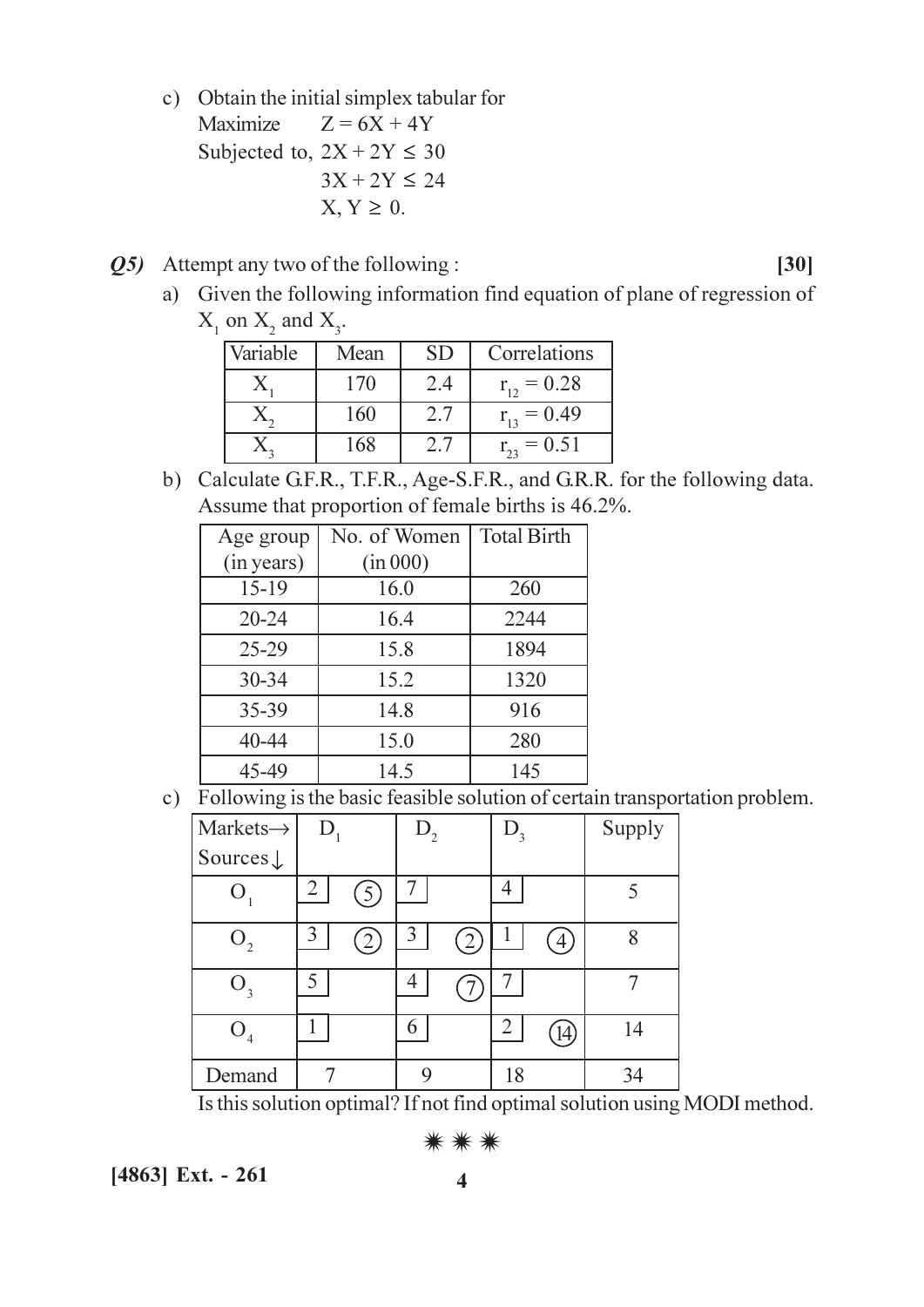c) Obtain the initial simplex tabular for

Maximize $Z = 6X + 4Y$

Subjected to, $2X + 2Y \leq 30$

$3X + 2Y \leq 24$

$X, Y \geq 0.$

***Q5)*** Attempt any two of the following : **[30]**

a) Given the following information find equation of plane of regression of $X_1$ on $X_2$ and $X_3$.

| Variable | Mean | SD | Correlations |
|---|---|---|---|
| $X_1$ | 170 | 2.4 | $r_{12} = 0.28$ |
| $X_2$ | 160 | 2.7 | $r_{13} = 0.49$ |
| $X_3$ | 168 | 2.7 | $r_{23} = 0.51$ |

b) Calculate G.F.R., T.F.R., Age-S.F.R., and G.R.R. for the following data. Assume that proportion of female births is 46.2%.

| Age group (in years) | No. of Women (in 000) | Total Birth |
|---|---|---|
| 15-19 | 16.0 | 260 |
| 20-24 | 16.4 | 2244 |
| 25-29 | 15.8 | 1894 |
| 30-34 | 15.2 | 1320 |
| 35-39 | 14.8 | 916 |
| 40-44 | 15.0 | 280 |
| 45-49 | 14.5 | 145 |

c) Following is the basic feasible solution of certain transportation problem.

| Markets→ Sources↓ | $D_1$ | $D_2$ | $D_3$ | Supply |
|---|---|---|---|---|
| $O_1$ | 2 (5) | 7 | 4 | 5 |
| $O_2$ | 3 (2) | 3 (2) | 1 (4) | 8 |
| $O_3$ | 5 | 4 (7) | 7 | 7 |
| $O_4$ | 1 | 6 | 2 (14) | 14 |
| Demand | 7 | 9 | 18 | 34 |

Is this solution optimal? If not find optimal solution using MODI method.

✷ ✷ ✷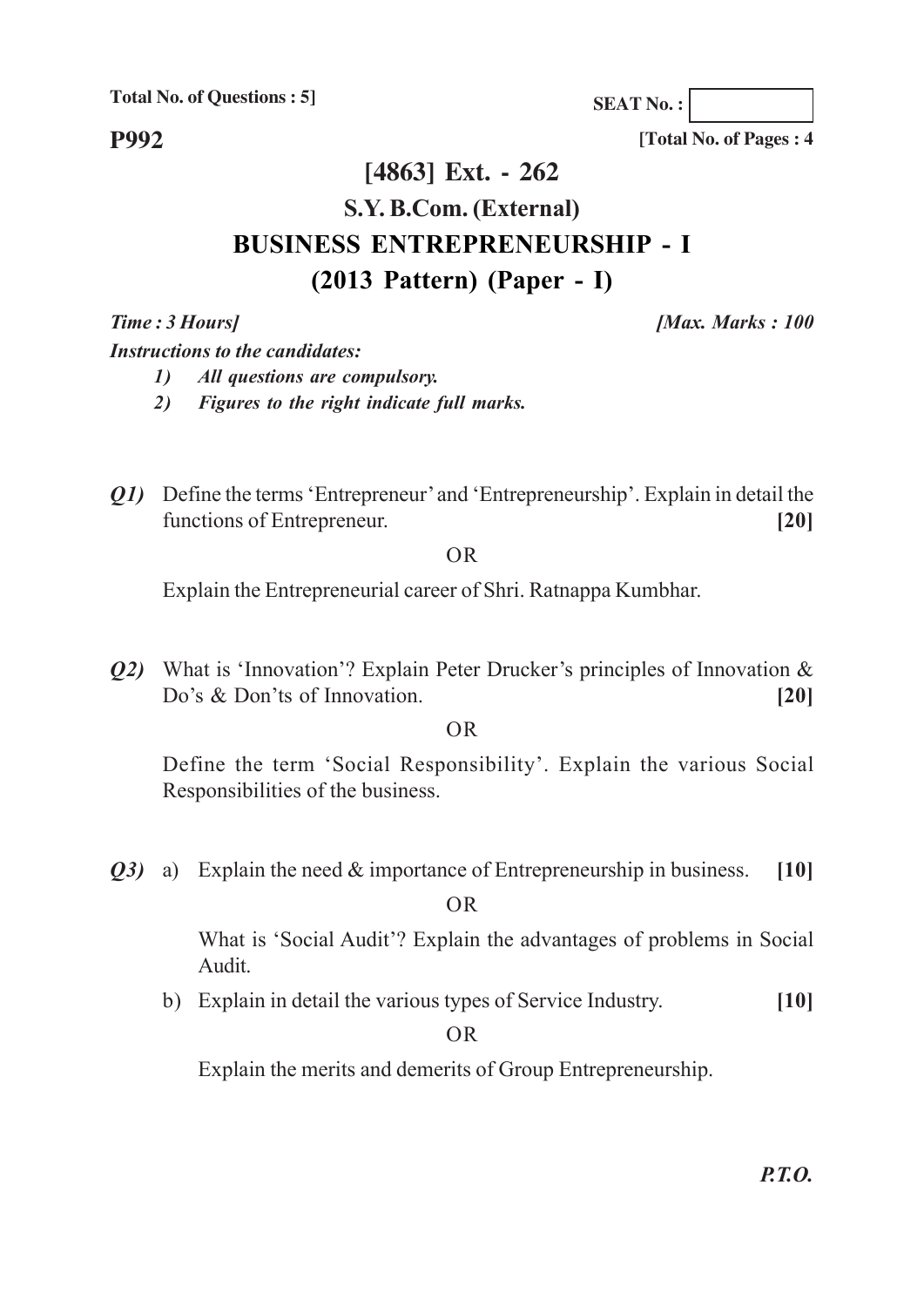**Total No. of Questions : 5]**

**SEAT No. :**

**P992**

**[Total No. of Pages : 4**

# [4863] Ext. - 262

## S.Y. B.Com. (External)

## BUSINESS ENTREPRENEURSHIP - I

## (2013 Pattern) (Paper - I)

***Time : 3 Hours]*** ***[Max. Marks : 100***

***Instructions to the candidates:***

1) *All questions are compulsory.*
2) *Figures to the right indicate full marks.*

***Q1)*** Define the terms 'Entrepreneur' and 'Entrepreneurship'. Explain in detail the functions of Entrepreneur. **[20]**

OR

Explain the Entrepreneurial career of Shri. Ratnappa Kumbhar.

***Q2)*** What is 'Innovation'? Explain Peter Drucker's principles of Innovation & Do's & Don'ts of Innovation. **[20]**

OR

Define the term 'Social Responsibility'. Explain the various Social Responsibilities of the business.

***Q3)*** a) Explain the need & importance of Entrepreneurship in business. **[10]**

OR

What is 'Social Audit'? Explain the advantages of problems in Social Audit.

b) Explain in detail the various types of Service Industry. **[10]**

OR

Explain the merits and demerits of Group Entrepreneurship.

***P.T.O.***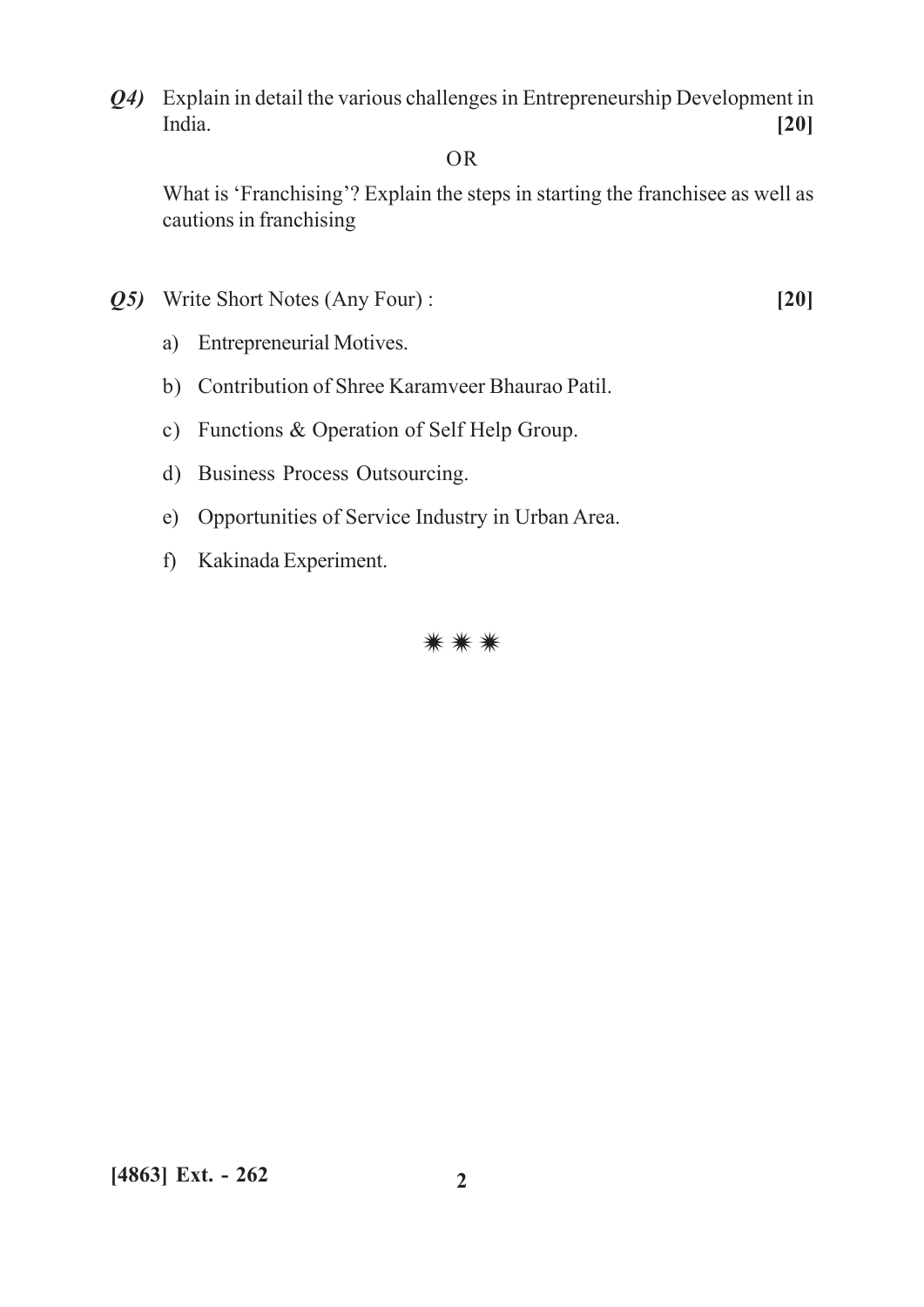***Q4)*** Explain in detail the various challenges in Entrepreneurship Development in India. **[20]**

OR

What is 'Franchising'? Explain the steps in starting the franchisee as well as cautions in franchising

***Q5)*** Write Short Notes (Any Four) : **[20]**

a) Entrepreneurial Motives.

b) Contribution of Shree Karamveer Bhaurao Patil.

c) Functions & Operation of Self Help Group.

d) Business Process Outsourcing.

e) Opportunities of Service Industry in Urban Area.

f) Kakinada Experiment.

✷ ✷ ✷

**[4863] Ext. - 262**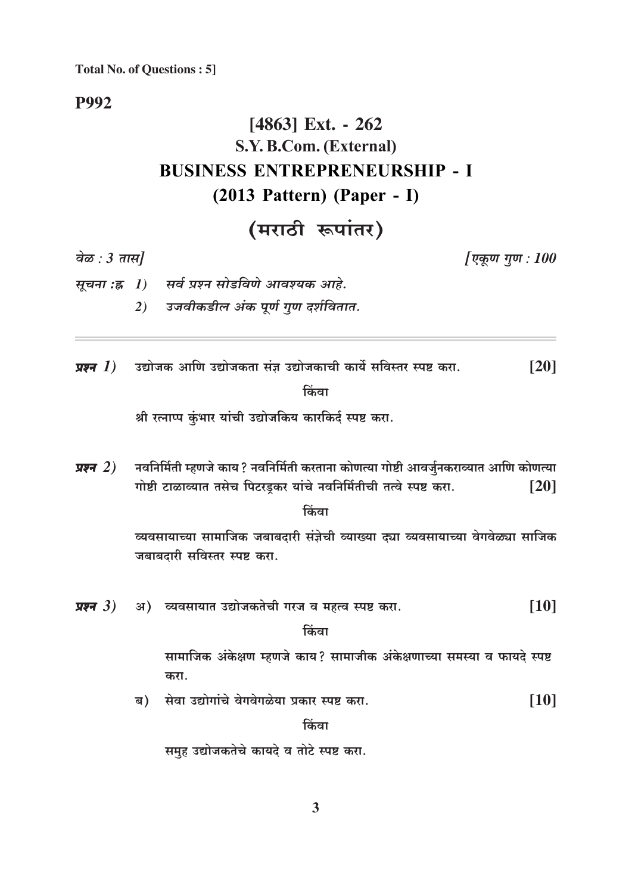**Total No. of Questions : 5]**

**P992**

# [4863] Ext. - 262
## S.Y. B.Com. (External)
## BUSINESS ENTREPRENEURSHIP - I
## (2013 Pattern) (Paper - I)
## (मराठी रूपांतर)

*वेळ : 3 तास]* *[एकूण गुण : 100*

*सूचना :ह्व 1) सर्व प्रश्न सोडविणे आवश्यक आहे.*

*2) उजवीकडील अंक पूर्ण गुण दर्शवितात.*

---

**प्रश्न 1)** उद्योजक आणि उद्योजकता संज्ञ उद्योजकाची कार्ये सविस्तर स्पष्ट करा. **[20]**

किंवा

श्री रत्नाप्प कुंभार यांची उद्योजकिय कारकिर्द स्पष्ट करा.

**प्रश्न 2)** नवनिर्मिती म्हणजे काय? नवनिर्मिती करताना कोणत्या गोष्टी आवर्जुनकराव्यात आणि कोणत्या गोष्टी टाळाव्यात तसेच पिटरड्रकर यांचे नवनिर्मितीची तत्वे स्पष्ट करा. **[20]**

किंवा

व्यवसायाच्या सामाजिक जबाबदारी संज्ञेची व्याख्या द्या व्यवसायाच्या वेगवेळ्या साजिक जबाबदारी सविस्तर स्पष्ट करा.

**प्रश्न 3)** अ) व्यवसायात उद्योजकतेची गरज व महत्व स्पष्ट करा. **[10]**

किंवा

सामाजिक अंकेक्षण म्हणजे काय? सामाजीक अंकेक्षणाच्या समस्या व फायदे स्पष्ट करा.

ब) सेवा उद्योगांचे वेगवेगळेया प्रकार स्पष्ट करा. **[10]**

किंवा

समुह उद्योजकतेचे कायदे व तोटे स्पष्ट करा.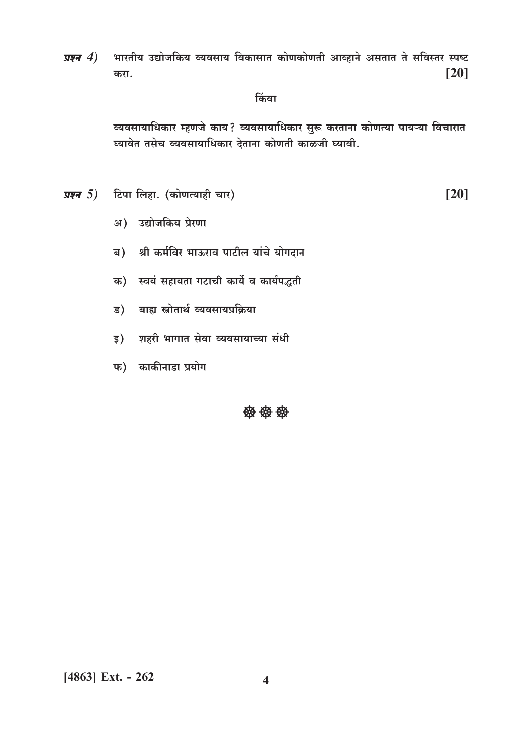**प्रश्न 4)** भारतीय उद्योजकिय व्यवसाय विकासात कोणकोणती आव्हाने असतात ते सविस्तर स्पष्ट करा. **[20]**

किंवा

व्यवसायाधिकार म्हणजे काय? व्यवसायाधिकार सुरू करताना कोणत्या पायऱ्या विचारात घ्यावेत तसेच व्यवसायाधिकार देताना कोणती काळजी घ्यावी.

**प्रश्न 5)** टिपा लिहा. (कोणत्याही चार) **[20]**

अ) उद्योजकिय प्रेरणा

ब) श्री कर्मविर भाऊराव पाटील यांचे योगदान

क) स्वयं सहायता गटाची कार्ये व कार्यपद्धती

ड) बाह्य स्त्रोतार्थ व्यवसायप्रक्रिया

इ) शहरी भागात सेवा व्यवसायाच्या संधी

फ) काकीनाडा प्रयोग

❀ ❀ ❀

[4863] Ext. - 262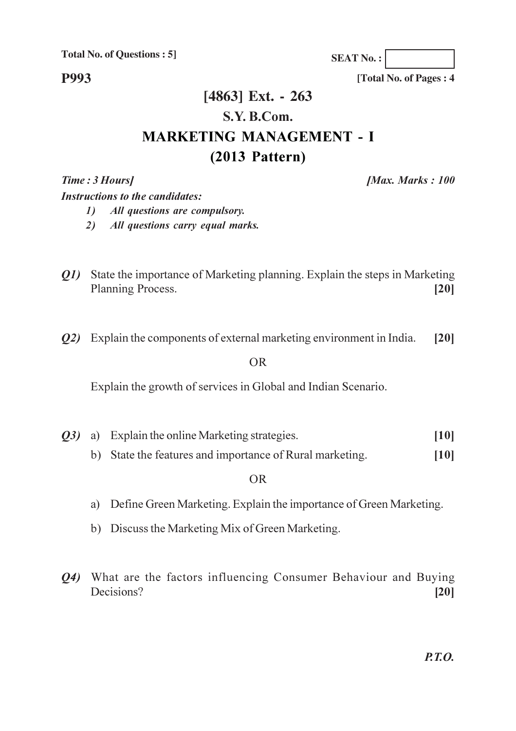**Total No. of Questions : 5]**

**SEAT No. :**

**P993**

**[Total No. of Pages : 4**

# [4863] Ext. - 263

## S.Y. B.Com.

## MARKETING MANAGEMENT - I

## (2013 Pattern)

***Time : 3 Hours]*** ***[Max. Marks : 100***

***Instructions to the candidates:***

1) *All questions are compulsory.*
2) *All questions carry equal marks.*

***Q1)*** State the importance of Marketing planning. Explain the steps in Marketing Planning Process. **[20]**

***Q2)*** Explain the components of external marketing environment in India. **[20]**

OR

Explain the growth of services in Global and Indian Scenario.

***Q3)*** a) Explain the online Marketing strategies. **[10]**

b) State the features and importance of Rural marketing. **[10]**

OR

a) Define Green Marketing. Explain the importance of Green Marketing.

b) Discuss the Marketing Mix of Green Marketing.

***Q4)*** What are the factors influencing Consumer Behaviour and Buying Decisions? **[20]**

***P.T.O.***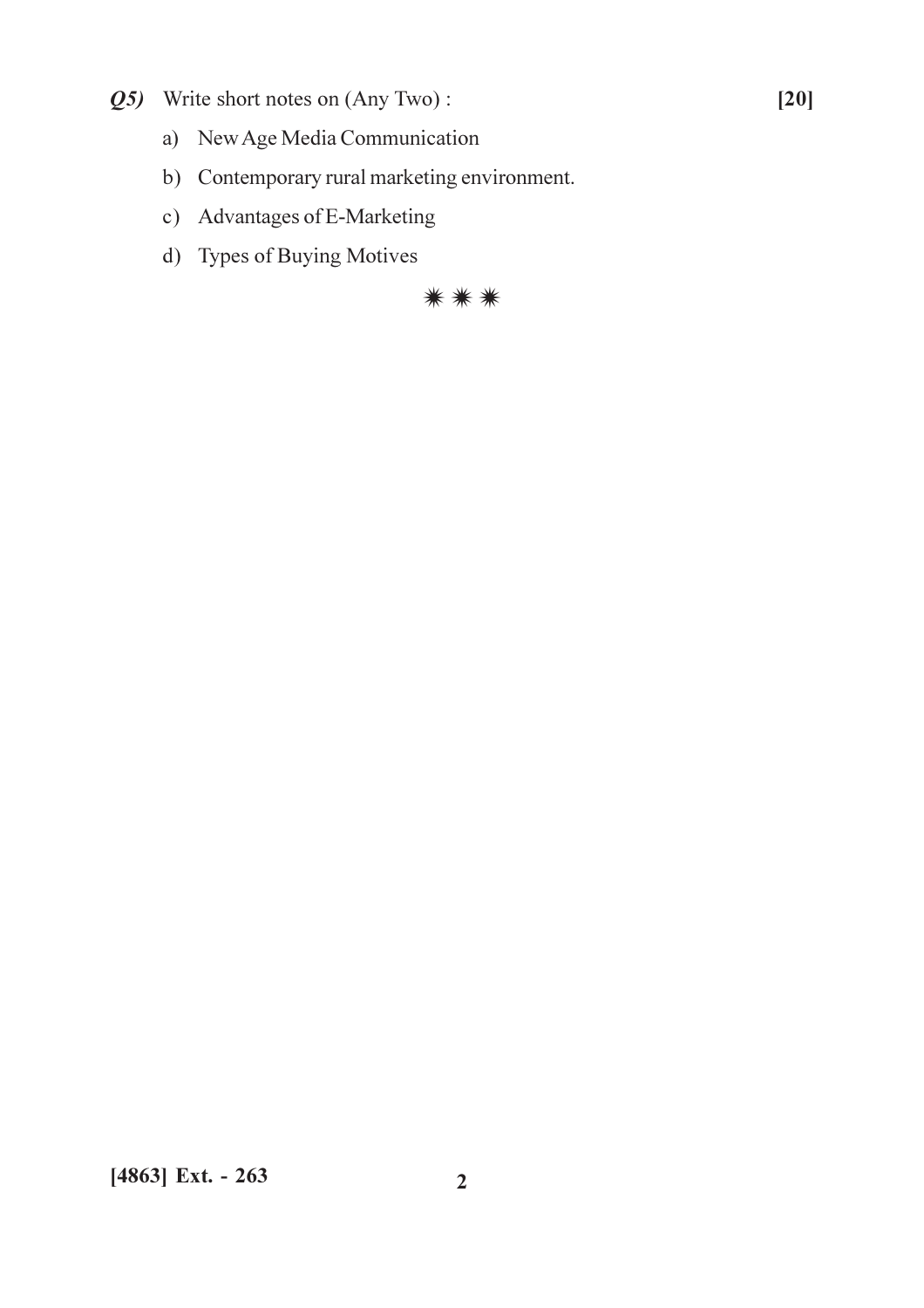***Q5)*** Write short notes on (Any Two) : **[20]**

a) New Age Media Communication

b) Contemporary rural marketing environment.

c) Advantages of E-Marketing

d) Types of Buying Motives

✷ ✷ ✷

**[4863] Ext. - 263**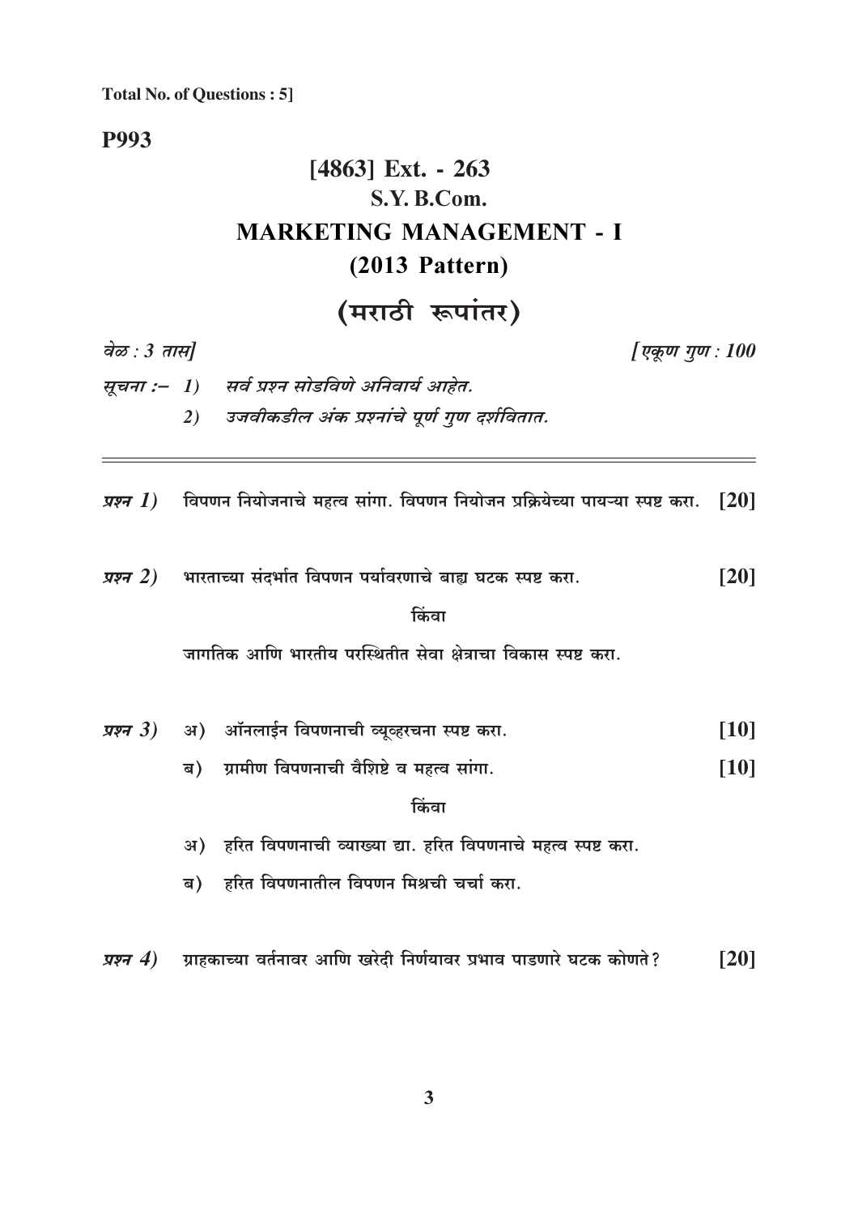**Total No. of Questions : 5]**

**P993**

# [4863] Ext. - 263
## S.Y. B.Com.
## MARKETING MANAGEMENT - I
## (2013 Pattern)
## (मराठी रूपांतर)

*वेळ : 3 तास]* *[एकूण गुण : 100*

*सूचना :– 1) सर्व प्रश्न सोडविणे अनिवार्य आहेत.*

*2) उजवीकडील अंक प्रश्नांचे पूर्ण गुण दर्शवितात.*

---

*प्रश्न 1)* विपणन नियोजनाचे महत्व सांगा. विपणन नियोजन प्रक्रियेच्या पायऱ्या स्पष्ट करा. **[20]**

*प्रश्न 2)* भारताच्या संदर्भात विपणन पर्यावरणाचे बाह्य घटक स्पष्ट करा. **[20]**

किंवा

जागतिक आणि भारतीय परस्थितीत सेवा क्षेत्राचा विकास स्पष्ट करा.

*प्रश्न 3)* अ) ऑनलाईन विपणनाची व्यूव्हरचना स्पष्ट करा. **[10]**

ब) ग्रामीण विपणनाची वैशिष्टे व महत्व सांगा. **[10]**

किंवा

अ) हरित विपणनाची व्याख्या द्या. हरित विपणनाचे महत्व स्पष्ट करा.

ब) हरित विपणनातील विपणन मिश्रची चर्चा करा.

*प्रश्न 4)* ग्राहकाच्या वर्तनावर आणि खरेदी निर्णयावर प्रभाव पाडणारे घटक कोणते? **[20]**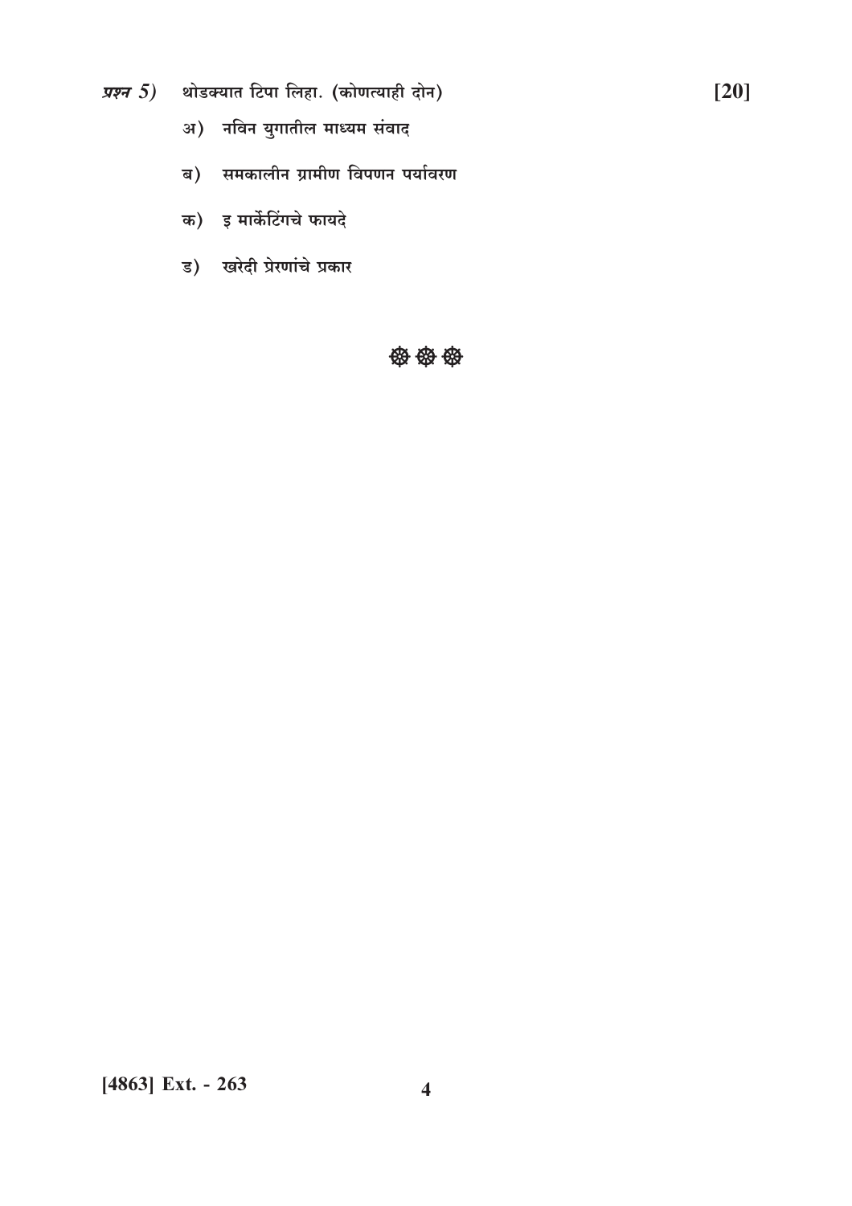*प्रश्न 5)* थोडक्यात टिपा लिहा. (कोणत्याही दोन) **[20]**

अ) नविन युगातील माध्यम संवाद

ब) समकालीन ग्रामीण विपणन पर्यावरण

क) इ मार्केटिंगचे फायदे

ड) खरेदी प्रेरणांचे प्रकार

☸☸☸

**[4863] Ext. - 263**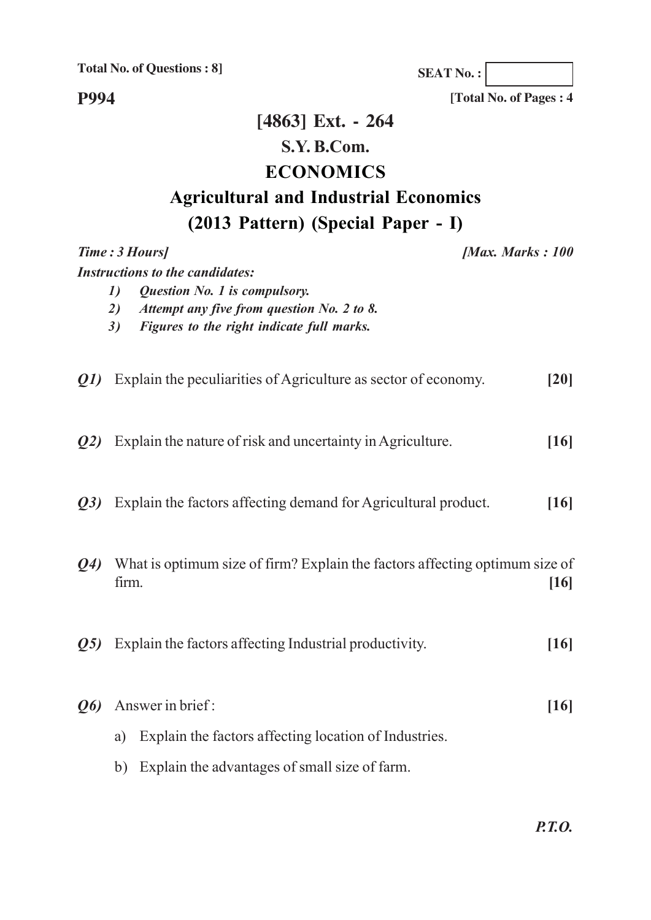**Total No. of Questions : 8]**

**SEAT No. :**

**P994**

**[Total No. of Pages : 4**

# [4863] Ext. - 264

## S.Y. B.Com.

## ECONOMICS

## Agricultural and Industrial Economics

## (2013 Pattern) (Special Paper - I)

***Time : 3 Hours]*** ***[Max. Marks : 100***

***Instructions to the candidates:***

1) *Question No. 1 is compulsory.*
2) *Attempt any five from question No. 2 to 8.*
3) *Figures to the right indicate full marks.*

***Q1)*** Explain the peculiarities of Agriculture as sector of economy. **[20]**

***Q2)*** Explain the nature of risk and uncertainty in Agriculture. **[16]**

***Q3)*** Explain the factors affecting demand for Agricultural product. **[16]**

***Q4)*** What is optimum size of firm? Explain the factors affecting optimum size of firm. **[16]**

***Q5)*** Explain the factors affecting Industrial productivity. **[16]**

***Q6)*** Answer in brief : **[16]**

a) Explain the factors affecting location of Industries.

b) Explain the advantages of small size of farm.

***P.T.O.***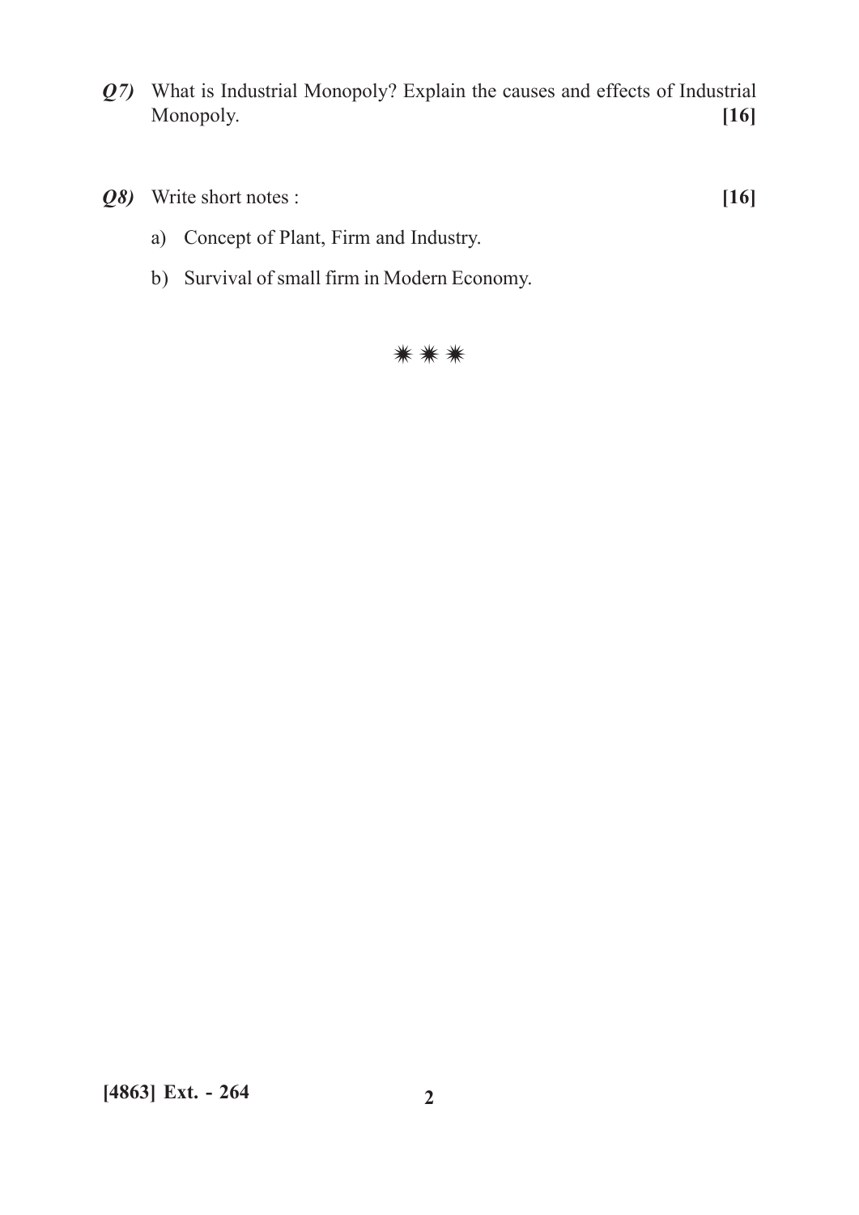*Q7)* What is Industrial Monopoly? Explain the causes and effects of Industrial Monopoly. **[16]**

*Q8)* Write short notes : **[16]**

a) Concept of Plant, Firm and Industry.

b) Survival of small firm in Modern Economy.

✷ ✷ ✷

**[4863] Ext. - 264**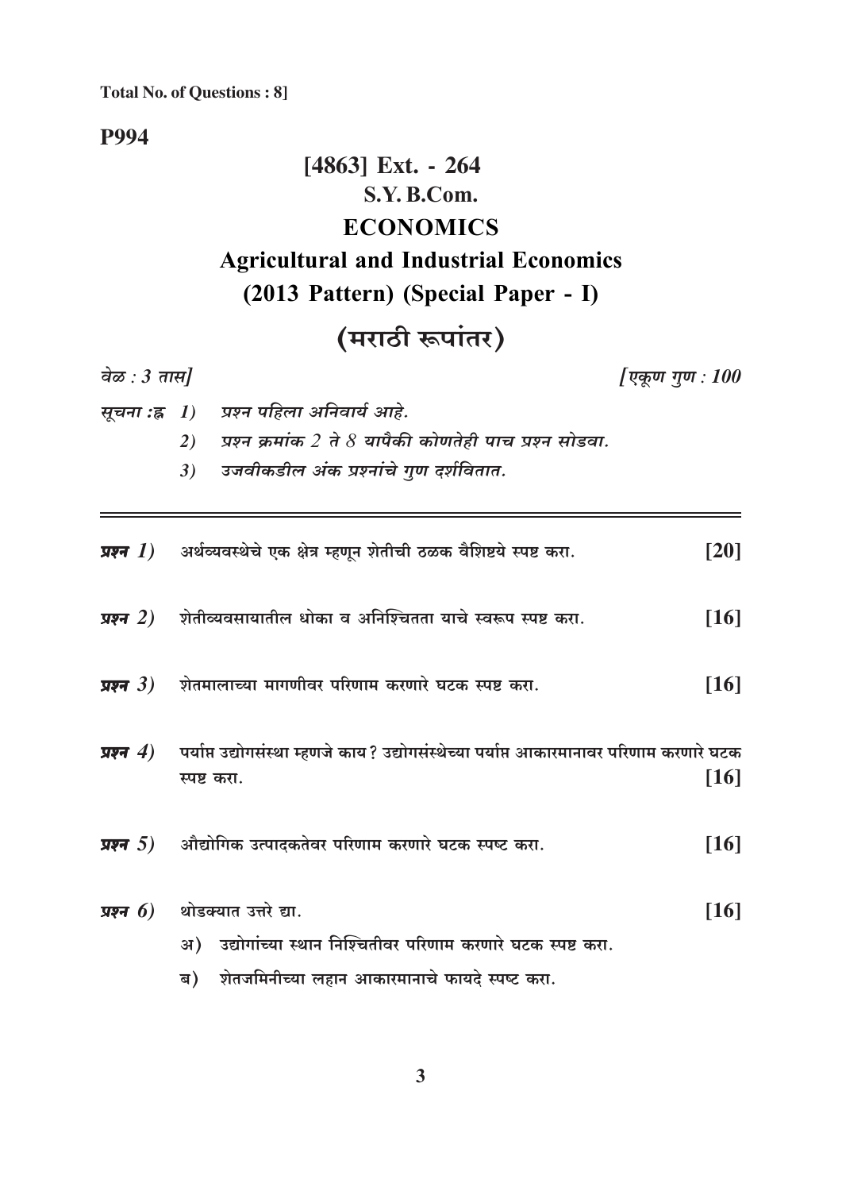**Total No. of Questions : 8]**

**P994**

# [4863] Ext. - 264
## S.Y. B.Com.
## ECONOMICS
## Agricultural and Industrial Economics
## (2013 Pattern) (Special Paper - I)
## (मराठी रूपांतर)

*वेळ : 3 तास]* *[एकूण गुण : 100*

*सूचना :*
1) *प्रश्न पहिला अनिवार्य आहे.*
2) *प्रश्न क्रमांक 2 ते 8 यापैकी कोणतेही पाच प्रश्न सोडवा.*
3) *उजवीकडील अंक प्रश्नांचे गुण दर्शवितात.*

---

**प्रश्न 1)** अर्थव्यवस्थेचे एक क्षेत्र म्हणून शेतीची ठळक वैशिष्टये स्पष्ट करा. **[20]**

**प्रश्न 2)** शेतीव्यवसायातील धोका व अनिश्चितता याचे स्वरूप स्पष्ट करा. **[16]**

**प्रश्न 3)** शेतमालाच्या मागणीवर परिणाम करणारे घटक स्पष्ट करा. **[16]**

**प्रश्न 4)** पर्याप्त उद्योगसंस्था म्हणजे काय? उद्योगसंस्थेच्या पर्याप्त आकारमानावर परिणाम करणारे घटक स्पष्ट करा. **[16]**

**प्रश्न 5)** औद्योगिक उत्पादकतेवर परिणाम करणारे घटक स्पष्ट करा. **[16]**

**प्रश्न 6)** थोडक्यात उत्तरे द्या. **[16]**

अ) उद्योगांच्या स्थान निश्चितीवर परिणाम करणारे घटक स्पष्ट करा.

ब) शेतजमिनीच्या लहान आकारमानाचे फायदे स्पष्ट करा.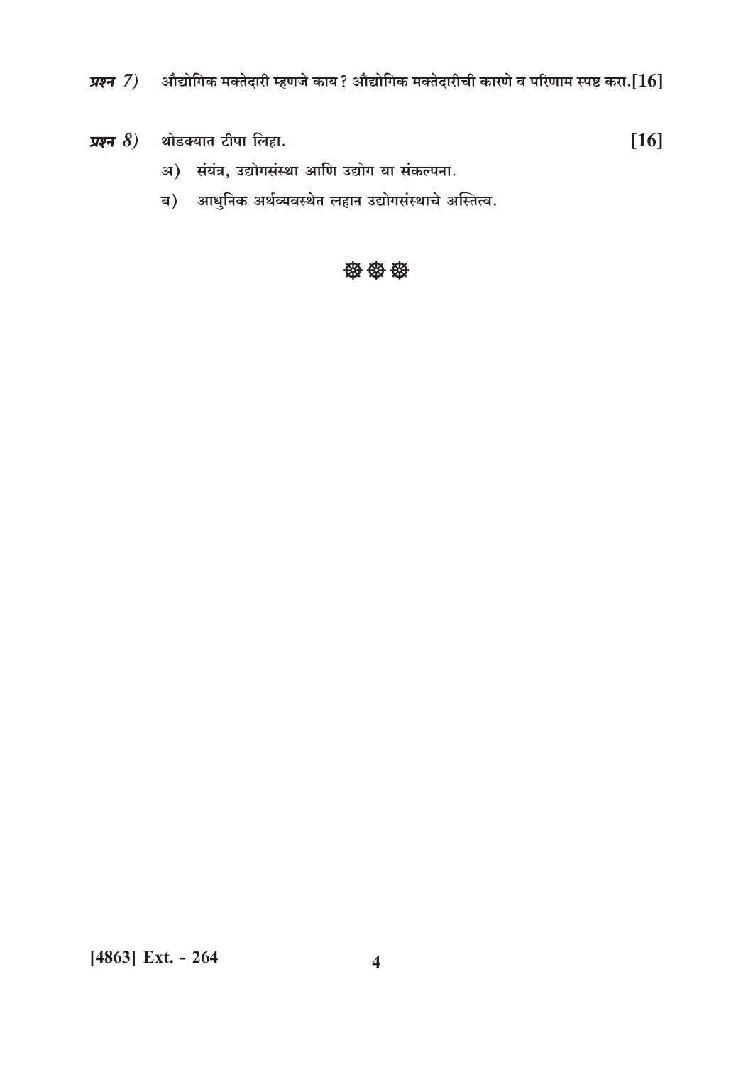**प्रश्न 7)** औद्योगिक मक्तेदारी म्हणजे काय? औद्योगिक मक्तेदारीची कारणे व परिणाम स्पष्ट करा. [16]

**प्रश्न 8)** थोडक्यात टीपा लिहा. [16]

अ) संयंत्र, उद्योगसंस्था आणि उद्योग या संकल्पना.

ब) आधुनिक अर्थव्यवस्थेत लहान उद्योगसंस्थाचे अस्तित्व.

❁ ❁ ❁

[4863] Ext. - 264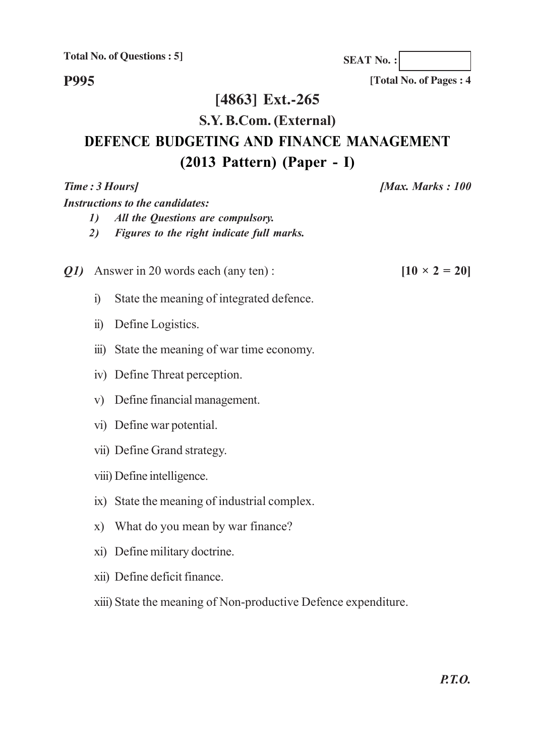**Total No. of Questions : 5]**

**SEAT No. :**

**P995**

**[Total No. of Pages : 4**

# [4863] Ext.-265

## S.Y. B.Com. (External)

## DEFENCE BUDGETING AND FINANCE MANAGEMENT

## (2013 Pattern) (Paper - I)

***Time : 3 Hours]*** ***[Max. Marks : 100***

***Instructions to the candidates:***

1) *All the Questions are compulsory.*
2) *Figures to the right indicate full marks.*

***Q1)*** Answer in 20 words each (any ten) : **[10 × 2 = 20]**

i) State the meaning of integrated defence.

ii) Define Logistics.

iii) State the meaning of war time economy.

iv) Define Threat perception.

v) Define financial management.

vi) Define war potential.

vii) Define Grand strategy.

viii) Define intelligence.

ix) State the meaning of industrial complex.

x) What do you mean by war finance?

xi) Define military doctrine.

xii) Define deficit finance.

xiii) State the meaning of Non-productive Defence expenditure.

***P.T.O.***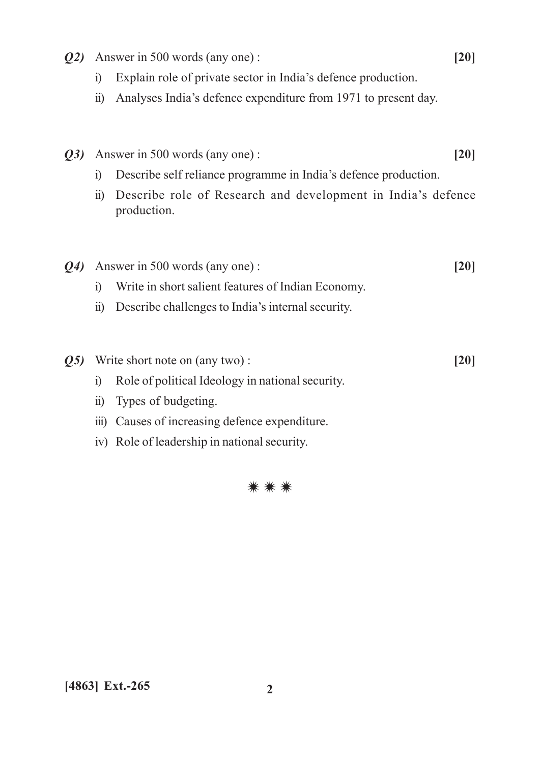***Q2)*** Answer in 500 words (any one) : **[20]**

i) Explain role of private sector in India's defence production.

ii) Analyses India's defence expenditure from 1971 to present day.

***Q3)*** Answer in 500 words (any one) : **[20]**

i) Describe self reliance programme in India's defence production.

ii) Describe role of Research and development in India's defence production.

***Q4)*** Answer in 500 words (any one) : **[20]**

i) Write in short salient features of Indian Economy.

ii) Describe challenges to India's internal security.

***Q5)*** Write short note on (any two) : **[20]**

i) Role of political Ideology in national security.

ii) Types of budgeting.

iii) Causes of increasing defence expenditure.

iv) Role of leadership in national security.

✷ ✷ ✷

**[4863] Ext.-265**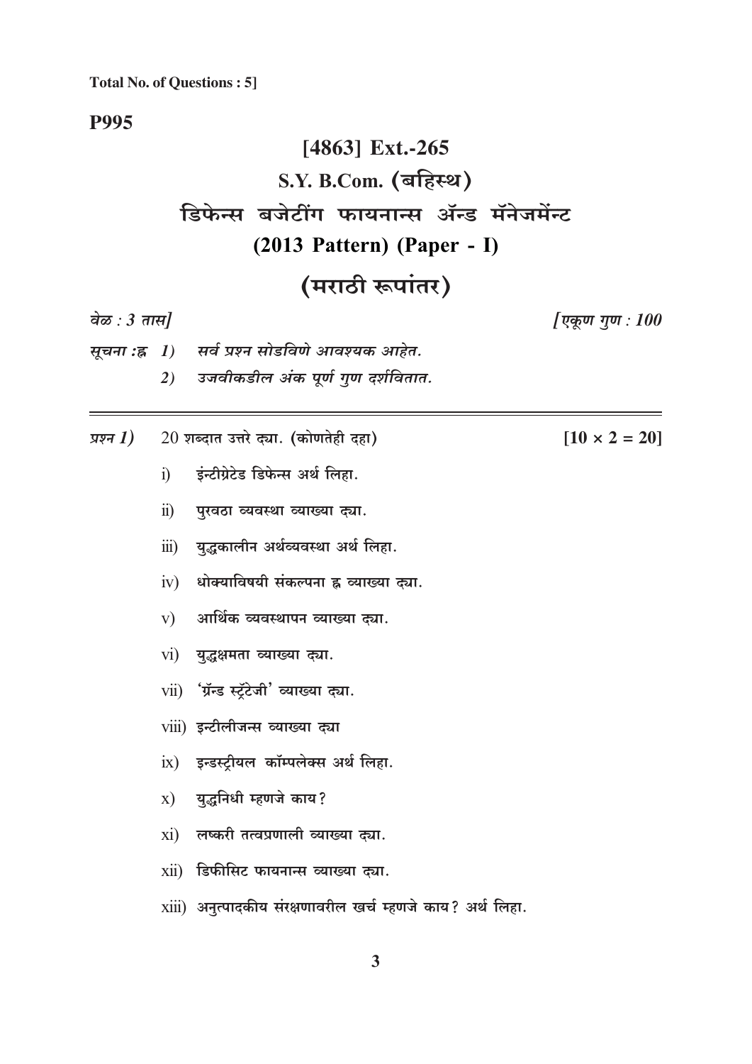**Total No. of Questions : 5]**

**P995**

# [4863] Ext.-265

## S.Y. B.Com. (बहिस्थ)

## डिफेन्स बजेटींग फायनान्स ॲन्ड मॅनेजमेंन्ट

## (2013 Pattern) (Paper - I)

## (मराठी रूपांतर)

*वेळ : 3 तास]* *[एकूण गुण : 100*

*सूचना :ह्न 1) सर्व प्रश्न सोडविणे आवश्यक आहेत.*

*2) उजवीकडील अंक पूर्ण गुण दर्शवितात.*

---

*प्रश्न 1)* 20 शब्दात उत्तरे द्या. (कोणतेही दहा) **[10 × 2 = 20]**

i) इंन्टीग्रेटेड डिफेन्स अर्थ लिहा.

ii) पुरवठा व्यवस्था व्याख्या द्या.

iii) युद्धकालीन अर्थव्यवस्था अर्थ लिहा.

iv) धोक्याविषयी संकल्पना ह्न व्याख्या द्या.

v) आर्थिक व्यवस्थापन व्याख्या द्या.

vi) युद्धक्षमता व्याख्या द्या.

vii) 'ग्रॅन्ड स्ट्रॅटेजी' व्याख्या द्या.

viii) इन्टीलीजन्स व्याख्या द्या

ix) इन्डस्ट्रीयल कॉम्पलेक्स अर्थ लिहा.

x) युद्धनिधी म्हणजे काय?

xi) लष्करी तत्वप्रणाली व्याख्या द्या.

xii) डिफीसिट फायनान्स व्याख्या द्या.

xiii) अनुत्पादकीय संरक्षणावरील खर्च म्हणजे काय? अर्थ लिहा.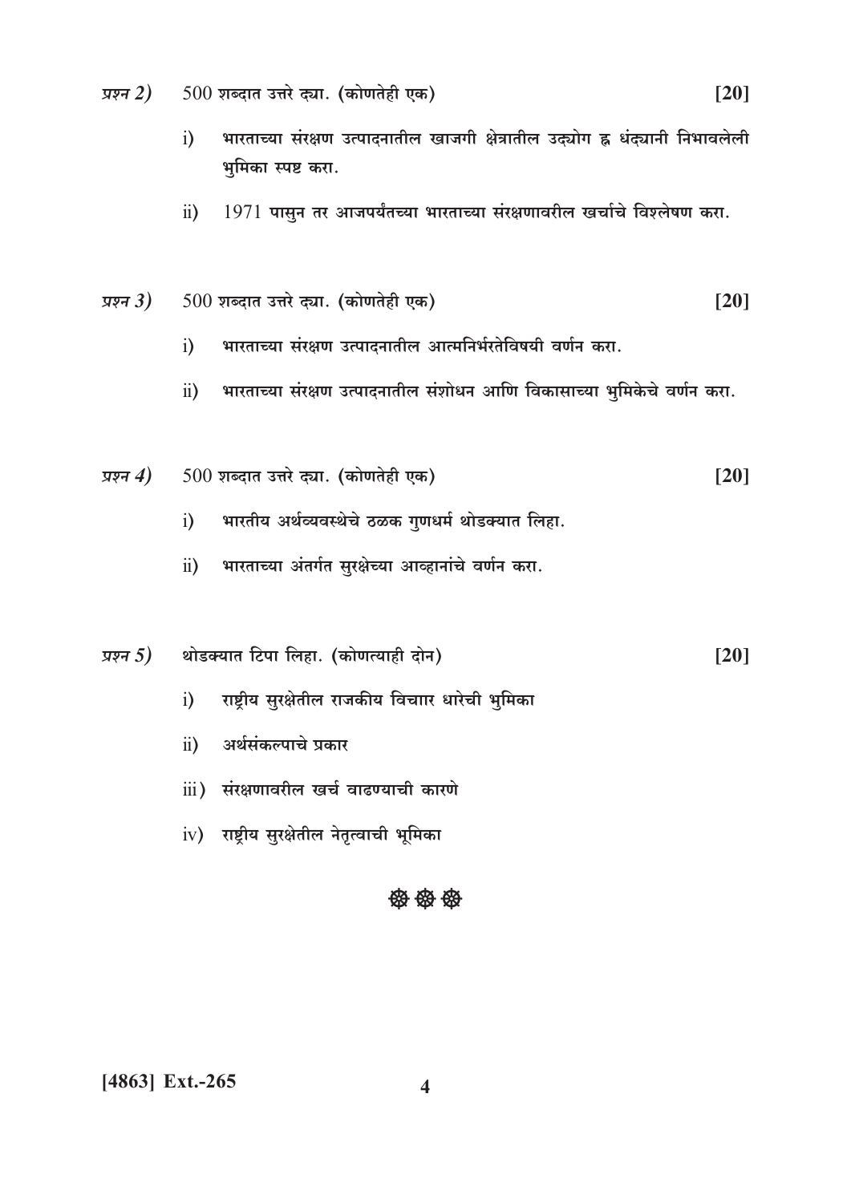*प्रश्न 2)* 500 शब्दात उत्तरे द्या. (कोणतेही एक) **[20]**

i) भारताच्या संरक्षण उत्पादनातील खाजगी क्षेत्रातील उद्योग ह्न धंद्यानी निभावलेली भुमिका स्पष्ट करा.

ii) 1971 पासुन तर आजपर्यंतच्या भारताच्या संरक्षणावरील खर्चाचे विश्लेषण करा.

*प्रश्न 3)* 500 शब्दात उत्तरे द्या. (कोणतेही एक) **[20]**

i) भारताच्या संरक्षण उत्पादनातील आत्मनिर्भरतेविषयी वर्णन करा.

ii) भारताच्या संरक्षण उत्पादनातील संशोधन आणि विकासाच्या भुमिकेचे वर्णन करा.

*प्रश्न 4)* 500 शब्दात उत्तरे द्या. (कोणतेही एक) **[20]**

i) भारतीय अर्थव्यवस्थेचे ठळक गुणधर्म थोडक्यात लिहा.

ii) भारताच्या अंतर्गत सुरक्षेच्या आव्हानांचे वर्णन करा.

*प्रश्न 5)* थोडक्यात टिपा लिहा. (कोणत्याही दोन) **[20]**

i) राष्ट्रीय सुरक्षेतील राजकीय विचाार धारेची भुमिका

ii) अर्थसंकल्पाचे प्रकार

iii) संरक्षणावरील खर्च वाढण्याची कारणे

iv) राष्ट्रीय सुरक्षेतील नेतृत्वाची भूमिका

❀❀❀

**[4863] Ext.-265**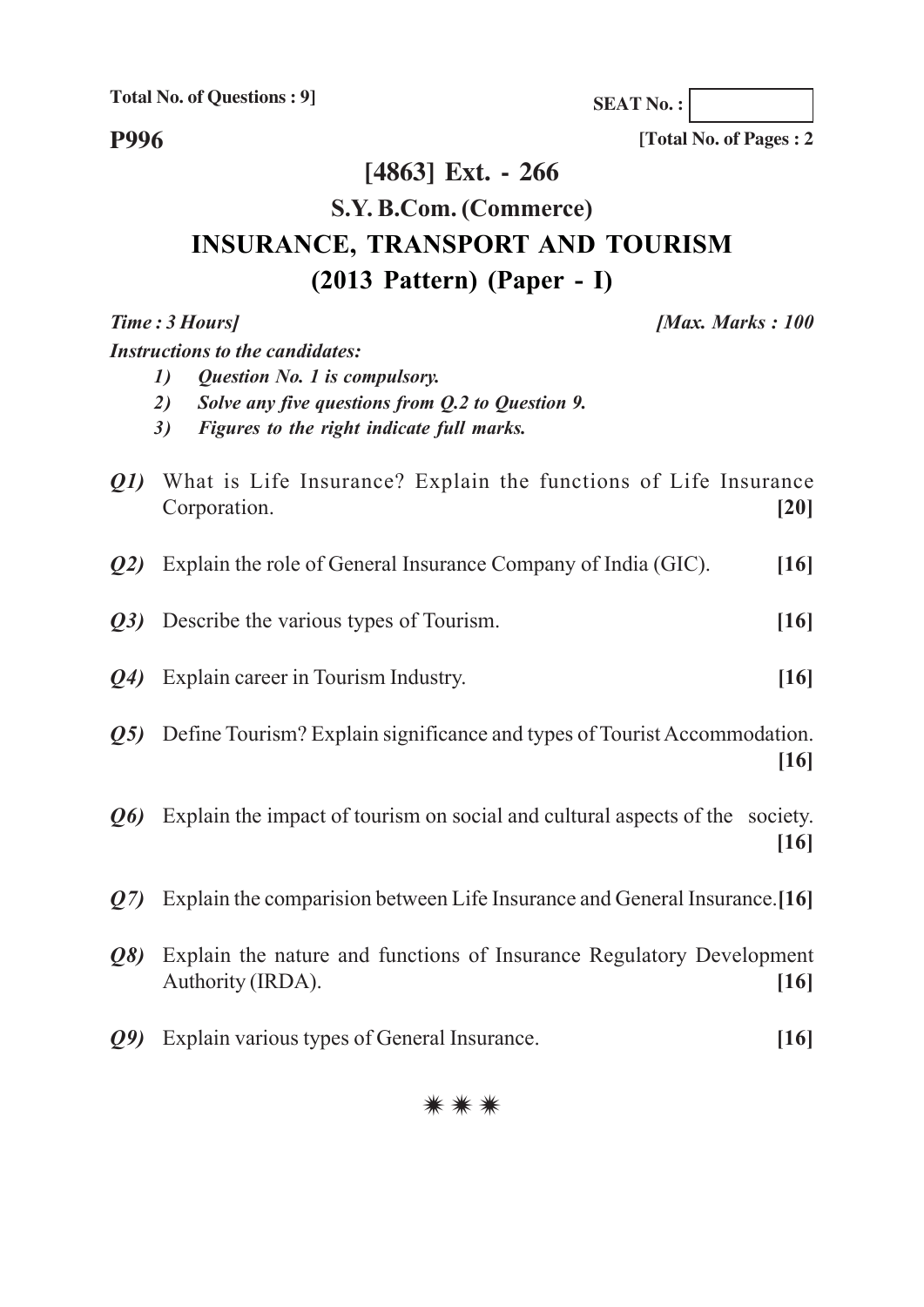**Total No. of Questions : 9]**

**SEAT No. :**

**P996**

**[Total No. of Pages : 2**

# [4863] Ext. - 266

## S.Y. B.Com. (Commerce)

## INSURANCE, TRANSPORT AND TOURISM

## (2013 Pattern) (Paper - I)

***Time : 3 Hours]*** ***[Max. Marks : 100***

***Instructions to the candidates:***

1) ***Question No. 1 is compulsory.***
2) ***Solve any five questions from Q.2 to Question 9.***
3) ***Figures to the right indicate full marks.***

***Q1)*** What is Life Insurance? Explain the functions of Life Insurance Corporation. **[20]**

***Q2)*** Explain the role of General Insurance Company of India (GIC). **[16]**

***Q3)*** Describe the various types of Tourism. **[16]**

***Q4)*** Explain career in Tourism Industry. **[16]**

***Q5)*** Define Tourism? Explain significance and types of Tourist Accommodation. **[16]**

***Q6)*** Explain the impact of tourism on social and cultural aspects of the society. **[16]**

***Q7)*** Explain the comparision between Life Insurance and General Insurance. **[16]**

***Q8)*** Explain the nature and functions of Insurance Regulatory Development Authority (IRDA). **[16]**

***Q9)*** Explain various types of General Insurance. **[16]**

✷ ✷ ✷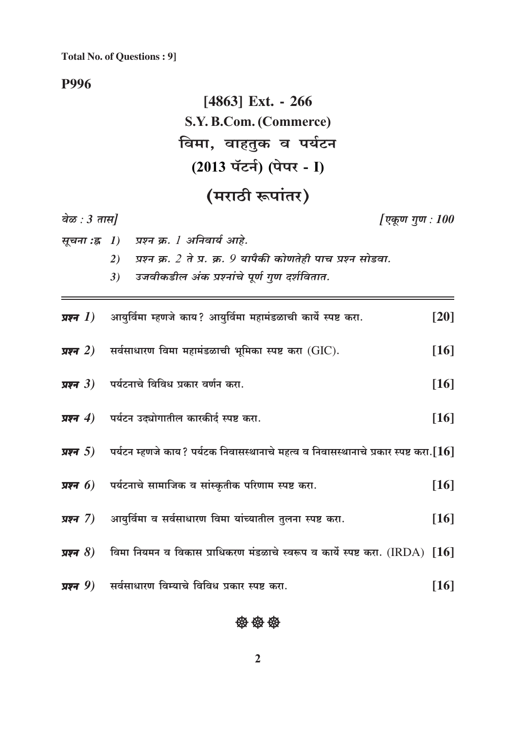**Total No. of Questions : 9]**

**P996**

# [4863] Ext. - 266

## S.Y. B.Com. (Commerce)

## विमा, वाहतुक व पर्यटन

## (2013 पॅटर्न) (पेपर - I)

## (मराठी रूपांतर)

*वेळ : 3 तास]* *[एकूण गुण : 100*

*सूचना :*
1. *प्रश्न क्र. 1 अनिवार्य आहे.*
2. *प्रश्न क्र. 2 ते प्र. क्र. 9 यापैकी कोणतेही पाच प्रश्न सोडवा.*
3. *उजवीकडील अंक प्रश्नांचे पूर्ण गुण दर्शवितात.*

---

**प्रश्न 1)** आयुर्विमा म्हणजे काय? आयुर्विमा महामंडळाची कार्ये स्पष्ट करा. **[20]**

**प्रश्न 2)** सर्वसाधारण विमा महामंडळाची भूमिका स्पष्ट करा (GIC). **[16]**

**प्रश्न 3)** पर्यटनाचे विविध प्रकार वर्णन करा. **[16]**

**प्रश्न 4)** पर्यटन उद्योगातील कारकीर्द स्पष्ट करा. **[16]**

**प्रश्न 5)** पर्यटन म्हणजे काय? पर्यटक निवासस्थानाचे महत्व व निवासस्थानाचे प्रकार स्पष्ट करा. **[16]**

**प्रश्न 6)** पर्यटनाचे सामाजिक व सांस्कृतीक परिणाम स्पष्ट करा. **[16]**

**प्रश्न 7)** आयुर्विमा व सर्वसाधारण विमा यांच्यातील तुलना स्पष्ट करा. **[16]**

**प्रश्न 8)** विमा नियमन व विकास प्राधिकरण मंडळाचे स्वरूप व कार्ये स्पष्ट करा. (IRDA) **[16]**

**प्रश्न 9)** सर्वसाधारण विम्याचे विविध प्रकार स्पष्ट करा. **[16]**

❀ ❀ ❀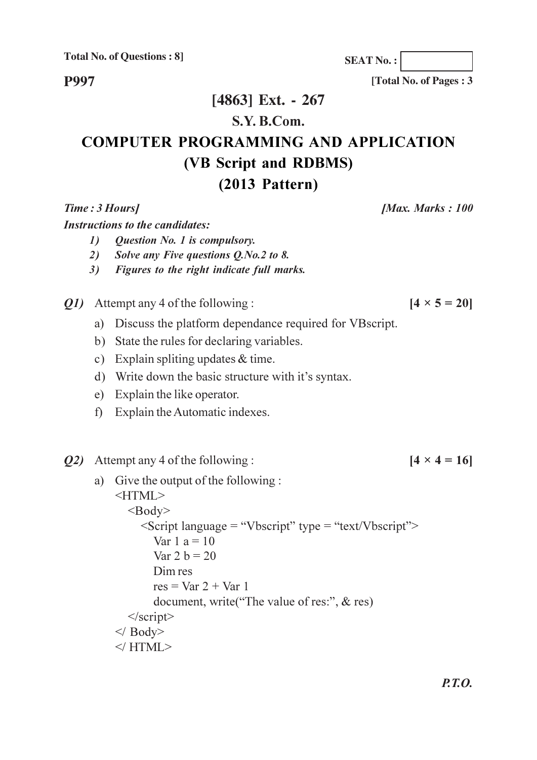Total No. of Questions : 8]

SEAT No. :

**P997**

[Total No. of Pages : 3

# [4863] Ext. - 267

## S.Y. B.Com.

## COMPUTER PROGRAMMING AND APPLICATION (VB Script and RDBMS) (2013 Pattern)

*Time : 3 Hours]* *[Max. Marks : 100*

***Instructions to the candidates:***

1) *Question No. 1 is compulsory.*
2) *Solve any Five questions Q.No.2 to 8.*
3) *Figures to the right indicate full marks.*

***Q1)*** Attempt any 4 of the following : **[4 × 5 = 20]**

a) Discuss the platform dependance required for VBscript.

b) State the rules for declaring variables.

c) Explain spliting updates & time.

d) Write down the basic structure with it's syntax.

e) Explain the like operator.

f) Explain the Automatic indexes.

***Q2)*** Attempt any 4 of the following : **[4 × 4 = 16]**

a) Give the output of the following :

```
<HTML>
  <Body>
    <Script language = "Vbscript" type = "text/Vbscript">
      Var 1 a = 10
      Var 2 b = 20
      Dim res
      res = Var 2 + Var 1
      document, write("The value of res:", & res)
  </script>
</ Body>
</ HTML>
```

***P.T.O.***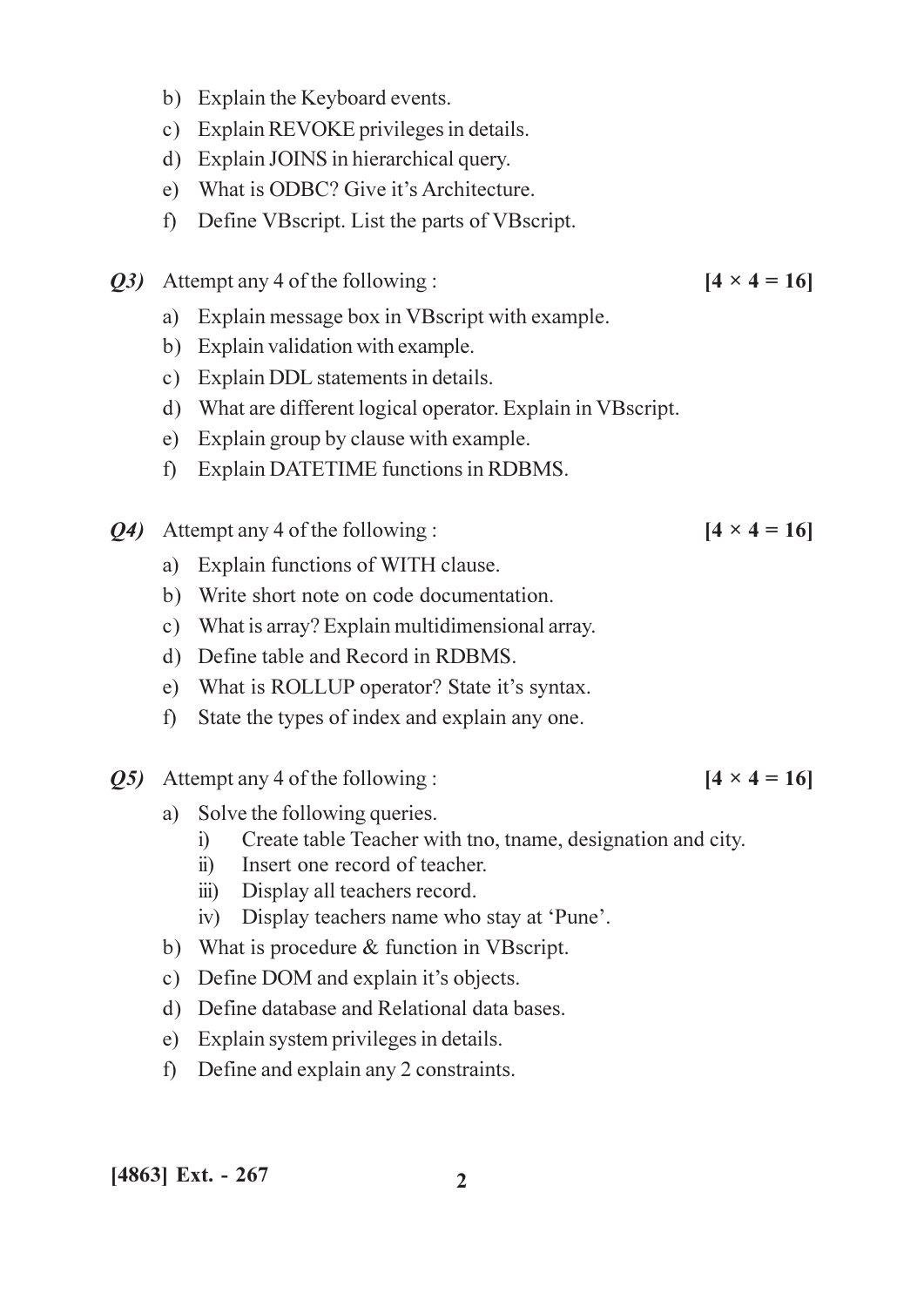b) Explain the Keyboard events.

c) Explain REVOKE privileges in details.

d) Explain JOINS in hierarchical query.

e) What is ODBC? Give it's Architecture.

f) Define VBscript. List the parts of VBscript.

***Q3)*** Attempt any 4 of the following : **[4 × 4 = 16]**

a) Explain message box in VBscript with example.

b) Explain validation with example.

c) Explain DDL statements in details.

d) What are different logical operator. Explain in VBscript.

e) Explain group by clause with example.

f) Explain DATETIME functions in RDBMS.

***Q4)*** Attempt any 4 of the following : **[4 × 4 = 16]**

a) Explain functions of WITH clause.

b) Write short note on code documentation.

c) What is array? Explain multidimensional array.

d) Define table and Record in RDBMS.

e) What is ROLLUP operator? State it's syntax.

f) State the types of index and explain any one.

***Q5)*** Attempt any 4 of the following : **[4 × 4 = 16]**

a) Solve the following queries.

   i) Create table Teacher with tno, tname, designation and city.

   ii) Insert one record of teacher.

   iii) Display all teachers record.

   iv) Display teachers name who stay at 'Pune'.

b) What is procedure & function in VBscript.

c) Define DOM and explain it's objects.

d) Define database and Relational data bases.

e) Explain system privileges in details.

f) Define and explain any 2 constraints.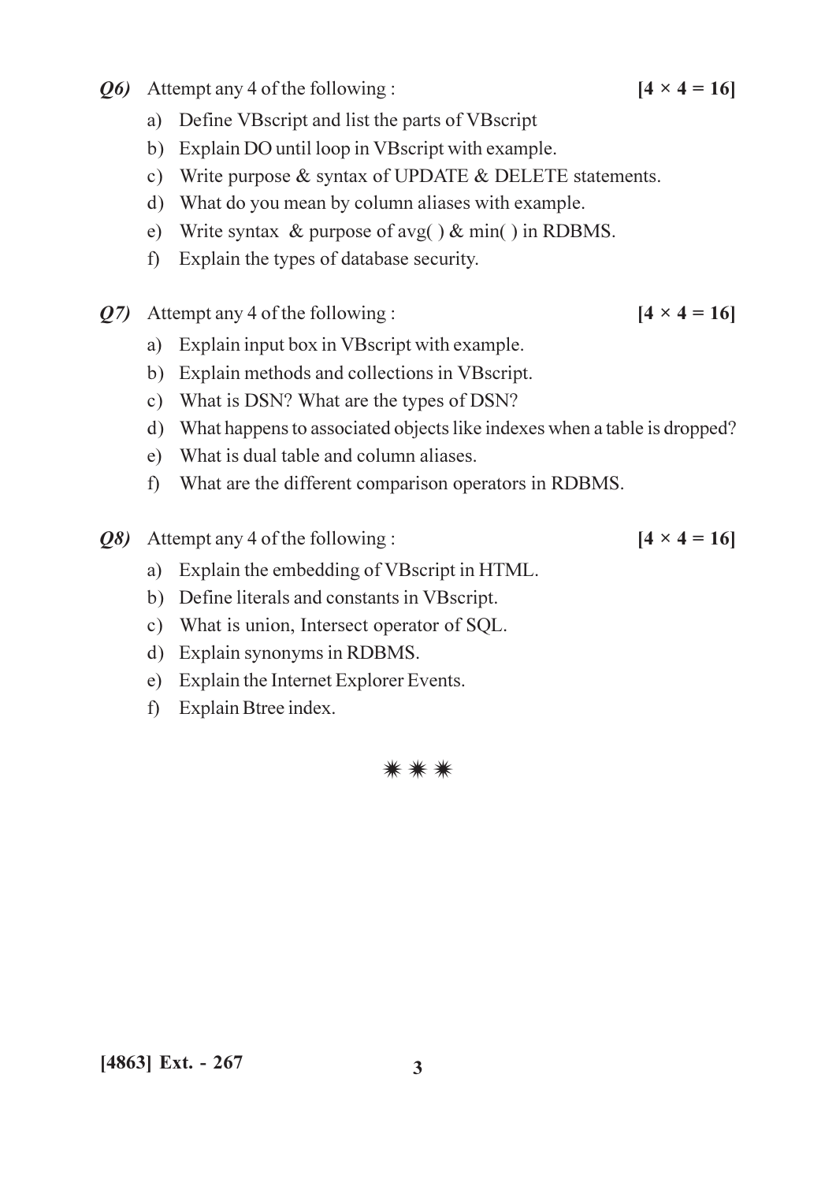***Q6)*** Attempt any 4 of the following : **[4 × 4 = 16]**

a) Define VBscript and list the parts of VBscript

b) Explain DO until loop in VBscript with example.

c) Write purpose & syntax of UPDATE & DELETE statements.

d) What do you mean by column aliases with example.

e) Write syntax & purpose of avg( ) & min( ) in RDBMS.

f) Explain the types of database security.

***Q7)*** Attempt any 4 of the following : **[4 × 4 = 16]**

a) Explain input box in VBscript with example.

b) Explain methods and collections in VBscript.

c) What is DSN? What are the types of DSN?

d) What happens to associated objects like indexes when a table is dropped?

e) What is dual table and column aliases.

f) What are the different comparison operators in RDBMS.

***Q8)*** Attempt any 4 of the following : **[4 × 4 = 16]**

a) Explain the embedding of VBscript in HTML.

b) Define literals and constants in VBscript.

c) What is union, Intersect operator of SQL.

d) Explain synonyms in RDBMS.

e) Explain the Internet Explorer Events.

f) Explain Btree index.

✷ ✷ ✷

**[4863] Ext. - 267**